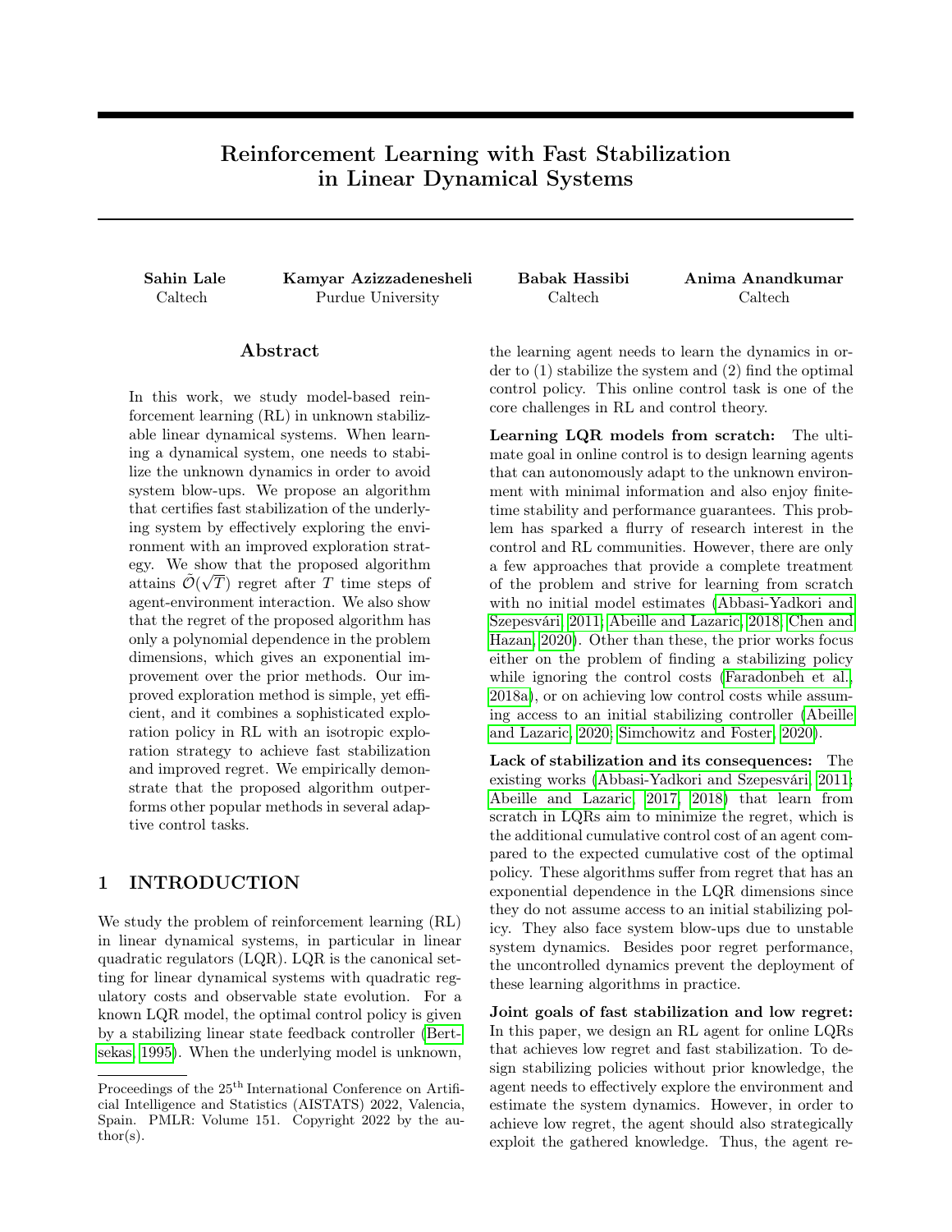# Reinforcement Learning with Fast Stabilization in Linear Dynamical Systems

**Sahin Lale**
Caltech

**Kamyar Azizzadenesheli**
Purdue University

**Babak Hassibi**
Caltech

**Anima Anandkumar**
Caltech

## Abstract

In this work, we study model-based reinforcement learning (RL) in unknown stabilizable linear dynamical systems. When learning a dynamical system, one needs to stabilize the unknown dynamics in order to avoid system blow-ups. We propose an algorithm that certifies fast stabilization of the underlying system by effectively exploring the environment with an improved exploration strategy. We show that the proposed algorithm attains $\tilde{\mathcal{O}}(\sqrt{T})$ regret after $T$ time steps of agent-environment interaction. We also show that the regret of the proposed algorithm has only a polynomial dependence in the problem dimensions, which gives an exponential improvement over the prior methods. Our improved exploration method is simple, yet efficient, and it combines a sophisticated exploration policy in RL with an isotropic exploration strategy to achieve fast stabilization and improved regret. We empirically demonstrate that the proposed algorithm outperforms other popular methods in several adaptive control tasks.

## 1 INTRODUCTION

We study the problem of reinforcement learning (RL) in linear dynamical systems, in particular in linear quadratic regulators (LQR). LQR is the canonical setting for linear dynamical systems with quadratic regulatory costs and observable state evolution. For a known LQR model, the optimal control policy is given by a stabilizing linear state feedback controller (Bertsekas, 1995). When the underlying model is unknown, the learning agent needs to learn the dynamics in order to (1) stabilize the system and (2) find the optimal control policy. This online control task is one of the core challenges in RL and control theory.

**Learning LQR models from scratch:** The ultimate goal in online control is to design learning agents that can autonomously adapt to the unknown environment with minimal information and also enjoy finite-time stability and performance guarantees. This problem has sparked a flurry of research interest in the control and RL communities. However, there are only a few approaches that provide a complete treatment of the problem and strive for learning from scratch with no initial model estimates (Abbasi-Yadkori and Szepesvári, 2011; Abeille and Lazaric, 2018; Chen and Hazan, 2020). Other than these, the prior works focus either on the problem of finding a stabilizing policy while ignoring the control costs (Faradonbeh et al., 2018a), or on achieving low control costs while assuming access to an initial stabilizing controller (Abeille and Lazaric, 2020; Simchowitz and Foster, 2020).

**Lack of stabilization and its consequences:** The existing works (Abbasi-Yadkori and Szepesvári, 2011; Abeille and Lazaric, 2017, 2018) that learn from scratch in LQRs aim to minimize the regret, which is the additional cumulative control cost of an agent compared to the expected cumulative cost of the optimal policy. These algorithms suffer from regret that has an exponential dependence in the LQR dimensions since they do not assume access to an initial stabilizing policy. They also face system blow-ups due to unstable system dynamics. Besides poor regret performance, the uncontrolled dynamics prevent the deployment of these learning algorithms in practice.

**Joint goals of fast stabilization and low regret:** In this paper, we design an RL agent for online LQRs that achieves low regret and fast stabilization. To design stabilizing policies without prior knowledge, the agent needs to effectively explore the environment and estimate the system dynamics. However, in order to achieve low regret, the agent should also strategically exploit the gathered knowledge. Thus, the agent re-

Proceedings of the 25th International Conference on Artificial Intelligence and Statistics (AISTATS) 2022, Valencia, Spain. PMLR: Volume 151. Copyright 2022 by the author(s).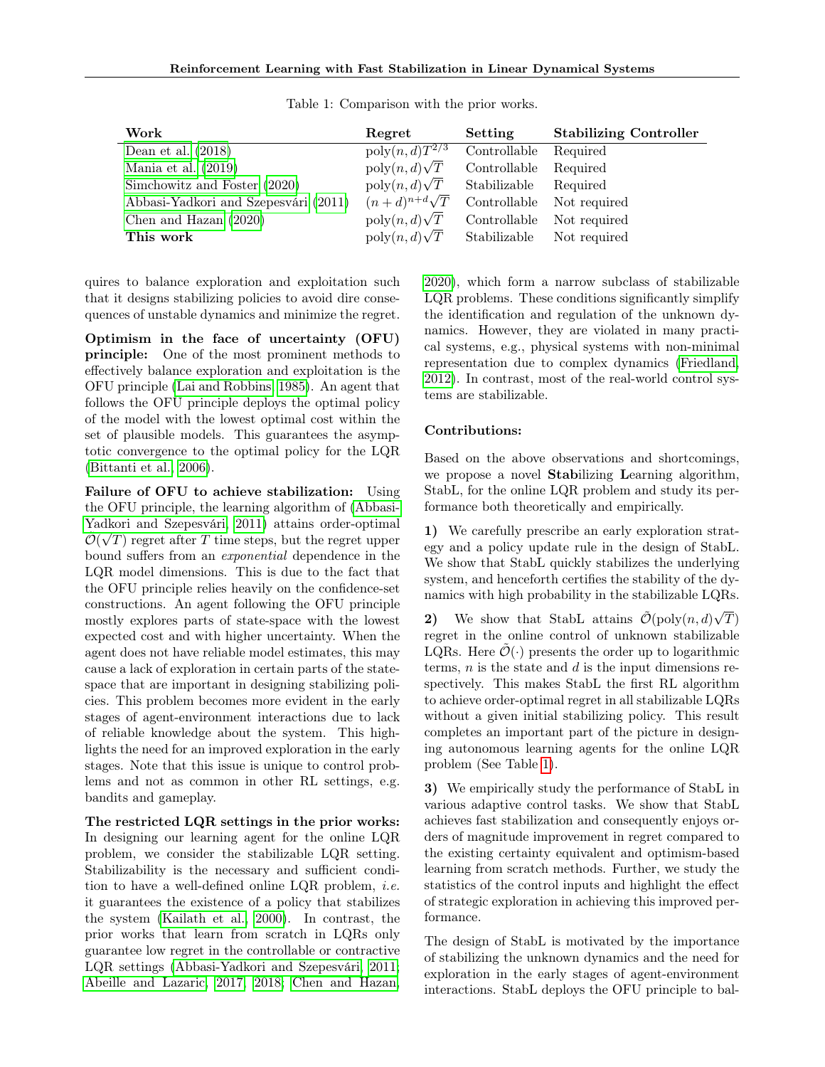Table 1: Comparison with the prior works.

| Work | Regret | Setting | Stabilizing Controller |
|---|---|---|---|
| Dean et al. (2018) | $\text{poly}(n,d)T^{2/3}$ | Controllable | Required |
| Mania et al. (2019) | $\text{poly}(n,d)\sqrt{T}$ | Controllable | Required |
| Simchowitz and Foster (2020) | $\text{poly}(n,d)\sqrt{T}$ | Stabilizable | Required |
| Abbasi-Yadkori and Szepesvári (2011) | $(n+d)^{n+d}\sqrt{T}$ | Controllable | Not required |
| Chen and Hazan (2020) | $\text{poly}(n,d)\sqrt{T}$ | Controllable | Not required |
| **This work** | $\text{poly}(n,d)\sqrt{T}$ | Stabilizable | Not required |

quires to balance exploration and exploitation such that it designs stabilizing policies to avoid dire consequences of unstable dynamics and minimize the regret.

**Optimism in the face of uncertainty (OFU) principle:** One of the most prominent methods to effectively balance exploration and exploitation is the OFU principle (Lai and Robbins, 1985). An agent that follows the OFU principle deploys the optimal policy of the model with the lowest optimal cost within the set of plausible models. This guarantees the asymptotic convergence to the optimal policy for the LQR (Bittanti et al., 2006).

**Failure of OFU to achieve stabilization:** Using the OFU principle, the learning algorithm of (Abbasi-Yadkori and Szepesvári, 2011) attains order-optimal $\tilde{\mathcal{O}}(\sqrt{T})$ regret after $T$ time steps, but the regret upper bound suffers from an *exponential* dependence in the LQR model dimensions. This is due to the fact that the OFU principle relies heavily on the confidence-set constructions. An agent following the OFU principle mostly explores parts of state-space with the lowest expected cost and with higher uncertainty. When the agent does not have reliable model estimates, this may cause a lack of exploration in certain parts of the state-space that are important in designing stabilizing policies. This problem becomes more evident in the early stages of agent-environment interactions due to lack of reliable knowledge about the system. This highlights the need for an improved exploration in the early stages. Note that this issue is unique to control problems and not as common in other RL settings, e.g. bandits and gameplay.

**The restricted LQR settings in the prior works:** In designing our learning agent for the online LQR problem, we consider the stabilizable LQR setting. Stabilizability is the necessary and sufficient condition to have a well-defined online LQR problem, *i.e.* it guarantees the existence of a policy that stabilizes the system (Kailath et al., 2000). In contrast, the prior works that learn from scratch in LQRs only guarantee low regret in the controllable or contractive LQR settings (Abbasi-Yadkori and Szepesvári, 2011; Abeille and Lazaric, 2017, 2018; Chen and Hazan, 2020), which form a narrow subclass of stabilizable LQR problems. These conditions significantly simplify the identification and regulation of the unknown dynamics. However, they are violated in many practical systems, e.g., physical systems with non-minimal representation due to complex dynamics (Friedland, 2012). In contrast, most of the real-world control systems are stabilizable.

**Contributions:**

Based on the above observations and shortcomings, we propose a novel **Stab**ilizing **L**earning algorithm, StabL, for the online LQR problem and study its performance both theoretically and empirically.

**1)** We carefully prescribe an early exploration strategy and a policy update rule in the design of StabL. We show that StabL quickly stabilizes the underlying system, and henceforth certifies the stability of the dynamics with high probability in the stabilizable LQRs.

**2)** We show that StabL attains $\tilde{\mathcal{O}}(\text{poly}(n,d)\sqrt{T})$ regret in the online control of unknown stabilizable LQRs. Here $\tilde{\mathcal{O}}(\cdot)$ presents the order up to logarithmic terms, $n$ is the state and $d$ is the input dimensions respectively. This makes StabL the first RL algorithm to achieve order-optimal regret in all stabilizable LQRs without a given initial stabilizing policy. This result completes an important part of the picture in designing autonomous learning agents for the online LQR problem (See Table 1).

**3)** We empirically study the performance of StabL in various adaptive control tasks. We show that StabL achieves fast stabilization and consequently enjoys orders of magnitude improvement in regret compared to the existing certainty equivalent and optimism-based learning from scratch methods. Further, we study the statistics of the control inputs and highlight the effect of strategic exploration in achieving this improved performance.

The design of StabL is motivated by the importance of stabilizing the unknown dynamics and the need for exploration in the early stages of agent-environment interactions. StabL deploys the OFU principle to bal-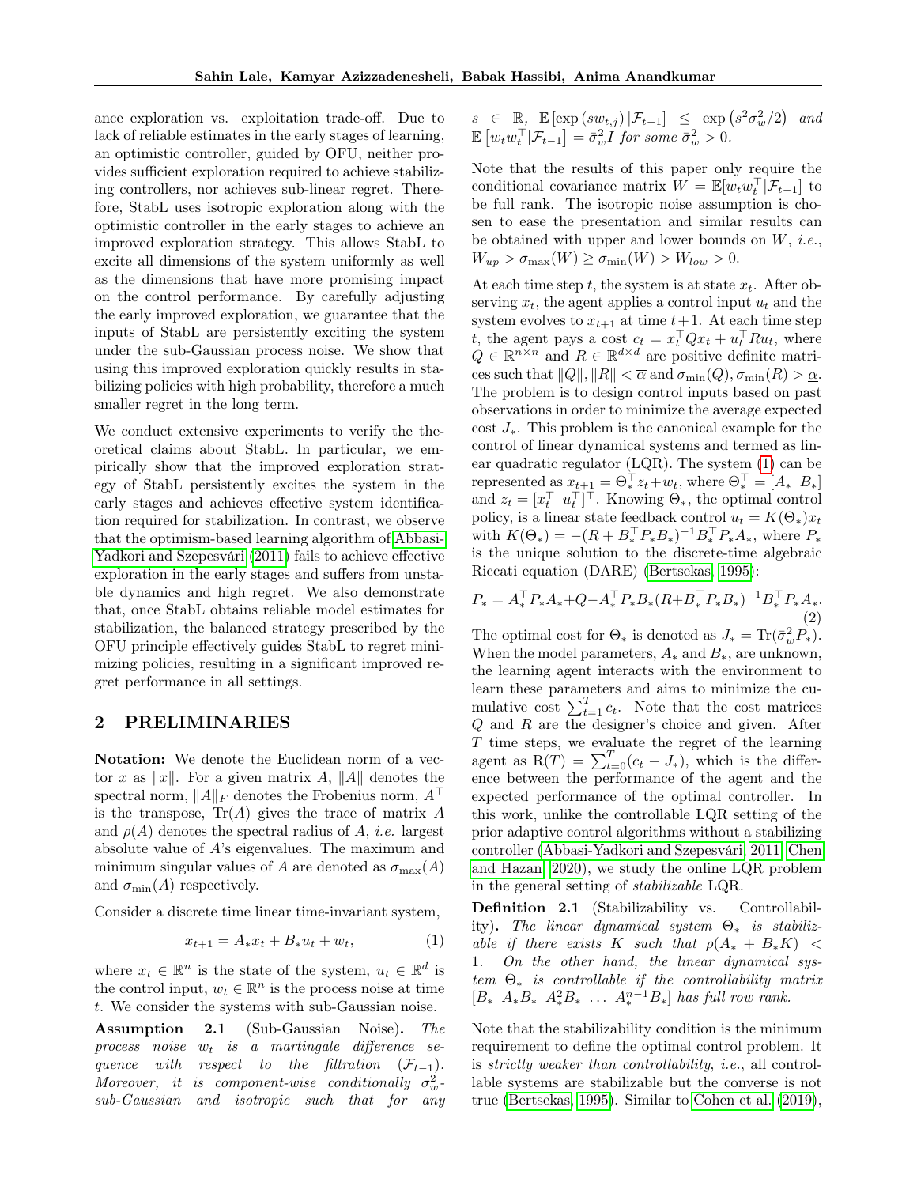ance exploration vs. exploitation trade-off. Due to lack of reliable estimates in the early stages of learning, an optimistic controller, guided by OFU, neither provides sufficient exploration required to achieve stabilizing controllers, nor achieves sub-linear regret. Therefore, StabL uses isotropic exploration along with the optimistic controller in the early stages to achieve an improved exploration strategy. This allows StabL to excite all dimensions of the system uniformly as well as the dimensions that have more promising impact on the control performance. By carefully adjusting the early improved exploration, we guarantee that the inputs of StabL are persistently exciting the system under the sub-Gaussian process noise. We show that using this improved exploration quickly results in stabilizing policies with high probability, therefore a much smaller regret in the long term.

We conduct extensive experiments to verify the theoretical claims about StabL. In particular, we empirically show that the improved exploration strategy of StabL persistently excites the system in the early stages and achieves effective system identification required for stabilization. In contrast, we observe that the optimism-based learning algorithm of Abbasi-Yadkori and Szepesvári (2011) fails to achieve effective exploration in the early stages and suffers from unstable dynamics and high regret. We also demonstrate that, once StabL obtains reliable model estimates for stabilization, the balanced strategy prescribed by the OFU principle effectively guides StabL to regret minimizing policies, resulting in a significant improved regret performance in all settings.

## 2 PRELIMINARIES

**Notation:** We denote the Euclidean norm of a vector $x$ as $\|x\|$. For a given matrix $A$, $\|A\|$ denotes the spectral norm, $\|A\|_F$ denotes the Frobenius norm, $A^\top$ is the transpose, $\mathrm{Tr}(A)$ gives the trace of matrix $A$ and $\rho(A)$ denotes the spectral radius of $A$, *i.e.* largest absolute value of $A$'s eigenvalues. The maximum and minimum singular values of $A$ are denoted as $\sigma_{\max}(A)$ and $\sigma_{\min}(A)$ respectively.

Consider a discrete time linear time-invariant system,

$$x_{t+1} = A_* x_t + B_* u_t + w_t, \tag{1}$$

where $x_t \in \mathbb{R}^n$ is the state of the system, $u_t \in \mathbb{R}^d$ is the control input, $w_t \in \mathbb{R}^n$ is the process noise at time $t$. We consider the systems with sub-Gaussian noise.

**Assumption 2.1** (Sub-Gaussian Noise). *The process noise $w_t$ is a martingale difference sequence with respect to the filtration $(\mathcal{F}_{t-1})$. Moreover, it is component-wise conditionally $\sigma_w^2$-sub-Gaussian and isotropic such that for any $s \in \mathbb{R}$, $\mathbb{E}\left[\exp\left(s w_{t,j}\right)|\mathcal{F}_{t-1}\right] \leq \exp\left(s^2\sigma_w^2/2\right)$ and $\mathbb{E}\left[w_t w_t^\top|\mathcal{F}_{t-1}\right] = \bar{\sigma}_w^2 I$ for some $\bar{\sigma}_w^2 > 0$.*

Note that the results of this paper only require the conditional covariance matrix $W = \mathbb{E}[w_t w_t^\top|\mathcal{F}_{t-1}]$ to be full rank. The isotropic noise assumption is chosen to ease the presentation and similar results can be obtained with upper and lower bounds on $W$, *i.e.*, $W_{up} > \sigma_{\max}(W) \geq \sigma_{\min}(W) > W_{low} > 0$.

At each time step $t$, the system is at state $x_t$. After observing $x_t$, the agent applies a control input $u_t$ and the system evolves to $x_{t+1}$ at time $t+1$. At each time step $t$, the agent pays a cost $c_t = x_t^\top Q x_t + u_t^\top R u_t$, where $Q \in \mathbb{R}^{n\times n}$ and $R \in \mathbb{R}^{d\times d}$ are positive definite matrices such that $\|Q\|, \|R\| < \overline{\alpha}$ and $\sigma_{\min}(Q), \sigma_{\min}(R) > \underline{\alpha}$. The problem is to design control inputs based on past observations in order to minimize the average expected cost $J_*$. This problem is the canonical example for the control of linear dynamical systems and termed as linear quadratic regulator (LQR). The system (1) can be represented as $x_{t+1} = \Theta_*^\top z_t + w_t$, where $\Theta_*^\top = [A_* \; B_*]$ and $z_t = [x_t^\top \; u_t^\top]^\top$. Knowing $\Theta_*$, the optimal control policy, is a linear state feedback control $u_t = K(\Theta_*)x_t$ with $K(\Theta_*) = -(R + B_*^\top P_* B_*)^{-1} B_*^\top P_* A_*$, where $P_*$ is the unique solution to the discrete-time algebraic Riccati equation (DARE) (Bertsekas, 1995):

$$P_* = A_*^\top P_* A_* + Q - A_*^\top P_* B_* (R + B_*^\top P_* B_*)^{-1} B_*^\top P_* A_*. \tag{2}$$

The optimal cost for $\Theta_*$ is denoted as $J_* = \mathrm{Tr}(\bar{\sigma}_w^2 P_*)$. When the model parameters, $A_*$ and $B_*$, are unknown, the learning agent interacts with the environment to learn these parameters and aims to minimize the cumulative cost $\sum_{t=1}^{T} c_t$. Note that the cost matrices $Q$ and $R$ are the designer's choice and given. After $T$ time steps, we evaluate the regret of the learning agent as $\mathrm{R}(T) = \sum_{t=0}^{T}(c_t - J_*)$, which is the difference between the performance of the agent and the expected performance of the optimal controller. In this work, unlike the controllable LQR setting of the prior adaptive control algorithms without a stabilizing controller (Abbasi-Yadkori and Szepesvári, 2011; Chen and Hazan, 2020), we study the online LQR problem in the general setting of *stabilizable* LQR.

**Definition 2.1** (Stabilizability vs. Controllability). *The linear dynamical system $\Theta_*$ is stabilizable if there exists $K$ such that $\rho(A_* + B_* K) < 1$. On the other hand, the linear dynamical system $\Theta_*$ is controllable if the controllability matrix $[B_* \; A_* B_* \; A_*^2 B_* \; \dots \; A_*^{n-1} B_*]$ has full row rank.*

Note that the stabilizability condition is the minimum requirement to define the optimal control problem. It is *strictly weaker than controllability*, *i.e.*, all controllable systems are stabilizable but the converse is not true (Bertsekas, 1995). Similar to Cohen et al. (2019),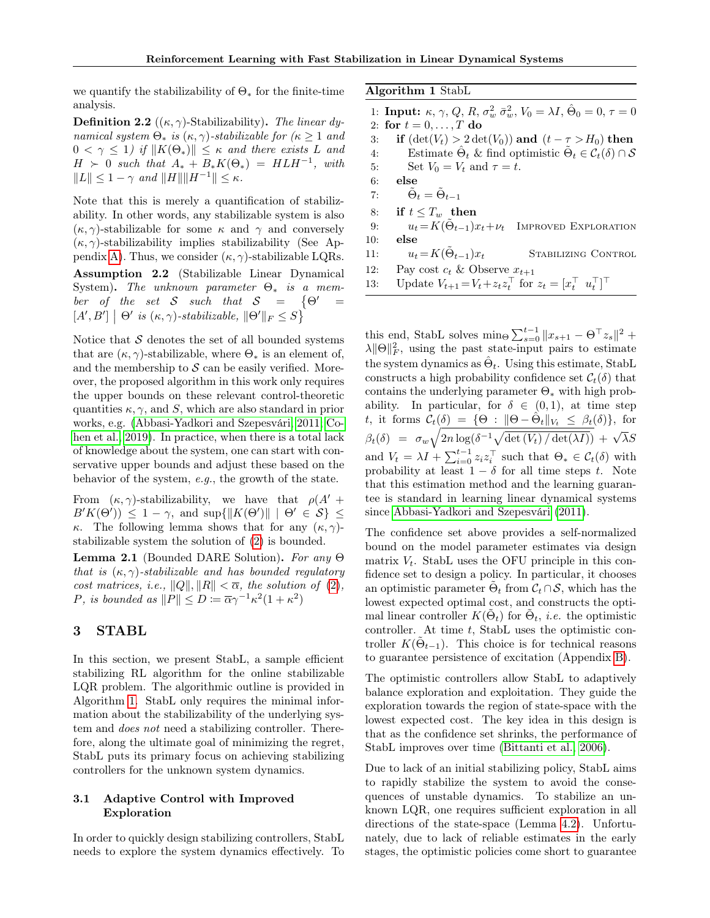we quantify the stabilizability of $\Theta_*$ for the finite-time analysis.

**Definition 2.2** (($\kappa,\gamma$)-Stabilizability). *The linear dynamical system $\Theta_*$ is $(\kappa,\gamma)$-stabilizable for ($\kappa \geq 1$ and $0 < \gamma \leq 1$) if $\|K(\Theta_*)\| \leq \kappa$ and there exists $L$ and $H \succ 0$ such that $A_* + B_* K(\Theta_*) = HLH^{-1}$, with $\|L\| \leq 1-\gamma$ and $\|H\|\|H^{-1}\| \leq \kappa$.*

Note that this is merely a quantification of stabilizability. In other words, any stabilizable system is also $(\kappa,\gamma)$-stabilizable for some $\kappa$ and $\gamma$ and conversely $(\kappa,\gamma)$-stabilizability implies stabilizability (See Appendix A). Thus, we consider $(\kappa,\gamma)$-stabilizable LQRs.

**Assumption 2.2** (Stabilizable Linear Dynamical System). *The unknown parameter $\Theta_*$ is a member of the set $\mathcal{S}$ such that $\mathcal{S} = \{\Theta' = [A', B'] \mid \Theta' \text{ is } (\kappa,\gamma)\text{-stabilizable}, \|\Theta'\|_F \leq S\}$*

Notice that $\mathcal{S}$ denotes the set of all bounded systems that are $(\kappa,\gamma)$-stabilizable, where $\Theta_*$ is an element of, and the membership to $\mathcal{S}$ can be easily verified. Moreover, the proposed algorithm in this work only requires the upper bounds on these relevant control-theoretic quantities $\kappa, \gamma$, and $S$, which are also standard in prior works, e.g. (Abbasi-Yadkori and Szepesvári, 2011; Cohen et al., 2019). In practice, when there is a total lack of knowledge about the system, one can start with conservative upper bounds and adjust these based on the behavior of the system, *e.g.*, the growth of the state.

From $(\kappa,\gamma)$-stabilizability, we have that $\rho(A' + B'K(\Theta')) \leq 1-\gamma$, and $\sup\{\|K(\Theta')\| \mid \Theta' \in \mathcal{S}\} \leq \kappa$. The following lemma shows that for any $(\kappa,\gamma)$-stabilizable system the solution of (2) is bounded.

**Lemma 2.1** (Bounded DARE Solution). *For any $\Theta$ that is $(\kappa,\gamma)$-stabilizable and has bounded regulatory cost matrices, i.e., $\|Q\|, \|R\| < \overline{\alpha}$, the solution of (2), $P$, is bounded as $\|P\| \leq D \coloneqq \overline{\alpha}\gamma^{-1}\kappa^2(1+\kappa^2)$*

# 3 STABL

In this section, we present StabL, a sample efficient stabilizing RL algorithm for the online stabilizable LQR problem. The algorithmic outline is provided in Algorithm 1. StabL only requires the minimal information about the stabilizability of the underlying system and *does not* need a stabilizing controller. Therefore, along the ultimate goal of minimizing the regret, StabL puts its primary focus on achieving stabilizing controllers for the unknown system dynamics.

## 3.1 Adaptive Control with Improved Exploration

In order to quickly design stabilizing controllers, StabL needs to explore the system dynamics effectively. To

**Algorithm 1** StabL

```
1: Input: κ, γ, Q, R, σ_w², σ̄_w², V_0 = λI, Θ̂_0 = 0, τ = 0
2: for t = 0, ..., T do
3:   if (det(V_t) > 2 det(V_0)) and (t − τ > H_0) then
4:     Estimate Θ̂_t & find optimistic Θ̃_t ∈ C_t(δ) ∩ S
5:     Set V_0 = V_t and τ = t.
6:   else
7:     Θ̃_t = Θ̃_{t−1}
8:   if t ≤ T_w then
9:     u_t = K(Θ̃_{t−1}) x_t + ν_t      IMPROVED EXPLORATION
10:  else
11:    u_t = K(Θ̃_{t−1}) x_t            STABILIZING CONTROL
12:  Pay cost c_t & Observe x_{t+1}
13:  Update V_{t+1} = V_t + z_t z_t^⊤ for z_t = [x_t^⊤ u_t^⊤]^⊤
```

this end, StabL solves $\min_\Theta \sum_{s=0}^{t-1} \|x_{s+1} - \Theta^\top z_s\|^2 + \lambda\|\Theta\|_F^2$, using the past state-input pairs to estimate the system dynamics as $\hat{\Theta}_t$. Using this estimate, StabL constructs a high probability confidence set $\mathcal{C}_t(\delta)$ that contains the underlying parameter $\Theta_*$ with high probability. In particular, for $\delta \in (0,1)$, at time step $t$, it forms $\mathcal{C}_t(\delta) = \{\Theta : \|\Theta - \hat{\Theta}_t\|_{V_t} \leq \beta_t(\delta)\}$, for $\beta_t(\delta) = \sigma_w\sqrt{2n\log(\delta^{-1}\sqrt{\det(V_t)/\det(\lambda I)})} + \sqrt{\lambda}S$ and $V_t = \lambda I + \sum_{i=0}^{t-1} z_i z_i^\top$ such that $\Theta_* \in \mathcal{C}_t(\delta)$ with probability at least $1-\delta$ for all time steps $t$. Note that this estimation method and the learning guarantee is standard in learning linear dynamical systems since Abbasi-Yadkori and Szepesvári (2011).

The confidence set above provides a self-normalized bound on the model parameter estimates via design matrix $V_t$. StabL uses the OFU principle in this confidence set to design a policy. In particular, it chooses an optimistic parameter $\tilde{\Theta}_t$ from $\mathcal{C}_t \cap \mathcal{S}$, which has the lowest expected optimal cost, and constructs the optimal linear controller $K(\tilde{\Theta}_t)$ for $\tilde{\Theta}_t$, *i.e.* the optimistic controller. At time $t$, StabL uses the optimistic controller $K(\tilde{\Theta}_{t-1})$. This choice is for technical reasons to guarantee persistence of excitation (Appendix B).

The optimistic controllers allow StabL to adaptively balance exploration and exploitation. They guide the exploration towards the region of state-space with the lowest expected cost. The key idea in this design is that as the confidence set shrinks, the performance of StabL improves over time (Bittanti et al., 2006).

Due to lack of an initial stabilizing policy, StabL aims to rapidly stabilize the system to avoid the consequences of unstable dynamics. To stabilize an unknown LQR, one requires sufficient exploration in all directions of the state-space (Lemma 4.2). Unfortunately, due to lack of reliable estimates in the early stages, the optimistic policies come short to guarantee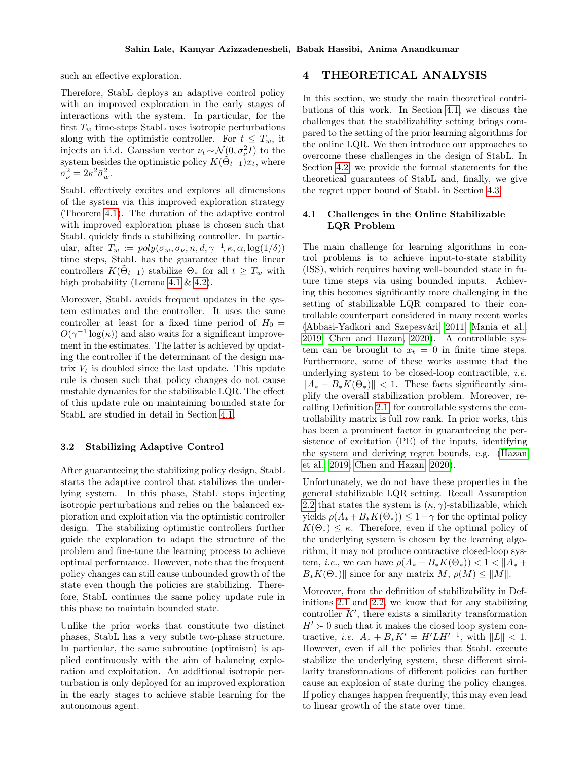such an effective exploration.

Therefore, StabL deploys an adaptive control policy with an improved exploration in the early stages of interactions with the system. In particular, for the first $T_w$ time-steps StabL uses isotropic perturbations along with the optimistic controller. For $t \leq T_w$, it injects an i.i.d. Gaussian vector $\nu_t \sim \mathcal{N}(0, \sigma_\nu^2 I)$ to the system besides the optimistic policy $K(\tilde{\Theta}_{t-1})x_t$, where $\sigma_\nu^2 = 2\kappa^2 \bar{\sigma}_w^2$.

StabL effectively excites and explores all dimensions of the system via this improved exploration strategy (Theorem 4.1). The duration of the adaptive control with improved exploration phase is chosen such that StabL quickly finds a stabilizing controller. In particular, after $T_w := poly(\sigma_w, \sigma_\nu, n, d, \gamma^{-1}, \kappa, \overline{\alpha}, \log(1/\delta))$ time steps, StabL has the guarantee that the linear controllers $K(\tilde{\Theta}_{t-1})$ stabilize $\Theta_*$ for all $t \geq T_w$ with high probability (Lemma 4.1 & 4.2).

Moreover, StabL avoids frequent updates in the system estimates and the controller. It uses the same controller at least for a fixed time period of $H_0 = O(\gamma^{-1}\log(\kappa))$ and also waits for a significant improvement in the estimates. The latter is achieved by updating the controller if the determinant of the design matrix $V_t$ is doubled since the last update. This update rule is chosen such that policy changes do not cause unstable dynamics for the stabilizable LQR. The effect of this update rule on maintaining bounded state for StabL are studied in detail in Section 4.1.

### 3.2 Stabilizing Adaptive Control

After guaranteeing the stabilizing policy design, StabL starts the adaptive control that stabilizes the underlying system. In this phase, StabL stops injecting isotropic perturbations and relies on the balanced exploration and exploitation via the optimistic controller design. The stabilizing optimistic controllers further guide the exploration to adapt the structure of the problem and fine-tune the learning process to achieve optimal performance. However, note that the frequent policy changes can still cause unbounded growth of the state even though the policies are stabilizing. Therefore, StabL continues the same policy update rule in this phase to maintain bounded state.

Unlike the prior works that constitute two distinct phases, StabL has a very subtle two-phase structure. In particular, the same subroutine (optimism) is applied continuously with the aim of balancing exploration and exploitation. An additional isotropic perturbation is only deployed for an improved exploration in the early stages to achieve stable learning for the autonomous agent.

## 4 THEORETICAL ANALYSIS

In this section, we study the main theoretical contributions of this work. In Section 4.1, we discuss the challenges that the stabilizability setting brings compared to the setting of the prior learning algorithms for the online LQR. We then introduce our approaches to overcome these challenges in the design of StabL. In Section 4.2, we provide the formal statements for the theoretical guarantees of StabL and, finally, we give the regret upper bound of StabL in Section 4.3.

### 4.1 Challenges in the Online Stabilizable LQR Problem

The main challenge for learning algorithms in control problems is to achieve input-to-state stability (ISS), which requires having well-bounded state in future time steps via using bounded inputs. Achieving this becomes significantly more challenging in the setting of stabilizable LQR compared to their controllable counterpart considered in many recent works (Abbasi-Yadkori and Szepesvári, 2011; Mania et al., 2019; Chen and Hazan, 2020). A controllable system can be brought to $x_t = 0$ in finite time steps. Furthermore, some of these works assume that the underlying system to be closed-loop contractible, *i.e.* $\|A_* - B_*K(\Theta_*)\| < 1$. These facts significantly simplify the overall stabilization problem. Moreover, recalling Definition 2.1, for controllable systems the controllability matrix is full row rank. In prior works, this has been a prominent factor in guaranteeing the persistence of excitation (PE) of the inputs, identifying the system and deriving regret bounds, e.g. (Hazan et al., 2019; Chen and Hazan, 2020).

Unfortunately, we do not have these properties in the general stabilizable LQR setting. Recall Assumption 2.2 that states the system is $(\kappa, \gamma)$-stabilizable, which yields $\rho(A_* + B_*K(\Theta_*)) \leq 1-\gamma$ for the optimal policy $K(\Theta_*) \leq \kappa$. Therefore, even if the optimal policy of the underlying system is chosen by the learning algorithm, it may not produce contractive closed-loop system, *i.e.*, we can have $\rho(A_* + B_*K(\Theta_*)) < 1 < \|A_* + B_*K(\Theta_*)\|$ since for any matrix $M$, $\rho(M) \leq \|M\|$.

Moreover, from the definition of stabilizability in Definitions 2.1 and 2.2, we know that for any stabilizing controller $K'$, there exists a similarity transformation $H' \succ 0$ such that it makes the closed loop system contractive, *i.e.* $A_* + B_*K' = H'LH'^{-1}$, with $\|L\| < 1$. However, even if all the policies that StabL execute stabilize the underlying system, these different similarity transformations of different policies can further cause an explosion of state during the policy changes. If policy changes happen frequently, this may even lead to linear growth of the state over time.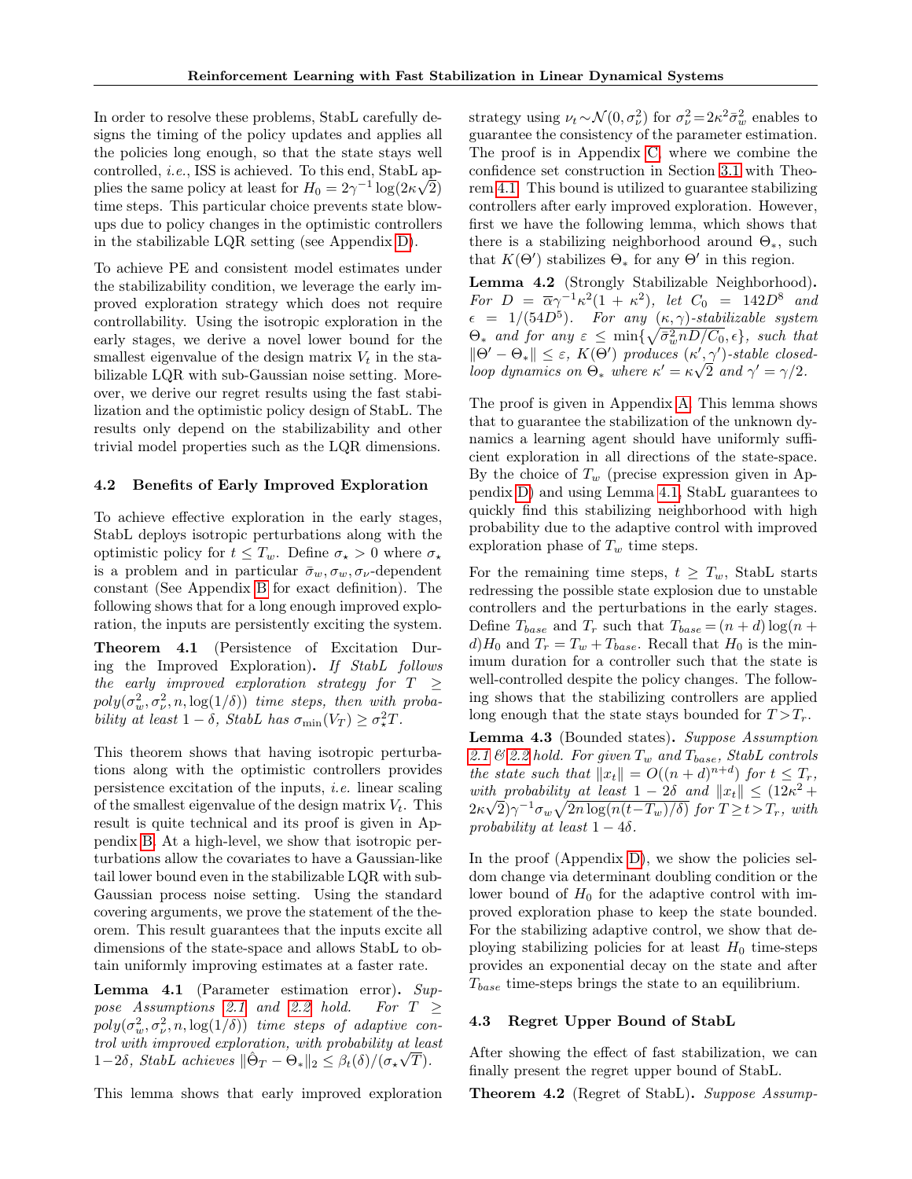In order to resolve these problems, StabL carefully designs the timing of the policy updates and applies all the policies long enough, so that the state stays well controlled, *i.e.*, ISS is achieved. To this end, StabL applies the same policy at least for $H_0 = 2\gamma^{-1}\log(2\kappa\sqrt{2})$ time steps. This particular choice prevents state blow-ups due to policy changes in the optimistic controllers in the stabilizable LQR setting (see Appendix D).

To achieve PE and consistent model estimates under the stabilizability condition, we leverage the early improved exploration strategy which does not require controllability. Using the isotropic exploration in the early stages, we derive a novel lower bound for the smallest eigenvalue of the design matrix $V_t$ in the stabilizable LQR with sub-Gaussian noise setting. Moreover, we derive our regret results using the fast stabilization and the optimistic policy design of StabL. The results only depend on the stabilizability and other trivial model properties such as the LQR dimensions.

### 4.2 Benefits of Early Improved Exploration

To achieve effective exploration in the early stages, StabL deploys isotropic perturbations along with the optimistic policy for $t \le T_w$. Define $\sigma_\star > 0$ where $\sigma_\star$ is a problem and in particular $\bar{\sigma}_w, \sigma_w, \sigma_\nu$-dependent constant (See Appendix B for exact definition). The following shows that for a long enough improved exploration, the inputs are persistently exciting the system.

**Theorem 4.1** (Persistence of Excitation During the Improved Exploration)**.** *If StabL follows the early improved exploration strategy for $T \ge poly(\sigma_w^2, \sigma_\nu^2, n, \log(1/\delta))$ time steps, then with probability at least $1-\delta$, StabL has $\sigma_{\min}(V_T) \ge \sigma_\star^2 T$.*

This theorem shows that having isotropic perturbations along with the optimistic controllers provides persistence excitation of the inputs, *i.e.* linear scaling of the smallest eigenvalue of the design matrix $V_t$. This result is quite technical and its proof is given in Appendix B. At a high-level, we show that isotropic perturbations allow the covariates to have a Gaussian-like tail lower bound even in the stabilizable LQR with sub-Gaussian process noise setting. Using the standard covering arguments, we prove the statement of the theorem. This result guarantees that the inputs excite all dimensions of the state-space and allows StabL to obtain uniformly improving estimates at a faster rate.

**Lemma 4.1** (Parameter estimation error)**.** *Suppose Assumptions 2.1 and 2.2 hold. For $T \ge poly(\sigma_w^2, \sigma_\nu^2, n, \log(1/\delta))$ time steps of adaptive control with improved exploration, with probability at least $1-2\delta$, StabL achieves $\|\hat{\Theta}_T - \Theta_*\|_2 \le \beta_t(\delta)/(\sigma_\star\sqrt{T})$.*

This lemma shows that early improved exploration strategy using $\nu_t \sim \mathcal{N}(0, \sigma_\nu^2)$ for $\sigma_\nu^2 = 2\kappa^2\bar{\sigma}_w^2$ enables to guarantee the consistency of the parameter estimation. The proof is in Appendix C, where we combine the confidence set construction in Section 3.1 with Theorem 4.1. This bound is utilized to guarantee stabilizing controllers after early improved exploration. However, first we have the following lemma, which shows that there is a stabilizing neighborhood around $\Theta_*$, such that $K(\Theta')$ stabilizes $\Theta_*$ for any $\Theta'$ in this region.

**Lemma 4.2** (Strongly Stabilizable Neighborhood)**.** *For $D = \overline{\alpha}\gamma^{-1}\kappa^2(1+\kappa^2)$, let $C_0 = 142D^8$ and $\epsilon = 1/(54D^5)$. For any $(\kappa,\gamma)$-stabilizable system $\Theta_*$ and for any $\varepsilon \le \min\{\sqrt{\bar{\sigma}_w^2 nD/C_0}, \epsilon\}$, such that $\|\Theta' - \Theta_*\| \le \varepsilon$, $K(\Theta')$ produces $(\kappa',\gamma')$-stable closed-loop dynamics on $\Theta_*$ where $\kappa' = \kappa\sqrt{2}$ and $\gamma' = \gamma/2$.*

The proof is given in Appendix A. This lemma shows that to guarantee the stabilization of the unknown dynamics a learning agent should have uniformly sufficient exploration in all directions of the state-space. By the choice of $T_w$ (precise expression given in Appendix D) and using Lemma 4.1, StabL guarantees to quickly find this stabilizing neighborhood with high probability due to the adaptive control with improved exploration phase of $T_w$ time steps.

For the remaining time steps, $t \ge T_w$, StabL starts redressing the possible state explosion due to unstable controllers and the perturbations in the early stages. Define $T_{base}$ and $T_r$ such that $T_{base} = (n+d)\log(n+d)H_0$ and $T_r = T_w + T_{base}$. Recall that $H_0$ is the minimum duration for a controller such that the state is well-controlled despite the policy changes. The following shows that the stabilizing controllers are applied long enough that the state stays bounded for $T > T_r$.

**Lemma 4.3** (Bounded states)**.** *Suppose Assumption 2.1 & 2.2 hold. For given $T_w$ and $T_{base}$, StabL controls the state such that $\|x_t\| = O((n+d)^{n+d})$ for $t \le T_r$, with probability at least $1-2\delta$ and $\|x_t\| \le (12\kappa^2 + 2\kappa\sqrt{2})\gamma^{-1}\sigma_w\sqrt{2n\log(n(t-T_w)/\delta)}$ for $T \ge t > T_r$, with probability at least $1-4\delta$.*

In the proof (Appendix D), we show the policies seldom change via determinant doubling condition or the lower bound of $H_0$ for the adaptive control with improved exploration phase to keep the state bounded. For the stabilizing adaptive control, we show that deploying stabilizing policies for at least $H_0$ time-steps provides an exponential decay on the state and after $T_{base}$ time-steps brings the state to an equilibrium.

### 4.3 Regret Upper Bound of StabL

After showing the effect of fast stabilization, we can finally present the regret upper bound of StabL.

**Theorem 4.2** (Regret of StabL)**.** *Suppose Assump-*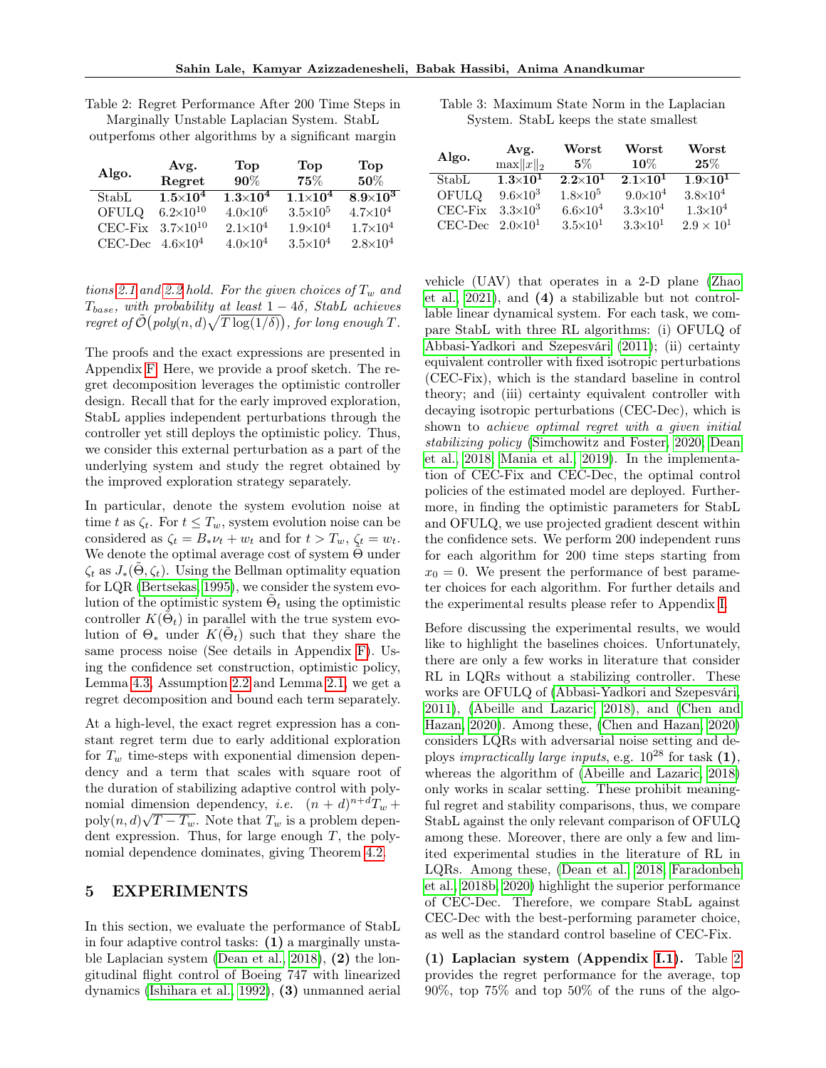Table 2: Regret Performance After 200 Time Steps in Marginally Unstable Laplacian System. StabL outperfoms other algorithms by a significant margin

| Algo. | Avg. Regret | Top 90% | Top 75% | Top 50% |
|---|---|---|---|---|
| StabL | $\mathbf{1.5{\times}10^4}$ | $\mathbf{1.3{\times}10^4}$ | $\mathbf{1.1{\times}10^4}$ | $\mathbf{8.9{\times}10^3}$ |
| OFULQ | $6.2{\times}10^{10}$ | $4.0{\times}10^6$ | $3.5{\times}10^5$ | $4.7{\times}10^4$ |
| CEC-Fix | $3.7{\times}10^{10}$ | $2.1{\times}10^4$ | $1.9{\times}10^4$ | $1.7{\times}10^4$ |
| CEC-Dec | $4.6{\times}10^4$ | $4.0{\times}10^4$ | $3.5{\times}10^4$ | $2.8{\times}10^4$ |

*tions 2.1 and 2.2 hold. For the given choices of $T_w$ and $T_{base}$, with probability at least $1-4\delta$, StabL achieves regret of $\tilde{\mathcal{O}}\big(poly(n,d)\sqrt{T\log(1/\delta)}\big)$, for long enough $T$.*

The proofs and the exact expressions are presented in Appendix F. Here, we provide a proof sketch. The regret decomposition leverages the optimistic controller design. Recall that for the early improved exploration, StabL applies independent perturbations through the controller yet still deploys the optimistic policy. Thus, we consider this external perturbation as a part of the underlying system and study the regret obtained by the improved exploration strategy separately.

In particular, denote the system evolution noise at time $t$ as $\zeta_t$. For $t \leq T_w$, system evolution noise can be considered as $\zeta_t = B_*\nu_t + w_t$ and for $t > T_w$, $\zeta_t = w_t$. We denote the optimal average cost of system $\tilde{\Theta}$ under $\zeta_t$ as $J_*(\tilde{\Theta}, \zeta_t)$. Using the Bellman optimality equation for LQR (Bertsekas, 1995), we consider the system evolution of the optimistic system $\tilde{\Theta}_t$ using the optimistic controller $K(\tilde{\Theta}_t)$ in parallel with the true system evolution of $\Theta_*$ under $K(\tilde{\Theta}_t)$ such that they share the same process noise (See details in Appendix F). Using the confidence set construction, optimistic policy, Lemma 4.3, Assumption 2.2 and Lemma 2.1, we get a regret decomposition and bound each term separately.

At a high-level, the exact regret expression has a constant regret term due to early additional exploration for $T_w$ time-steps with exponential dimension dependency and a term that scales with square root of the duration of stabilizing adaptive control with polynomial dimension dependency, *i.e.* $(n+d)^{n+d}T_w + \text{poly}(n,d)\sqrt{T-T_w}$. Note that $T_w$ is a problem dependent expression. Thus, for large enough $T$, the polynomial dependence dominates, giving Theorem 4.2.

## 5 EXPERIMENTS

In this section, we evaluate the performance of StabL in four adaptive control tasks: **(1)** a marginally unstable Laplacian system (Dean et al., 2018), **(2)** the longitudinal flight control of Boeing 747 with linearized dynamics (Ishihara et al., 1992), **(3)** unmanned aerial vehicle (UAV) that operates in a 2-D plane (Zhao et al., 2021), and **(4)** a stabilizable but not controllable linear dynamical system. For each task, we compare StabL with three RL algorithms: (i) OFULQ of Abbasi-Yadkori and Szepesvári (2011); (ii) certainty equivalent controller with fixed isotropic perturbations (CEC-Fix), which is the standard baseline in control theory; and (iii) certainty equivalent controller with decaying isotropic perturbations (CEC-Dec), which is shown to *achieve optimal regret with a given initial stabilizing policy* (Simchowitz and Foster, 2020; Dean et al., 2018; Mania et al., 2019). In the implementation of CEC-Fix and CEC-Dec, the optimal control policies of the estimated model are deployed. Furthermore, in finding the optimistic parameters for StabL and OFULQ, we use projected gradient descent within the confidence sets. We perform 200 independent runs for each algorithm for 200 time steps starting from $x_0 = 0$. We present the performance of best parameter choices for each algorithm. For further details and the experimental results please refer to Appendix I.

Table 3: Maximum State Norm in the Laplacian System. StabL keeps the state smallest

| Algo. | Avg. $\max\|x\|_2$ | Worst 5% | Worst 10% | Worst 25% |
|---|---|---|---|---|
| StabL | $\mathbf{1.3{\times}10^1}$ | $\mathbf{2.2{\times}10^1}$ | $\mathbf{2.1{\times}10^1}$ | $\mathbf{1.9{\times}10^1}$ |
| OFULQ | $9.6{\times}10^3$ | $1.8{\times}10^5$ | $9.0{\times}10^4$ | $3.8{\times}10^4$ |
| CEC-Fix | $3.3{\times}10^3$ | $6.6{\times}10^4$ | $3.3{\times}10^4$ | $1.3{\times}10^4$ |
| CEC-Dec | $2.0{\times}10^1$ | $3.5{\times}10^1$ | $3.3{\times}10^1$ | $2.9\times10^1$ |

Before discussing the experimental results, we would like to highlight the baselines choices. Unfortunately, there are only a few works in literature that consider RL in LQRs without a stabilizing controller. These works are OFULQ of (Abbasi-Yadkori and Szepesvári, 2011), (Abeille and Lazaric, 2018), and (Chen and Hazan, 2020). Among these, (Chen and Hazan, 2020) considers LQRs with adversarial noise setting and deploys *impractically large inputs*, e.g. $10^{28}$ for task **(1)**, whereas the algorithm of (Abeille and Lazaric, 2018) only works in scalar setting. These prohibit meaningful regret and stability comparisons, thus, we compare StabL against the only relevant comparison of OFULQ among these. Moreover, there are only a few and limited experimental studies in the literature of RL in LQRs. Among these, (Dean et al., 2018; Faradonbeh et al., 2018b, 2020) highlight the superior performance of CEC-Dec. Therefore, we compare StabL against CEC-Dec with the best-performing parameter choice, as well as the standard control baseline of CEC-Fix.

**(1) Laplacian system (Appendix I.1).** Table 2 provides the regret performance for the average, top 90%, top 75% and top 50% of the runs of the algo-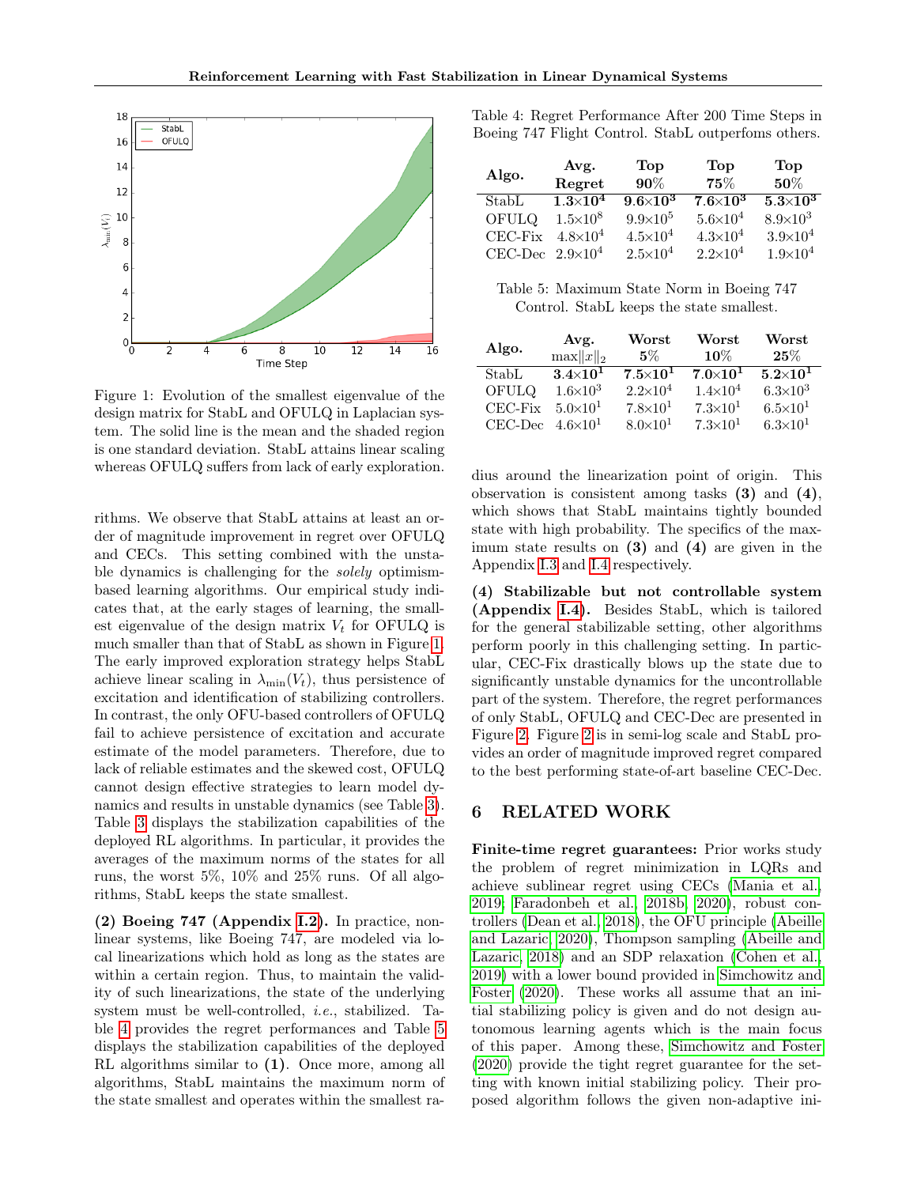Figure 1: Evolution of the smallest eigenvalue of the design matrix for StabL and OFULQ in Laplacian system. The solid line is the mean and the shaded region is one standard deviation. StabL attains linear scaling whereas OFULQ suffers from lack of early exploration.

rithms. We observe that StabL attains at least an order of magnitude improvement in regret over OFULQ and CECs. This setting combined with the unstable dynamics is challenging for the *solely* optimism-based learning algorithms. Our empirical study indicates that, at the early stages of learning, the smallest eigenvalue of the design matrix $V_t$ for OFULQ is much smaller than that of StabL as shown in Figure 1. The early improved exploration strategy helps StabL achieve linear scaling in $\lambda_{\min}(V_t)$, thus persistence of excitation and identification of stabilizing controllers. In contrast, the only OFU-based controllers of OFULQ fail to achieve persistence of excitation and accurate estimate of the model parameters. Therefore, due to lack of reliable estimates and the skewed cost, OFULQ cannot design effective strategies to learn model dynamics and results in unstable dynamics (see Table 3). Table 3 displays the stabilization capabilities of the deployed RL algorithms. In particular, it provides the averages of the maximum norms of the states for all runs, the worst 5%, 10% and 25% runs. Of all algorithms, StabL keeps the state smallest.

**(2) Boeing 747 (Appendix I.2).** In practice, nonlinear systems, like Boeing 747, are modeled via local linearizations which hold as long as the states are within a certain region. Thus, to maintain the validity of such linearizations, the state of the underlying system must be well-controlled, *i.e.*, stabilized. Table 4 provides the regret performances and Table 5 displays the stabilization capabilities of the deployed RL algorithms similar to **(1)**. Once more, among all algorithms, StabL maintains the maximum norm of the state smallest and operates within the smallest radius around the linearization point of origin. This observation is consistent among tasks **(3)** and **(4)**, which shows that StabL maintains tightly bounded state with high probability. The specifics of the maximum state results on **(3)** and **(4)** are given in the Appendix I.3 and I.4 respectively.

Table 4: Regret Performance After 200 Time Steps in Boeing 747 Flight Control. StabL outperfoms others.

| Algo. | Avg. Regret | Top 90% | Top 75% | Top 50% |
|---|---|---|---|---|
| StabL | $\mathbf{1.3{\times}10^4}$ | $\mathbf{9.6{\times}10^3}$ | $\mathbf{7.6{\times}10^3}$ | $\mathbf{5.3{\times}10^3}$ |
| OFULQ | $1.5{\times}10^8$ | $9.9{\times}10^5$ | $5.6{\times}10^4$ | $8.9{\times}10^3$ |
| CEC-Fix | $4.8{\times}10^4$ | $4.5{\times}10^4$ | $4.3{\times}10^4$ | $3.9{\times}10^4$ |
| CEC-Dec | $2.9{\times}10^4$ | $2.5{\times}10^4$ | $2.2{\times}10^4$ | $1.9{\times}10^4$ |

Table 5: Maximum State Norm in Boeing 747 Control. StabL keeps the state smallest.

| Algo. | Avg. $\max\|x\|_2$ | Worst 5% | Worst 10% | Worst 25% |
|---|---|---|---|---|
| StabL | $\mathbf{3.4{\times}10^1}$ | $\mathbf{7.5{\times}10^1}$ | $\mathbf{7.0{\times}10^1}$ | $\mathbf{5.2{\times}10^1}$ |
| OFULQ | $1.6{\times}10^3$ | $2.2{\times}10^4$ | $1.4{\times}10^4$ | $6.3{\times}10^3$ |
| CEC-Fix | $5.0{\times}10^1$ | $7.8{\times}10^1$ | $7.3{\times}10^1$ | $6.5{\times}10^1$ |
| CEC-Dec | $4.6{\times}10^1$ | $8.0{\times}10^1$ | $7.3{\times}10^1$ | $6.3{\times}10^1$ |

**(4) Stabilizable but not controllable system (Appendix I.4).** Besides StabL, which is tailored for the general stabilizable setting, other algorithms perform poorly in this challenging setting. In particular, CEC-Fix drastically blows up the state due to significantly unstable dynamics for the uncontrollable part of the system. Therefore, the regret performances of only StabL, OFULQ and CEC-Dec are presented in Figure 2. Figure 2 is in semi-log scale and StabL provides an order of magnitude improved regret compared to the best performing state-of-art baseline CEC-Dec.

## 6 RELATED WORK

**Finite-time regret guarantees:** Prior works study the problem of regret minimization in LQRs and achieve sublinear regret using CECs (Mania et al., 2019; Faradonbeh et al., 2018b, 2020), robust controllers (Dean et al., 2018), the OFU principle (Abeille and Lazaric, 2020), Thompson sampling (Abeille and Lazaric, 2018) and an SDP relaxation (Cohen et al., 2019) with a lower bound provided in Simchowitz and Foster (2020). These works all assume that an initial stabilizing policy is given and do not design autonomous learning agents which is the main focus of this paper. Among these, Simchowitz and Foster (2020) provide the tight regret guarantee for the setting with known initial stabilizing policy. Their proposed algorithm follows the given non-adaptive ini-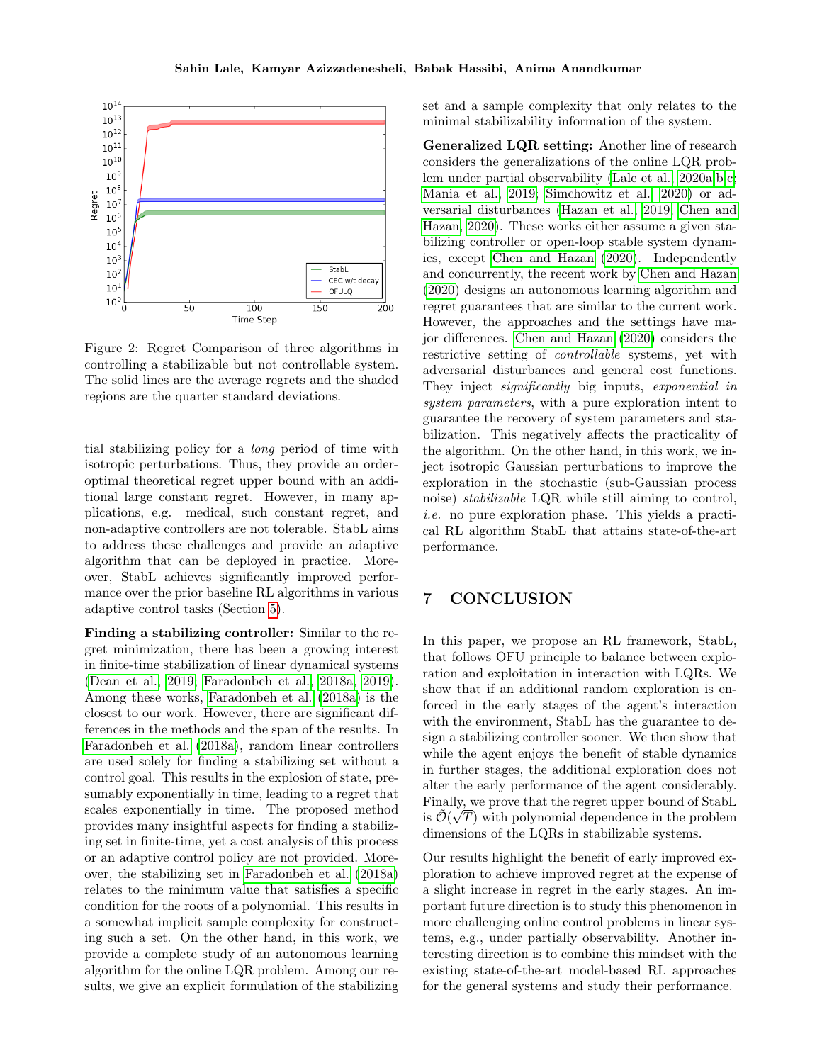Figure 2: Regret Comparison of three algorithms in controlling a stabilizable but not controllable system. The solid lines are the average regrets and the shaded regions are the quarter standard deviations.

tial stabilizing policy for a *long* period of time with isotropic perturbations. Thus, they provide an order-optimal theoretical regret upper bound with an additional large constant regret. However, in many applications, e.g. medical, such constant regret, and non-adaptive controllers are not tolerable. StabL aims to address these challenges and provide an adaptive algorithm that can be deployed in practice. Moreover, StabL achieves significantly improved performance over the prior baseline RL algorithms in various adaptive control tasks (Section 5).

**Finding a stabilizing controller:** Similar to the regret minimization, there has been a growing interest in finite-time stabilization of linear dynamical systems (Dean et al., 2019; Faradonbeh et al., 2018a, 2019). Among these works, Faradonbeh et al. (2018a) is the closest to our work. However, there are significant differences in the methods and the span of the results. In Faradonbeh et al. (2018a), random linear controllers are used solely for finding a stabilizing set without a control goal. This results in the explosion of state, presumably exponentially in time, leading to a regret that scales exponentially in time. The proposed method provides many insightful aspects for finding a stabilizing set in finite-time, yet a cost analysis of this process or an adaptive control policy are not provided. Moreover, the stabilizing set in Faradonbeh et al. (2018a) relates to the minimum value that satisfies a specific condition for the roots of a polynomial. This results in a somewhat implicit sample complexity for constructing such a set. On the other hand, in this work, we provide a complete study of an autonomous learning algorithm for the online LQR problem. Among our results, we give an explicit formulation of the stabilizing set and a sample complexity that only relates to the minimal stabilizability information of the system.

**Generalized LQR setting:** Another line of research considers the generalizations of the online LQR problem under partial observability (Lale et al., 2020a,b,c; Mania et al., 2019; Simchowitz et al., 2020) or adversarial disturbances (Hazan et al., 2019; Chen and Hazan, 2020). These works either assume a given stabilizing controller or open-loop stable system dynamics, except Chen and Hazan (2020). Independently and concurrently, the recent work by Chen and Hazan (2020) designs an autonomous learning algorithm and regret guarantees that are similar to the current work. However, the approaches and the settings have major differences. Chen and Hazan (2020) considers the restrictive setting of *controllable* systems, yet with adversarial disturbances and general cost functions. They inject *significantly* big inputs, *exponential in system parameters*, with a pure exploration intent to guarantee the recovery of system parameters and stabilization. This negatively affects the practicality of the algorithm. On the other hand, in this work, we inject isotropic Gaussian perturbations to improve the exploration in the stochastic (sub-Gaussian process noise) *stabilizable* LQR while still aiming to control, *i.e.* no pure exploration phase. This yields a practical RL algorithm StabL that attains state-of-the-art performance.

## 7 CONCLUSION

In this paper, we propose an RL framework, StabL, that follows OFU principle to balance between exploration and exploitation in interaction with LQRs. We show that if an additional random exploration is enforced in the early stages of the agent's interaction with the environment, StabL has the guarantee to design a stabilizing controller sooner. We then show that while the agent enjoys the benefit of stable dynamics in further stages, the additional exploration does not alter the early performance of the agent considerably. Finally, we prove that the regret upper bound of StabL is $\tilde{\mathcal{O}}(\sqrt{T})$ with polynomial dependence in the problem dimensions of the LQRs in stabilizable systems.

Our results highlight the benefit of early improved exploration to achieve improved regret at the expense of a slight increase in regret in the early stages. An important future direction is to study this phenomenon in more challenging online control problems in linear systems, e.g., under partially observability. Another interesting direction is to combine this mindset with the existing state-of-the-art model-based RL approaches for the general systems and study their performance.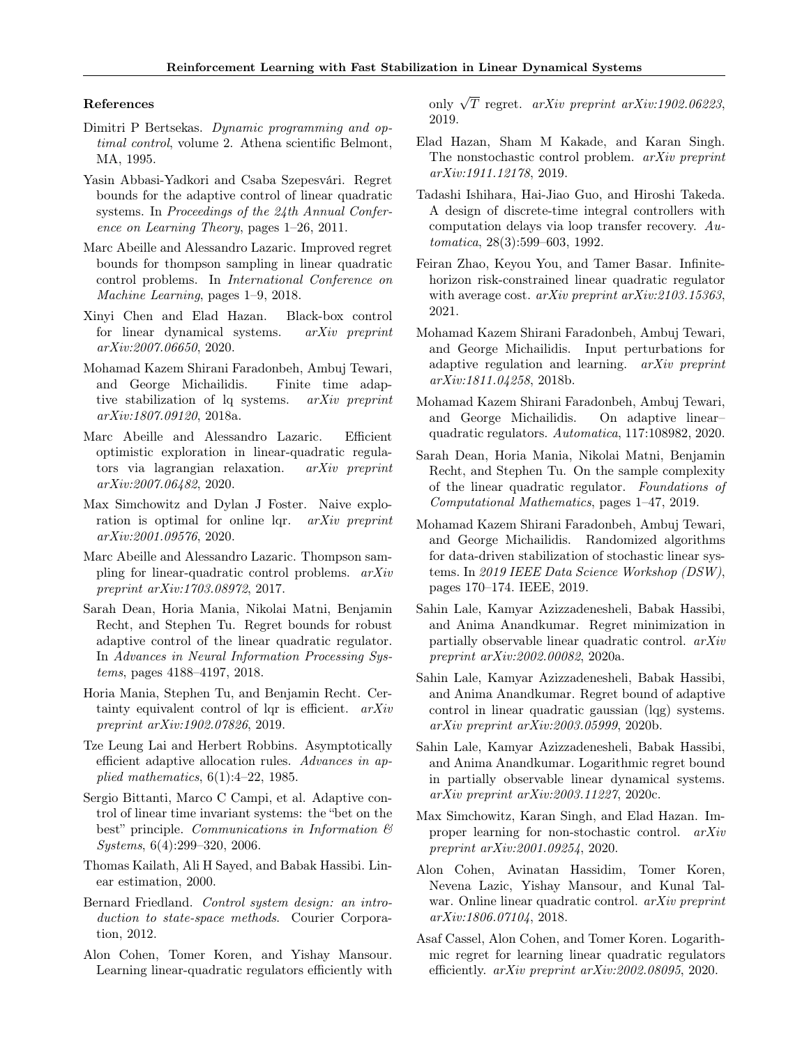### References

Dimitri P Bertsekas. *Dynamic programming and optimal control*, volume 2. Athena scientific Belmont, MA, 1995.

Yasin Abbasi-Yadkori and Csaba Szepesvári. Regret bounds for the adaptive control of linear quadratic systems. In *Proceedings of the 24th Annual Conference on Learning Theory*, pages 1–26, 2011.

Marc Abeille and Alessandro Lazaric. Improved regret bounds for thompson sampling in linear quadratic control problems. In *International Conference on Machine Learning*, pages 1–9, 2018.

Xinyi Chen and Elad Hazan. Black-box control for linear dynamical systems. *arXiv preprint arXiv:2007.06650*, 2020.

Mohamad Kazem Shirani Faradonbeh, Ambuj Tewari, and George Michailidis. Finite time adaptive stabilization of lq systems. *arXiv preprint arXiv:1807.09120*, 2018a.

Marc Abeille and Alessandro Lazaric. Efficient optimistic exploration in linear-quadratic regulators via lagrangian relaxation. *arXiv preprint arXiv:2007.06482*, 2020.

Max Simchowitz and Dylan J Foster. Naive exploration is optimal for online lqr. *arXiv preprint arXiv:2001.09576*, 2020.

Marc Abeille and Alessandro Lazaric. Thompson sampling for linear-quadratic control problems. *arXiv preprint arXiv:1703.08972*, 2017.

Sarah Dean, Horia Mania, Nikolai Matni, Benjamin Recht, and Stephen Tu. Regret bounds for robust adaptive control of the linear quadratic regulator. In *Advances in Neural Information Processing Systems*, pages 4188–4197, 2018.

Horia Mania, Stephen Tu, and Benjamin Recht. Certainty equivalent control of lqr is efficient. *arXiv preprint arXiv:1902.07826*, 2019.

Tze Leung Lai and Herbert Robbins. Asymptotically efficient adaptive allocation rules. *Advances in applied mathematics*, 6(1):4–22, 1985.

Sergio Bittanti, Marco C Campi, et al. Adaptive control of linear time invariant systems: the "bet on the best" principle. *Communications in Information & Systems*, 6(4):299–320, 2006.

Thomas Kailath, Ali H Sayed, and Babak Hassibi. Linear estimation, 2000.

Bernard Friedland. *Control system design: an introduction to state-space methods*. Courier Corporation, 2012.

Alon Cohen, Tomer Koren, and Yishay Mansour. Learning linear-quadratic regulators efficiently with only $\sqrt{T}$ regret. *arXiv preprint arXiv:1902.06223*, 2019.

Elad Hazan, Sham M Kakade, and Karan Singh. The nonstochastic control problem. *arXiv preprint arXiv:1911.12178*, 2019.

Tadashi Ishihara, Hai-Jiao Guo, and Hiroshi Takeda. A design of discrete-time integral controllers with computation delays via loop transfer recovery. *Automatica*, 28(3):599–603, 1992.

Feiran Zhao, Keyou You, and Tamer Basar. Infinite-horizon risk-constrained linear quadratic regulator with average cost. *arXiv preprint arXiv:2103.15363*, 2021.

Mohamad Kazem Shirani Faradonbeh, Ambuj Tewari, and George Michailidis. Input perturbations for adaptive regulation and learning. *arXiv preprint arXiv:1811.04258*, 2018b.

Mohamad Kazem Shirani Faradonbeh, Ambuj Tewari, and George Michailidis. On adaptive linear–quadratic regulators. *Automatica*, 117:108982, 2020.

Sarah Dean, Horia Mania, Nikolai Matni, Benjamin Recht, and Stephen Tu. On the sample complexity of the linear quadratic regulator. *Foundations of Computational Mathematics*, pages 1–47, 2019.

Mohamad Kazem Shirani Faradonbeh, Ambuj Tewari, and George Michailidis. Randomized algorithms for data-driven stabilization of stochastic linear systems. In *2019 IEEE Data Science Workshop (DSW)*, pages 170–174. IEEE, 2019.

Sahin Lale, Kamyar Azizzadenesheli, Babak Hassibi, and Anima Anandkumar. Regret minimization in partially observable linear quadratic control. *arXiv preprint arXiv:2002.00082*, 2020a.

Sahin Lale, Kamyar Azizzadenesheli, Babak Hassibi, and Anima Anandkumar. Regret bound of adaptive control in linear quadratic gaussian (lqg) systems. *arXiv preprint arXiv:2003.05999*, 2020b.

Sahin Lale, Kamyar Azizzadenesheli, Babak Hassibi, and Anima Anandkumar. Logarithmic regret bound in partially observable linear dynamical systems. *arXiv preprint arXiv:2003.11227*, 2020c.

Max Simchowitz, Karan Singh, and Elad Hazan. Improper learning for non-stochastic control. *arXiv preprint arXiv:2001.09254*, 2020.

Alon Cohen, Avinatan Hassidim, Tomer Koren, Nevena Lazic, Yishay Mansour, and Kunal Talwar. Online linear quadratic control. *arXiv preprint arXiv:1806.07104*, 2018.

Asaf Cassel, Alon Cohen, and Tomer Koren. Logarithmic regret for learning linear quadratic regulators efficiently. *arXiv preprint arXiv:2002.08095*, 2020.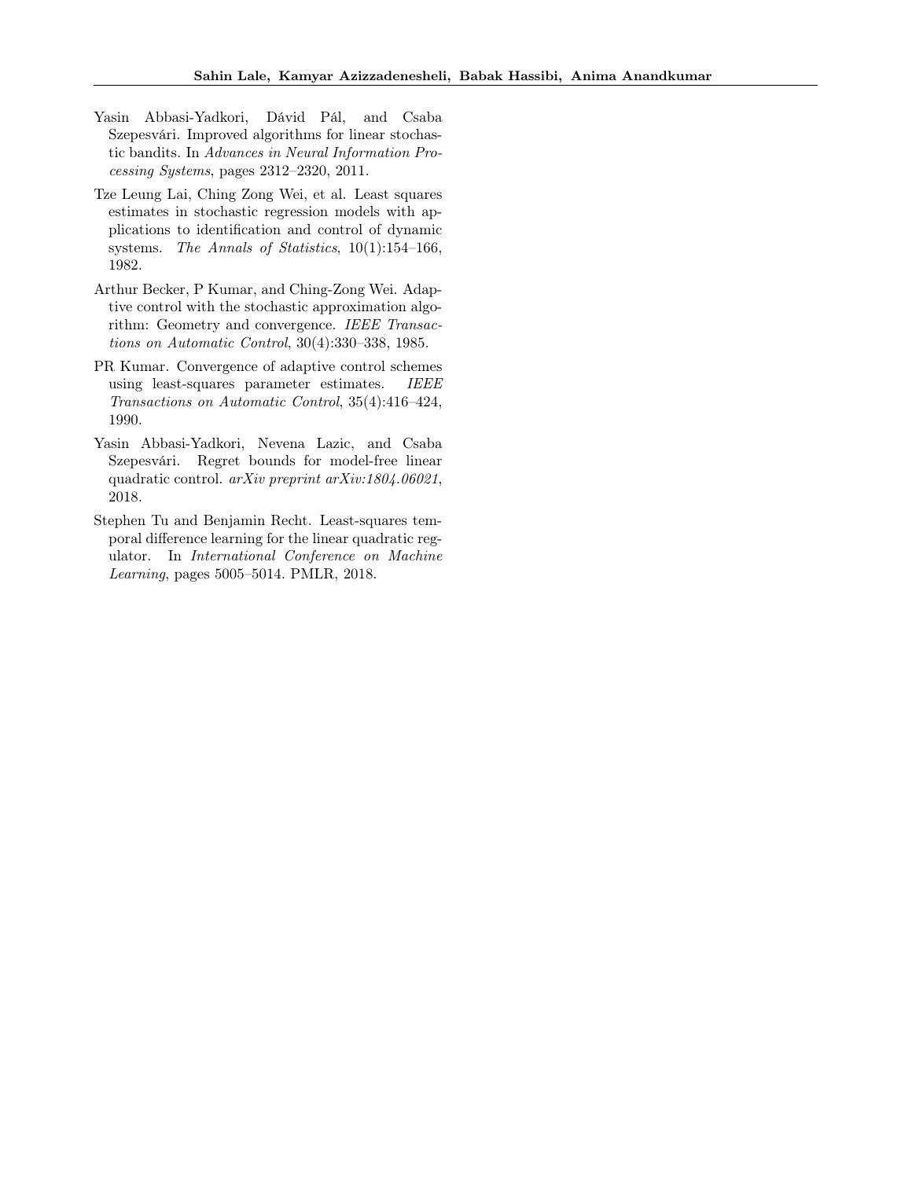Yasin Abbasi-Yadkori, Dávid Pál, and Csaba Szepesvári. Improved algorithms for linear stochastic bandits. In *Advances in Neural Information Processing Systems*, pages 2312–2320, 2011.

Tze Leung Lai, Ching Zong Wei, et al. Least squares estimates in stochastic regression models with applications to identification and control of dynamic systems. *The Annals of Statistics*, 10(1):154–166, 1982.

Arthur Becker, P Kumar, and Ching-Zong Wei. Adaptive control with the stochastic approximation algorithm: Geometry and convergence. *IEEE Transactions on Automatic Control*, 30(4):330–338, 1985.

PR Kumar. Convergence of adaptive control schemes using least-squares parameter estimates. *IEEE Transactions on Automatic Control*, 35(4):416–424, 1990.

Yasin Abbasi-Yadkori, Nevena Lazic, and Csaba Szepesvári. Regret bounds for model-free linear quadratic control. *arXiv preprint arXiv:1804.06021*, 2018.

Stephen Tu and Benjamin Recht. Least-squares temporal difference learning for the linear quadratic regulator. In *International Conference on Machine Learning*, pages 5005–5014. PMLR, 2018.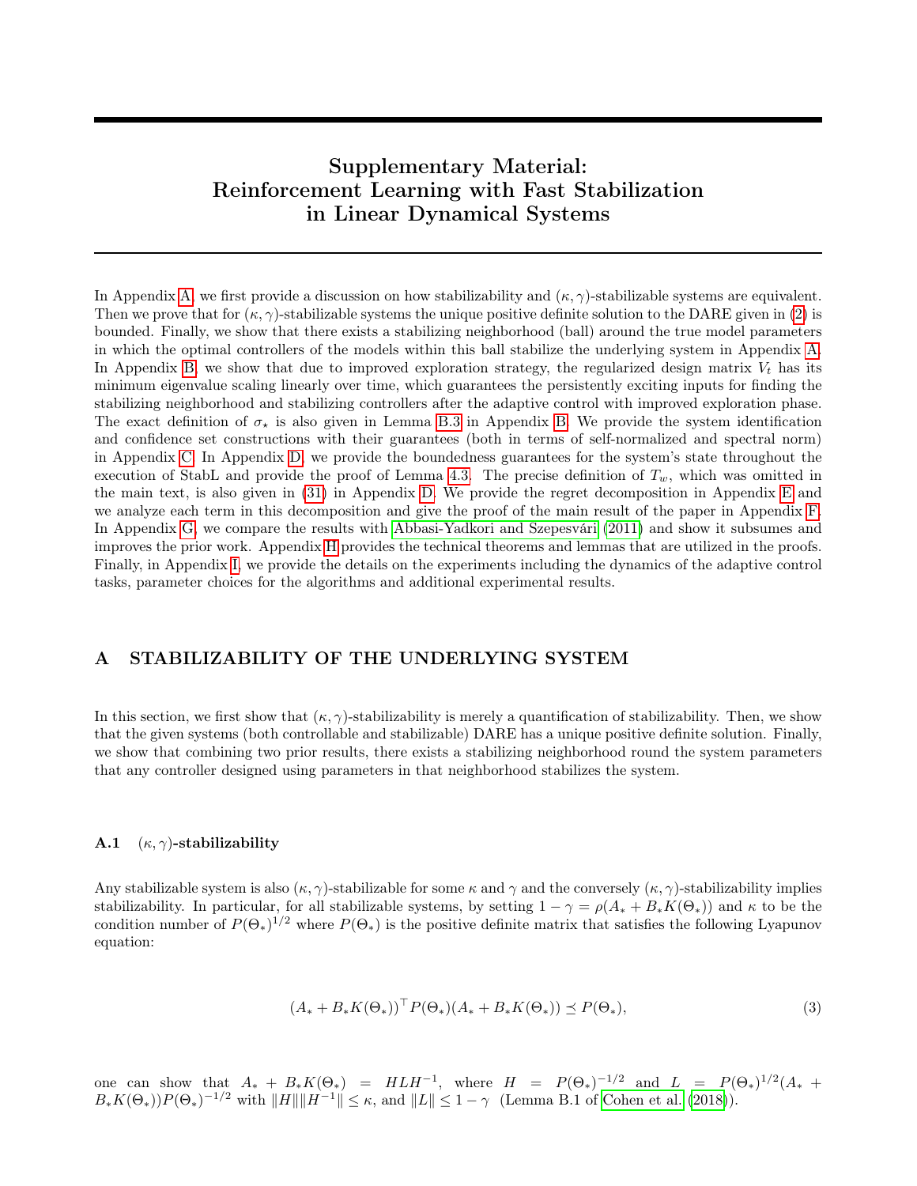# Supplementary Material: Reinforcement Learning with Fast Stabilization in Linear Dynamical Systems

In Appendix A, we first provide a discussion on how stabilizability and $(\kappa, \gamma)$-stabilizable systems are equivalent. Then we prove that for $(\kappa, \gamma)$-stabilizable systems the unique positive definite solution to the DARE given in (2) is bounded. Finally, we show that there exists a stabilizing neighborhood (ball) around the true model parameters in which the optimal controllers of the models within this ball stabilize the underlying system in Appendix A. In Appendix B, we show that due to improved exploration strategy, the regularized design matrix $V_t$ has its minimum eigenvalue scaling linearly over time, which guarantees the persistently exciting inputs for finding the stabilizing neighborhood and stabilizing controllers after the adaptive control with improved exploration phase. The exact definition of $\sigma_\star$ is also given in Lemma B.3 in Appendix B. We provide the system identification and confidence set constructions with their guarantees (both in terms of self-normalized and spectral norm) in Appendix C. In Appendix D, we provide the boundedness guarantees for the system's state throughout the execution of StabL and provide the proof of Lemma 4.3. The precise definition of $T_w$, which was omitted in the main text, is also given in (31) in Appendix D. We provide the regret decomposition in Appendix E and we analyze each term in this decomposition and give the proof of the main result of the paper in Appendix F. In Appendix G, we compare the results with Abbasi-Yadkori and Szepesvári (2011) and show it subsumes and improves the prior work. Appendix H provides the technical theorems and lemmas that are utilized in the proofs. Finally, in Appendix I, we provide the details on the experiments including the dynamics of the adaptive control tasks, parameter choices for the algorithms and additional experimental results.

## A STABILIZABILITY OF THE UNDERLYING SYSTEM

In this section, we first show that $(\kappa, \gamma)$-stabilizability is merely a quantification of stabilizability. Then, we show that the given systems (both controllable and stabilizable) DARE has a unique positive definite solution. Finally, we show that combining two prior results, there exists a stabilizing neighborhood round the system parameters that any controller designed using parameters in that neighborhood stabilizes the system.

### A.1 $(\kappa, \gamma)$-stabilizability

Any stabilizable system is also $(\kappa, \gamma)$-stabilizable for some $\kappa$ and $\gamma$ and the conversely $(\kappa, \gamma)$-stabilizability implies stabilizability. In particular, for all stabilizable systems, by setting $1 - \gamma = \rho(A_* + B_* K(\Theta_*))$ and $\kappa$ to be the condition number of $P(\Theta_*)^{1/2}$ where $P(\Theta_*)$ is the positive definite matrix that satisfies the following Lyapunov equation:

$$(A_* + B_* K(\Theta_*))^\top P(\Theta_*)(A_* + B_* K(\Theta_*)) \preceq P(\Theta_*), \tag{3}$$

one can show that $A_* + B_* K(\Theta_*) = HLH^{-1}$, where $H = P(\Theta_*)^{-1/2}$ and $L = P(\Theta_*)^{1/2}(A_* + B_* K(\Theta_*))P(\Theta_*)^{-1/2}$ with $\|H\|\|H^{-1}\| \leq \kappa$, and $\|L\| \leq 1 - \gamma$ (Lemma B.1 of Cohen et al. (2018)).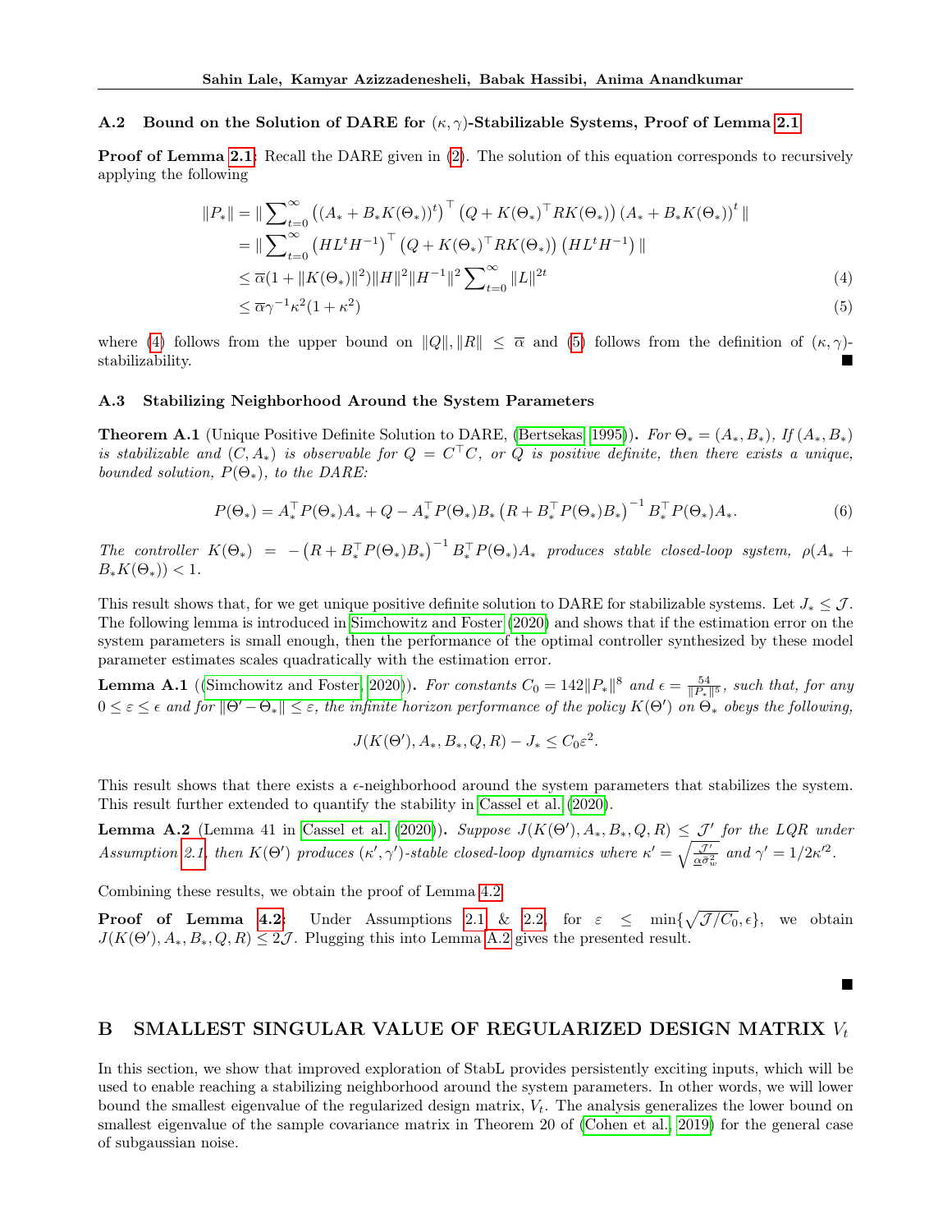### A.2 Bound on the Solution of DARE for $(\kappa, \gamma)$-Stabilizable Systems, Proof of Lemma 2.1

**Proof of Lemma 2.1:** Recall the DARE given in (2). The solution of this equation corresponds to recursively applying the following

$$
\begin{aligned}
\|P_*\| &= \| \sum_{t=0}^{\infty} \left( (A_* + B_* K(\Theta_*))^t \right)^\top \left( Q + K(\Theta_*)^\top R K(\Theta_*) \right) (A_* + B_* K(\Theta_*))^t \| \\
&= \| \sum_{t=0}^{\infty} \left( H L^t H^{-1} \right)^\top \left( Q + K(\Theta_*)^\top R K(\Theta_*) \right) \left( H L^t H^{-1} \right) \| \\
&\leq \overline{\alpha}(1 + \|K(\Theta_*)\|^2) \|H\|^2 \|H^{-1}\|^2 \sum_{t=0}^{\infty} \|L\|^{2t} \qquad (4) \\
&\leq \overline{\alpha} \gamma^{-1} \kappa^2 (1 + \kappa^2) \qquad (5)
\end{aligned}
$$

where (4) follows from the upper bound on $\|Q\|, \|R\| \leq \overline{\alpha}$ and (5) follows from the definition of $(\kappa, \gamma)$-stabilizability. ■

### A.3 Stabilizing Neighborhood Around the System Parameters

**Theorem A.1** (Unique Positive Definite Solution to DARE, (Bertsekas, 1995)). *For $\Theta_* = (A_*, B_*)$, If $(A_*, B_*)$ is stabilizable and $(C, A_*)$ is observable for $Q = C^\top C$, or $Q$ is positive definite, then there exists a unique, bounded solution, $P(\Theta_*)$, to the DARE:*

$$
P(\Theta_*) = A_*^\top P(\Theta_*) A_* + Q - A_*^\top P(\Theta_*) B_* \left( R + B_*^\top P(\Theta_*) B_* \right)^{-1} B_*^\top P(\Theta_*) A_*. \qquad (6)
$$

*The controller $K(\Theta_*) = -\left( R + B_*^\top P(\Theta_*) B_* \right)^{-1} B_*^\top P(\Theta_*) A_*$ produces stable closed-loop system, $\rho(A_* + B_* K(\Theta_*)) < 1$.*

This result shows that, for we get unique positive definite solution to DARE for stabilizable systems. Let $J_* \leq \mathcal{J}$. The following lemma is introduced in Simchowitz and Foster (2020) and shows that if the estimation error on the system parameters is small enough, then the performance of the optimal controller synthesized by these model parameter estimates scales quadratically with the estimation error.

**Lemma A.1** ((Simchowitz and Foster, 2020)). *For constants $C_0 = 142\|P_*\|^8$ and $\epsilon = \frac{54}{\|P_*\|^5}$, such that, for any $0 \leq \varepsilon \leq \epsilon$ and for $\|\Theta' - \Theta_*\| \leq \varepsilon$, the infinite horizon performance of the policy $K(\Theta')$ on $\Theta_*$ obeys the following,*

$$
J(K(\Theta'), A_*, B_*, Q, R) - J_* \leq C_0 \varepsilon^2.
$$

This result shows that there exists a $\epsilon$-neighborhood around the system parameters that stabilizes the system. This result further extended to quantify the stability in Cassel et al. (2020).

**Lemma A.2** (Lemma 41 in Cassel et al. (2020)). *Suppose $J(K(\Theta'), A_*, B_*, Q, R) \leq \mathcal{J}'$ for the LQR under Assumption 2.1, then $K(\Theta')$ produces $(\kappa', \gamma')$-stable closed-loop dynamics where $\kappa' = \sqrt{\frac{\mathcal{J}'}{\underline{\alpha}\bar{\sigma}_w^2}}$ and $\gamma' = 1/2\kappa'^2$.*

Combining these results, we obtain the proof of Lemma 4.2.

**Proof of Lemma 4.2:** Under Assumptions 2.1 & 2.2, for $\varepsilon \leq \min\{\sqrt{\mathcal{J}/C_0}, \epsilon\}$, we obtain $J(K(\Theta'), A_*, B_*, Q, R) \leq 2\mathcal{J}$. Plugging this into Lemma A.2 gives the presented result.

■

## B SMALLEST SINGULAR VALUE OF REGULARIZED DESIGN MATRIX $V_t$

In this section, we show that improved exploration of StabL provides persistently exciting inputs, which will be used to enable reaching a stabilizing neighborhood around the system parameters. In other words, we will lower bound the smallest eigenvalue of the regularized design matrix, $V_t$. The analysis generalizes the lower bound on smallest eigenvalue of the sample covariance matrix in Theorem 20 of (Cohen et al., 2019) for the general case of subgaussian noise.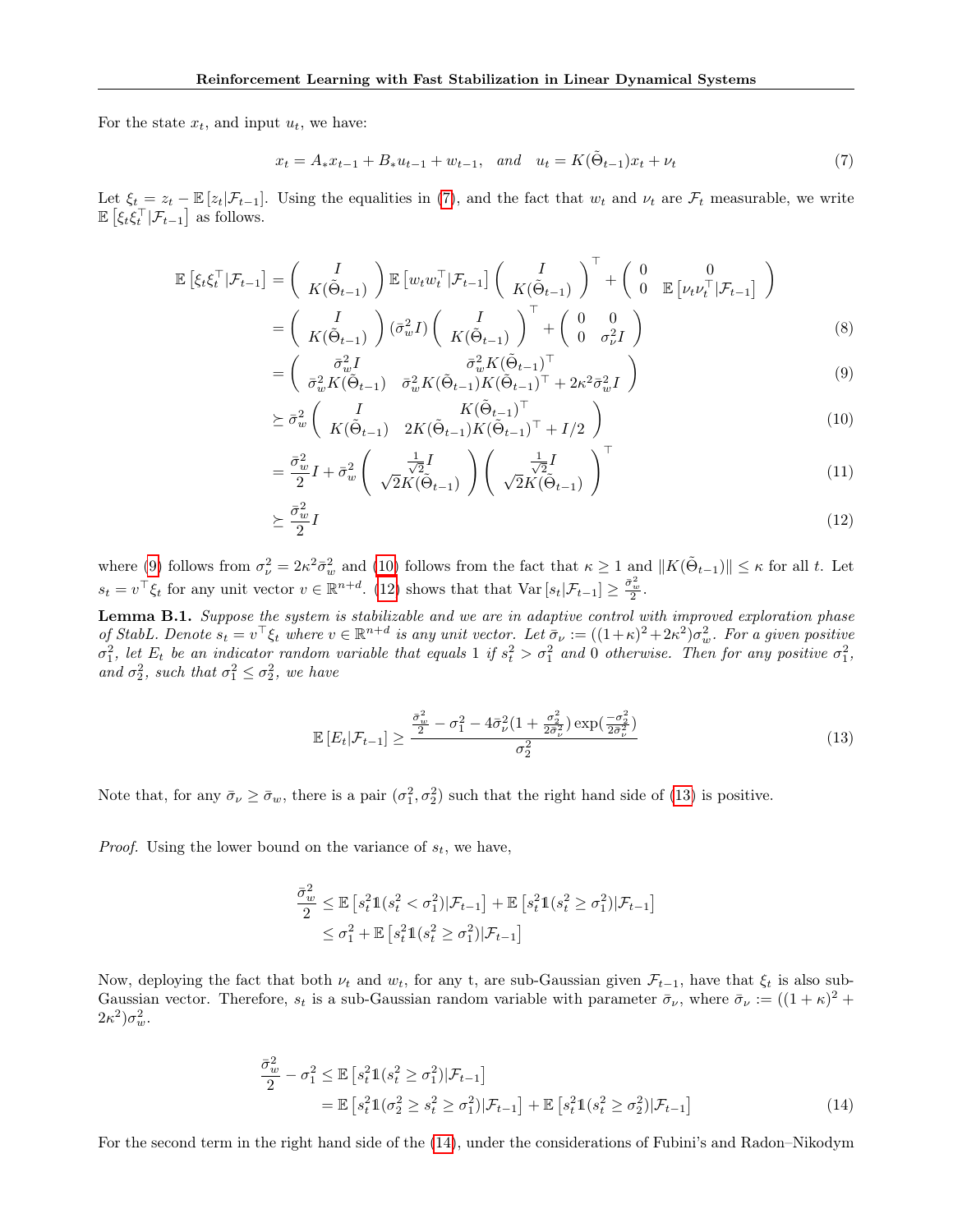For the state $x_t$, and input $u_t$, we have:

$$x_t = A_* x_{t-1} + B_* u_{t-1} + w_{t-1}, \quad and \quad u_t = K(\tilde{\Theta}_{t-1}) x_t + \nu_t \tag{7}$$

Let $\xi_t = z_t - \mathbb{E}[z_t | \mathcal{F}_{t-1}]$. Using the equalities in (7), and the fact that $w_t$ and $\nu_t$ are $\mathcal{F}_t$ measurable, we write $\mathbb{E}[\xi_t \xi_t^\top | \mathcal{F}_{t-1}]$ as follows.

$$
\begin{aligned}
\mathbb{E}\left[\xi_t \xi_t^\top | \mathcal{F}_{t-1}\right] &= \begin{pmatrix} I \\ K(\tilde{\Theta}_{t-1}) \end{pmatrix} \mathbb{E}\left[w_t w_t^\top | \mathcal{F}_{t-1}\right] \begin{pmatrix} I \\ K(\tilde{\Theta}_{t-1}) \end{pmatrix}^\top + \begin{pmatrix} 0 & 0 \\ 0 & \mathbb{E}\left[\nu_t \nu_t^\top | \mathcal{F}_{t-1}\right] \end{pmatrix} \\
&= \begin{pmatrix} I \\ K(\tilde{\Theta}_{t-1}) \end{pmatrix} (\bar{\sigma}_w^2 I) \begin{pmatrix} I \\ K(\tilde{\Theta}_{t-1}) \end{pmatrix}^\top + \begin{pmatrix} 0 & 0 \\ 0 & \sigma_\nu^2 I \end{pmatrix} &(8) \\
&= \begin{pmatrix} \bar{\sigma}_w^2 I & \bar{\sigma}_w^2 K(\tilde{\Theta}_{t-1})^\top \\ \bar{\sigma}_w^2 K(\tilde{\Theta}_{t-1}) & \bar{\sigma}_w^2 K(\tilde{\Theta}_{t-1}) K(\tilde{\Theta}_{t-1})^\top + 2\kappa^2 \bar{\sigma}_w^2 I \end{pmatrix} &(9) \\
&\succeq \bar{\sigma}_w^2 \begin{pmatrix} I & K(\tilde{\Theta}_{t-1})^\top \\ K(\tilde{\Theta}_{t-1}) & 2K(\tilde{\Theta}_{t-1}) K(\tilde{\Theta}_{t-1})^\top + I/2 \end{pmatrix} &(10) \\
&= \frac{\bar{\sigma}_w^2}{2} I + \bar{\sigma}_w^2 \begin{pmatrix} \frac{1}{\sqrt{2}} I \\ \sqrt{2} K(\tilde{\Theta}_{t-1}) \end{pmatrix} \begin{pmatrix} \frac{1}{\sqrt{2}} I \\ \sqrt{2} K(\tilde{\Theta}_{t-1}) \end{pmatrix}^\top &(11) \\
&\succeq \frac{\bar{\sigma}_w^2}{2} I &(12)
\end{aligned}
$$

where (9) follows from $\sigma_\nu^2 = 2\kappa^2 \bar{\sigma}_w^2$ and (10) follows from the fact that $\kappa \geq 1$ and $\|K(\tilde{\Theta}_{t-1})\| \leq \kappa$ for all $t$. Let $s_t = v^\top \xi_t$ for any unit vector $v \in \mathbb{R}^{n+d}$. (12) shows that that $\mathrm{Var}[s_t | \mathcal{F}_{t-1}] \geq \frac{\bar{\sigma}_w^2}{2}$.

**Lemma B.1.** *Suppose the system is stabilizable and we are in adaptive control with improved exploration phase of StabL. Denote $s_t = v^\top \xi_t$ where $v \in \mathbb{R}^{n+d}$ is any unit vector. Let $\bar{\sigma}_\nu := ((1+\kappa)^2 + 2\kappa^2)\sigma_w^2$. For a given positive $\sigma_1^2$, let $E_t$ be an indicator random variable that equals 1 if $s_t^2 > \sigma_1^2$ and 0 otherwise. Then for any positive $\sigma_1^2$, and $\sigma_2^2$, such that $\sigma_1^2 \leq \sigma_2^2$, we have*

$$\mathbb{E}[E_t | \mathcal{F}_{t-1}] \geq \frac{\frac{\bar{\sigma}_w^2}{2} - \sigma_1^2 - 4\bar{\sigma}_\nu^2 (1 + \frac{\sigma_2^2}{2\bar{\sigma}_\nu^2}) \exp(\frac{-\sigma_2^2}{2\bar{\sigma}_\nu^2})}{\sigma_2^2} \tag{13}$$

Note that, for any $\bar{\sigma}_\nu \geq \bar{\sigma}_w$, there is a pair $(\sigma_1^2, \sigma_2^2)$ such that the right hand side of (13) is positive.

*Proof.* Using the lower bound on the variance of $s_t$, we have,

$$
\begin{aligned}
\frac{\bar{\sigma}_w^2}{2} &\leq \mathbb{E}\left[s_t^2 \mathbb{1}(s_t^2 < \sigma_1^2) | \mathcal{F}_{t-1}\right] + \mathbb{E}\left[s_t^2 \mathbb{1}(s_t^2 \geq \sigma_1^2) | \mathcal{F}_{t-1}\right] \\
&\leq \sigma_1^2 + \mathbb{E}\left[s_t^2 \mathbb{1}(s_t^2 \geq \sigma_1^2) | \mathcal{F}_{t-1}\right]
\end{aligned}
$$

Now, deploying the fact that both $\nu_t$ and $w_t$, for any t, are sub-Gaussian given $\mathcal{F}_{t-1}$, have that $\xi_t$ is also sub-Gaussian vector. Therefore, $s_t$ is a sub-Gaussian random variable with parameter $\bar{\sigma}_\nu$, where $\bar{\sigma}_\nu := ((1+\kappa)^2 + 2\kappa^2)\sigma_w^2$.

$$
\begin{aligned}
\frac{\bar{\sigma}_w^2}{2} - \sigma_1^2 &\leq \mathbb{E}\left[s_t^2 \mathbb{1}(s_t^2 \geq \sigma_1^2) | \mathcal{F}_{t-1}\right] \\
&= \mathbb{E}\left[s_t^2 \mathbb{1}(\sigma_2^2 \geq s_t^2 \geq \sigma_1^2) | \mathcal{F}_{t-1}\right] + \mathbb{E}\left[s_t^2 \mathbb{1}(s_t^2 \geq \sigma_2^2) | \mathcal{F}_{t-1}\right] &(14)
\end{aligned}
$$

For the second term in the right hand side of the (14), under the considerations of Fubini's and Radon–Nikodym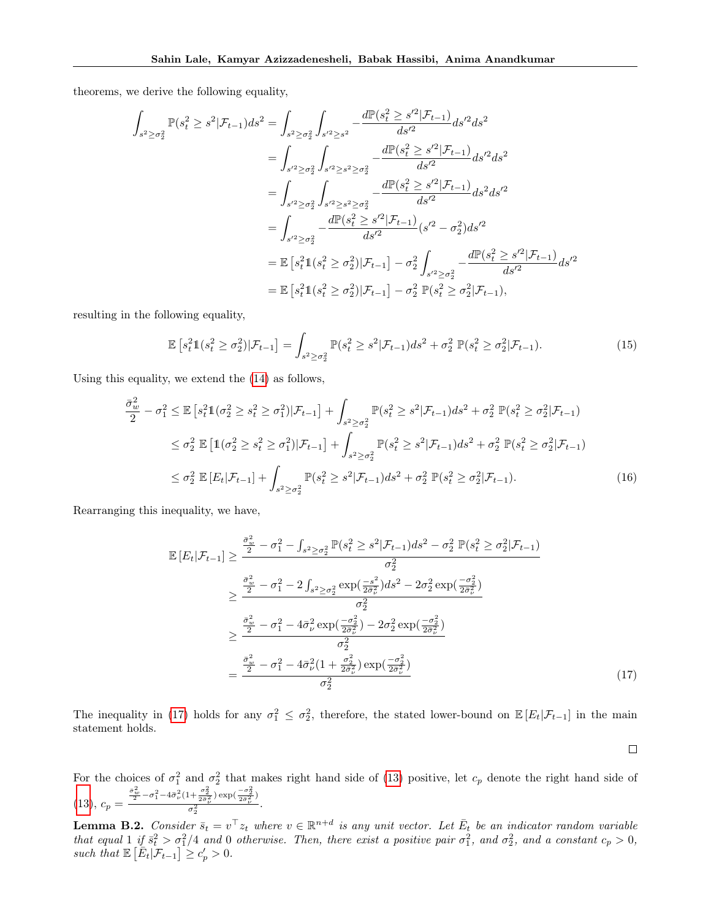theorems, we derive the following equality,

$$
\begin{aligned}
\int_{s^2\geq\sigma_2^2} \mathbb{P}(s_t^2 \geq s^2|\mathcal{F}_{t-1})ds^2 &= \int_{s^2\geq\sigma_2^2}\int_{s'^2\geq s^2} -\frac{d\mathbb{P}(s_t^2\geq s'^2|\mathcal{F}_{t-1})}{ds'^2}ds'^2 ds^2 \\
&= \int_{s'^2\geq\sigma_2^2}\int_{s'^2\geq s^2\geq\sigma_2^2} -\frac{d\mathbb{P}(s_t^2\geq s'^2|\mathcal{F}_{t-1})}{ds'^2}ds'^2 ds^2 \\
&= \int_{s'^2\geq\sigma_2^2}\int_{s'^2\geq s^2\geq\sigma_2^2} -\frac{d\mathbb{P}(s_t^2\geq s'^2|\mathcal{F}_{t-1})}{ds'^2}ds^2 ds'^2 \\
&= \int_{s'^2\geq\sigma_2^2} -\frac{d\mathbb{P}(s_t^2\geq s'^2|\mathcal{F}_{t-1})}{ds'^2}(s'^2-\sigma_2^2) ds'^2 \\
&= \mathbb{E}\left[s_t^2 \mathbb{1}(s_t^2\geq\sigma_2^2)|\mathcal{F}_{t-1}\right] - \sigma_2^2\int_{s'^2\geq\sigma_2^2} -\frac{d\mathbb{P}(s_t^2\geq s'^2|\mathcal{F}_{t-1})}{ds'^2}ds'^2 \\
&= \mathbb{E}\left[s_t^2 \mathbb{1}(s_t^2\geq\sigma_2^2)|\mathcal{F}_{t-1}\right] - \sigma_2^2\ \mathbb{P}(s_t^2\geq\sigma_2^2|\mathcal{F}_{t-1}),
\end{aligned}
$$

resulting in the following equality,

$$
\mathbb{E}\left[s_t^2 \mathbb{1}(s_t^2\geq\sigma_2^2)|\mathcal{F}_{t-1}\right] = \int_{s^2\geq\sigma_2^2} \mathbb{P}(s_t^2\geq s^2|\mathcal{F}_{t-1})ds^2 + \sigma_2^2\ \mathbb{P}(s_t^2\geq\sigma_2^2|\mathcal{F}_{t-1}). \tag{15}
$$

Using this equality, we extend the (14) as follows,

$$
\begin{aligned}
\frac{\bar{\sigma}_w^2}{2} - \sigma_1^2 &\leq \mathbb{E}\left[s_t^2\mathbb{1}(\sigma_2^2\geq s_t^2\geq\sigma_1^2)|\mathcal{F}_{t-1}\right] + \int_{s^2\geq\sigma_2^2}\mathbb{P}(s_t^2\geq s^2|\mathcal{F}_{t-1})ds^2 + \sigma_2^2\ \mathbb{P}(s_t^2\geq\sigma_2^2|\mathcal{F}_{t-1}) \\
&\leq \sigma_2^2\ \mathbb{E}\left[\mathbb{1}(\sigma_2^2\geq s_t^2\geq\sigma_1^2)|\mathcal{F}_{t-1}\right] + \int_{s^2\geq\sigma_2^2}\mathbb{P}(s_t^2\geq s^2|\mathcal{F}_{t-1})ds^2 + \sigma_2^2\ \mathbb{P}(s_t^2\geq\sigma_2^2|\mathcal{F}_{t-1}) \\
&\leq \sigma_2^2\ \mathbb{E}\left[E_t|\mathcal{F}_{t-1}\right] + \int_{s^2\geq\sigma_2^2}\mathbb{P}(s_t^2\geq s^2|\mathcal{F}_{t-1})ds^2 + \sigma_2^2\ \mathbb{P}(s_t^2\geq\sigma_2^2|\mathcal{F}_{t-1}).
\end{aligned} \tag{16}
$$

Rearranging this inequality, we have,

$$
\begin{aligned}
\mathbb{E}\left[E_t|\mathcal{F}_{t-1}\right] &\geq \frac{\frac{\bar{\sigma}_w^2}{2} - \sigma_1^2 - \int_{s^2\geq\sigma_2^2}\mathbb{P}(s_t^2\geq s^2|\mathcal{F}_{t-1})ds^2 - \sigma_2^2\ \mathbb{P}(s_t^2\geq\sigma_2^2|\mathcal{F}_{t-1})}{\sigma_2^2} \\
&\geq \frac{\frac{\bar{\sigma}_w^2}{2} - \sigma_1^2 - 2\int_{s^2\geq\sigma_2^2}\exp(\frac{-s^2}{2\bar{\sigma}_\nu^2})ds^2 - 2\sigma_2^2\exp(\frac{-\sigma_2^2}{2\bar{\sigma}_\nu^2})}{\sigma_2^2} \\
&\geq \frac{\frac{\bar{\sigma}_w^2}{2} - \sigma_1^2 - 4\bar{\sigma}_\nu^2\exp(\frac{-\sigma_2^2}{2\bar{\sigma}_\nu^2}) - 2\sigma_2^2\exp(\frac{-\sigma_2^2}{2\bar{\sigma}_\nu^2})}{\sigma_2^2} \\
&= \frac{\frac{\bar{\sigma}_w^2}{2} - \sigma_1^2 - 4\bar{\sigma}_\nu^2(1+\frac{\sigma_2^2}{2\bar{\sigma}_\nu^2})\exp(\frac{-\sigma_2^2}{2\bar{\sigma}_\nu^2})}{\sigma_2^2}
\end{aligned} \tag{17}
$$

The inequality in (17) holds for any $\sigma_1^2 \leq \sigma_2^2$, therefore, the stated lower-bound on $\mathbb{E}\left[E_t|\mathcal{F}_{t-1}\right]$ in the main statement holds.

□

For the choices of $\sigma_1^2$ and $\sigma_2^2$ that makes right hand side of (13) positive, let $c_p$ denote the right hand side of (13), $c_p = \frac{\frac{\bar{\sigma}_w^2}{2} - \sigma_1^2 - 4\bar{\sigma}_\nu^2(1+\frac{\sigma_2^2}{2\bar{\sigma}_\nu^2})\exp(\frac{-\sigma_2^2}{2\bar{\sigma}_\nu^2})}{\sigma_2^2}$.

**Lemma B.2.** *Consider $\bar{s}_t = v^\top z_t$ where $v \in \mathbb{R}^{n+d}$ is any unit vector. Let $\bar{E}_t$ be an indicator random variable that equal 1 if $\bar{s}_t^2 > \sigma_1^2/4$ and 0 otherwise. Then, there exist a positive pair $\sigma_1^2$, and $\sigma_2^2$, and a constant $c_p > 0$, such that $\mathbb{E}\left[\bar{E}_t|\mathcal{F}_{t-1}\right] \geq c_p' > 0$.*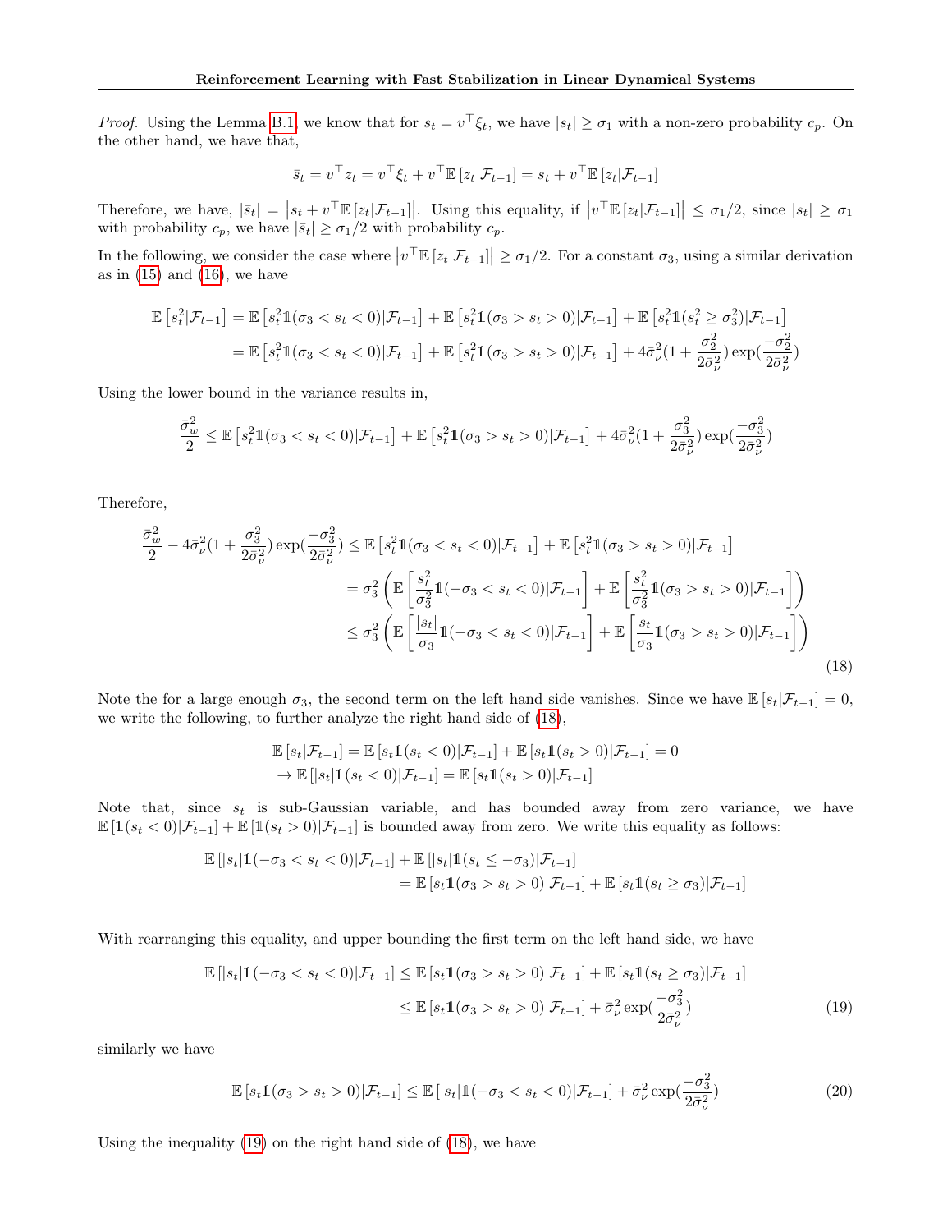*Proof.* Using the Lemma B.1, we know that for $s_t = v^\top \xi_t$, we have $|s_t| \geq \sigma_1$ with a non-zero probability $c_p$. On the other hand, we have that,

$$\bar{s}_t = v^\top z_t = v^\top \xi_t + v^\top \mathbb{E}\left[z_t | \mathcal{F}_{t-1}\right] = s_t + v^\top \mathbb{E}\left[z_t | \mathcal{F}_{t-1}\right]$$

Therefore, we have, $|\bar{s}_t| = \left|s_t + v^\top \mathbb{E}\left[z_t|\mathcal{F}_{t-1}\right]\right|$. Using this equality, if $\left|v^\top \mathbb{E}\left[z_t|\mathcal{F}_{t-1}\right]\right| \leq \sigma_1/2$, since $|s_t| \geq \sigma_1$ with probability $c_p$, we have $|\bar{s}_t| \geq \sigma_1/2$ with probability $c_p$.

In the following, we consider the case where $\left|v^\top \mathbb{E}\left[z_t|\mathcal{F}_{t-1}\right]\right| \geq \sigma_1/2$. For a constant $\sigma_3$, using a similar derivation as in (15) and (16), we have

$$\begin{aligned}
\mathbb{E}\left[s_t^2|\mathcal{F}_{t-1}\right] &= \mathbb{E}\left[s_t^2 \mathbb{1}(\sigma_3 < s_t < 0)|\mathcal{F}_{t-1}\right] + \mathbb{E}\left[s_t^2 \mathbb{1}(\sigma_3 > s_t > 0)|\mathcal{F}_{t-1}\right] + \mathbb{E}\left[s_t^2 \mathbb{1}(s_t^2 \geq \sigma_3^2)|\mathcal{F}_{t-1}\right] \\
&= \mathbb{E}\left[s_t^2 \mathbb{1}(\sigma_3 < s_t < 0)|\mathcal{F}_{t-1}\right] + \mathbb{E}\left[s_t^2 \mathbb{1}(\sigma_3 > s_t > 0)|\mathcal{F}_{t-1}\right] + 4\bar{\sigma}_\nu^2 (1 + \frac{\sigma_2^2}{2\bar{\sigma}_\nu^2}) \exp(\frac{-\sigma_2^2}{2\bar{\sigma}_\nu^2})
\end{aligned}$$

Using the lower bound in the variance results in,

$$\frac{\bar{\sigma}_w^2}{2} \leq \mathbb{E}\left[s_t^2 \mathbb{1}(\sigma_3 < s_t < 0)|\mathcal{F}_{t-1}\right] + \mathbb{E}\left[s_t^2 \mathbb{1}(\sigma_3 > s_t > 0)|\mathcal{F}_{t-1}\right] + 4\bar{\sigma}_\nu^2 (1 + \frac{\sigma_3^2}{2\bar{\sigma}_\nu^2}) \exp(\frac{-\sigma_3^2}{2\bar{\sigma}_\nu^2})$$

Therefore,

$$\begin{aligned}
\frac{\bar{\sigma}_w^2}{2} - 4\bar{\sigma}_\nu^2 (1 + \frac{\sigma_3^2}{2\bar{\sigma}_\nu^2}) \exp(\frac{-\sigma_3^2}{2\bar{\sigma}_\nu^2}) &\leq \mathbb{E}\left[s_t^2 \mathbb{1}(\sigma_3 < s_t < 0)|\mathcal{F}_{t-1}\right] + \mathbb{E}\left[s_t^2 \mathbb{1}(\sigma_3 > s_t > 0)|\mathcal{F}_{t-1}\right] \\
&= \sigma_3^2 \left( \mathbb{E}\left[\frac{s_t^2}{\sigma_3^2} \mathbb{1}(-\sigma_3 < s_t < 0)|\mathcal{F}_{t-1}\right] + \mathbb{E}\left[\frac{s_t^2}{\sigma_3^2} \mathbb{1}(\sigma_3 > s_t > 0)|\mathcal{F}_{t-1}\right] \right) \\
&\leq \sigma_3^2 \left( \mathbb{E}\left[\frac{|s_t|}{\sigma_3} \mathbb{1}(-\sigma_3 < s_t < 0)|\mathcal{F}_{t-1}\right] + \mathbb{E}\left[\frac{s_t}{\sigma_3} \mathbb{1}(\sigma_3 > s_t > 0)|\mathcal{F}_{t-1}\right] \right)
\end{aligned} \tag{18}$$

Note the for a large enough $\sigma_3$, the second term on the left hand side vanishes. Since we have $\mathbb{E}\left[s_t|\mathcal{F}_{t-1}\right] = 0$, we write the following, to further analyze the right hand side of (18),

$$\begin{aligned}
&\mathbb{E}\left[s_t|\mathcal{F}_{t-1}\right] = \mathbb{E}\left[s_t \mathbb{1}(s_t < 0)|\mathcal{F}_{t-1}\right] + \mathbb{E}\left[s_t \mathbb{1}(s_t > 0)|\mathcal{F}_{t-1}\right] = 0 \\
&\to \mathbb{E}\left[|s_t| \mathbb{1}(s_t < 0)|\mathcal{F}_{t-1}\right] = \mathbb{E}\left[s_t \mathbb{1}(s_t > 0)|\mathcal{F}_{t-1}\right]
\end{aligned}$$

Note that, since $s_t$ is sub-Gaussian variable, and has bounded away from zero variance, we have $\mathbb{E}\left[\mathbb{1}(s_t < 0)|\mathcal{F}_{t-1}\right] + \mathbb{E}\left[\mathbb{1}(s_t > 0)|\mathcal{F}_{t-1}\right]$ is bounded away from zero. We write this equality as follows:

$$\begin{aligned}
\mathbb{E}\left[|s_t| \mathbb{1}(-\sigma_3 < s_t < 0)|\mathcal{F}_{t-1}\right] &+ \mathbb{E}\left[|s_t| \mathbb{1}(s_t \leq -\sigma_3)|\mathcal{F}_{t-1}\right] \\
&= \mathbb{E}\left[s_t \mathbb{1}(\sigma_3 > s_t > 0)|\mathcal{F}_{t-1}\right] + \mathbb{E}\left[s_t \mathbb{1}(s_t \geq \sigma_3)|\mathcal{F}_{t-1}\right]
\end{aligned}$$

With rearranging this equality, and upper bounding the first term on the left hand side, we have

$$\begin{aligned}
\mathbb{E}\left[|s_t| \mathbb{1}(-\sigma_3 < s_t < 0)|\mathcal{F}_{t-1}\right] &\leq \mathbb{E}\left[s_t \mathbb{1}(\sigma_3 > s_t > 0)|\mathcal{F}_{t-1}\right] + \mathbb{E}\left[s_t \mathbb{1}(s_t \geq \sigma_3)|\mathcal{F}_{t-1}\right] \\
&\leq \mathbb{E}\left[s_t \mathbb{1}(\sigma_3 > s_t > 0)|\mathcal{F}_{t-1}\right] + \bar{\sigma}_\nu^2 \exp(\frac{-\sigma_3^2}{2\bar{\sigma}_\nu^2})
\end{aligned} \tag{19}$$

similarly we have

$$\mathbb{E}\left[s_t \mathbb{1}(\sigma_3 > s_t > 0)|\mathcal{F}_{t-1}\right] \leq \mathbb{E}\left[|s_t| \mathbb{1}(-\sigma_3 < s_t < 0)|\mathcal{F}_{t-1}\right] + \bar{\sigma}_\nu^2 \exp(\frac{-\sigma_3^2}{2\bar{\sigma}_\nu^2}) \tag{20}$$

Using the inequality (19) on the right hand side of (18), we have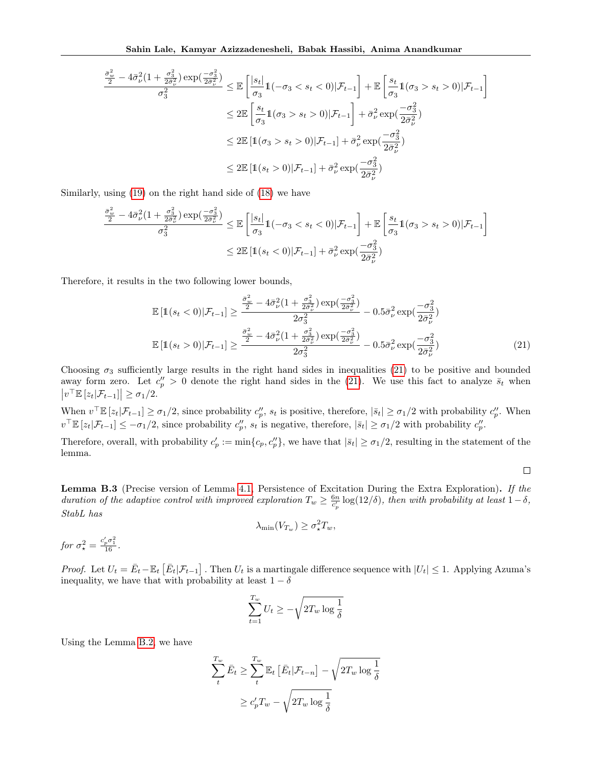$$
\begin{aligned}
\frac{\frac{\bar{\sigma}_w^2}{2} - 4\bar{\sigma}_\nu^2(1+\frac{\sigma_3^2}{2\bar{\sigma}_\nu^2})\exp(\frac{-\sigma_3^2}{2\bar{\sigma}_\nu^2})}{\sigma_3^2} &\leq \mathbb{E}\left[\frac{|s_t|}{\sigma_3}\mathbb{1}(-\sigma_3 < s_t < 0)|\mathcal{F}_{t-1}\right] + \mathbb{E}\left[\frac{s_t}{\sigma_3}\mathbb{1}(\sigma_3 > s_t > 0)|\mathcal{F}_{t-1}\right] \\
&\leq 2\mathbb{E}\left[\frac{s_t}{\sigma_3}\mathbb{1}(\sigma_3 > s_t > 0)|\mathcal{F}_{t-1}\right] + \bar{\sigma}_\nu^2\exp(\frac{-\sigma_3^2}{2\bar{\sigma}_\nu^2}) \\
&\leq 2\mathbb{E}\left[\mathbb{1}(\sigma_3 > s_t > 0)|\mathcal{F}_{t-1}\right] + \bar{\sigma}_\nu^2\exp(\frac{-\sigma_3^2}{2\bar{\sigma}_\nu^2}) \\
&\leq 2\mathbb{E}\left[\mathbb{1}(s_t > 0)|\mathcal{F}_{t-1}\right] + \bar{\sigma}_\nu^2\exp(\frac{-\sigma_3^2}{2\bar{\sigma}_\nu^2})
\end{aligned}
$$

Similarly, using (19) on the right hand side of (18) we have

$$
\begin{aligned}
\frac{\frac{\bar{\sigma}_w^2}{2} - 4\bar{\sigma}_\nu^2(1+\frac{\sigma_3^2}{2\bar{\sigma}_\nu^2})\exp(\frac{-\sigma_3^2}{2\bar{\sigma}_\nu^2})}{\sigma_3^2} &\leq \mathbb{E}\left[\frac{|s_t|}{\sigma_3}\mathbb{1}(-\sigma_3 < s_t < 0)|\mathcal{F}_{t-1}\right] + \mathbb{E}\left[\frac{s_t}{\sigma_3}\mathbb{1}(\sigma_3 > s_t > 0)|\mathcal{F}_{t-1}\right] \\
&\leq 2\mathbb{E}\left[\mathbb{1}(s_t < 0)|\mathcal{F}_{t-1}\right] + \bar{\sigma}_\nu^2\exp(\frac{-\sigma_3^2}{2\bar{\sigma}_\nu^2})
\end{aligned}
$$

Therefore, it results in the two following lower bounds,

$$
\begin{aligned}
\mathbb{E}\left[\mathbb{1}(s_t < 0)|\mathcal{F}_{t-1}\right] &\geq \frac{\frac{\bar{\sigma}_w^2}{2} - 4\bar{\sigma}_\nu^2(1+\frac{\sigma_3^2}{2\bar{\sigma}_\nu^2})\exp(\frac{-\sigma_3^2}{2\bar{\sigma}_\nu^2})}{2\sigma_3^2} - 0.5\bar{\sigma}_\nu^2\exp(\frac{-\sigma_3^2}{2\bar{\sigma}_\nu^2}) \\
\mathbb{E}\left[\mathbb{1}(s_t > 0)|\mathcal{F}_{t-1}\right] &\geq \frac{\frac{\bar{\sigma}_w^2}{2} - 4\bar{\sigma}_\nu^2(1+\frac{\sigma_3^2}{2\bar{\sigma}_\nu^2})\exp(\frac{-\sigma_3^2}{2\bar{\sigma}_\nu^2})}{2\sigma_3^2} - 0.5\bar{\sigma}_\nu^2\exp(\frac{-\sigma_3^2}{2\bar{\sigma}_\nu^2})
\end{aligned}
\tag{21}
$$

Choosing $\sigma_3$ sufficiently large results in the right hand sides in inequalities (21) to be positive and bounded away form zero. Let $c_p'' > 0$ denote the right hand sides in the (21). We use this fact to analyze $\bar{s}_t$ when $\left|v^\top \mathbb{E}\left[z_t|\mathcal{F}_{t-1}\right]\right| \geq \sigma_1/2$.

When $v^\top \mathbb{E}\left[z_t|\mathcal{F}_{t-1}\right] \geq \sigma_1/2$, since probability $c_p''$, $s_t$ is positive, therefore, $|\bar{s}_t| \geq \sigma_1/2$ with probability $c_p''$. When $v^\top \mathbb{E}\left[z_t|\mathcal{F}_{t-1}\right] \leq -\sigma_1/2$, since probability $c_p''$, $s_t$ is negative, therefore, $|\bar{s}_t| \geq \sigma_1/2$ with probability $c_p''$.

Therefore, overall, with probability $c_p' := \min\{c_p, c_p''\}$, we have that $|\bar{s}_t| \geq \sigma_1/2$, resulting in the statement of the lemma.

□

**Lemma B.3** (Precise version of Lemma 4.1, Persistence of Excitation During the Extra Exploration)**.** *If the duration of the adaptive control with improved exploration $T_w \geq \frac{6n}{c_p'}\log(12/\delta)$, then with probability at least $1-\delta$, StabL has*

$$
\lambda_{\min}(V_{T_w}) \geq \sigma_\star^2 T_w,
$$

*for $\sigma_\star^2 = \frac{c_p'\sigma_1^2}{16}$.*

*Proof.* Let $U_t = \bar{E}_t - \mathbb{E}_t\left[\bar{E}_t|\mathcal{F}_{t-1}\right]$. Then $U_t$ is a martingale difference sequence with $|U_t| \leq 1$. Applying Azuma's inequality, we have that with probability at least $1-\delta$

$$
\sum_{t=1}^{T_w} U_t \geq -\sqrt{2T_w \log\frac{1}{\delta}}
$$

Using the Lemma B.2, we have

$$
\begin{aligned}
\sum_t^{T_w} \bar{E}_t &\geq \sum_t^{T_w} \mathbb{E}_t\left[\bar{E}_t|\mathcal{F}_{t-n}\right] - \sqrt{2T_w \log\frac{1}{\delta}} \\
&\geq c_p' T_w - \sqrt{2T_w \log\frac{1}{\delta}}
\end{aligned}
$$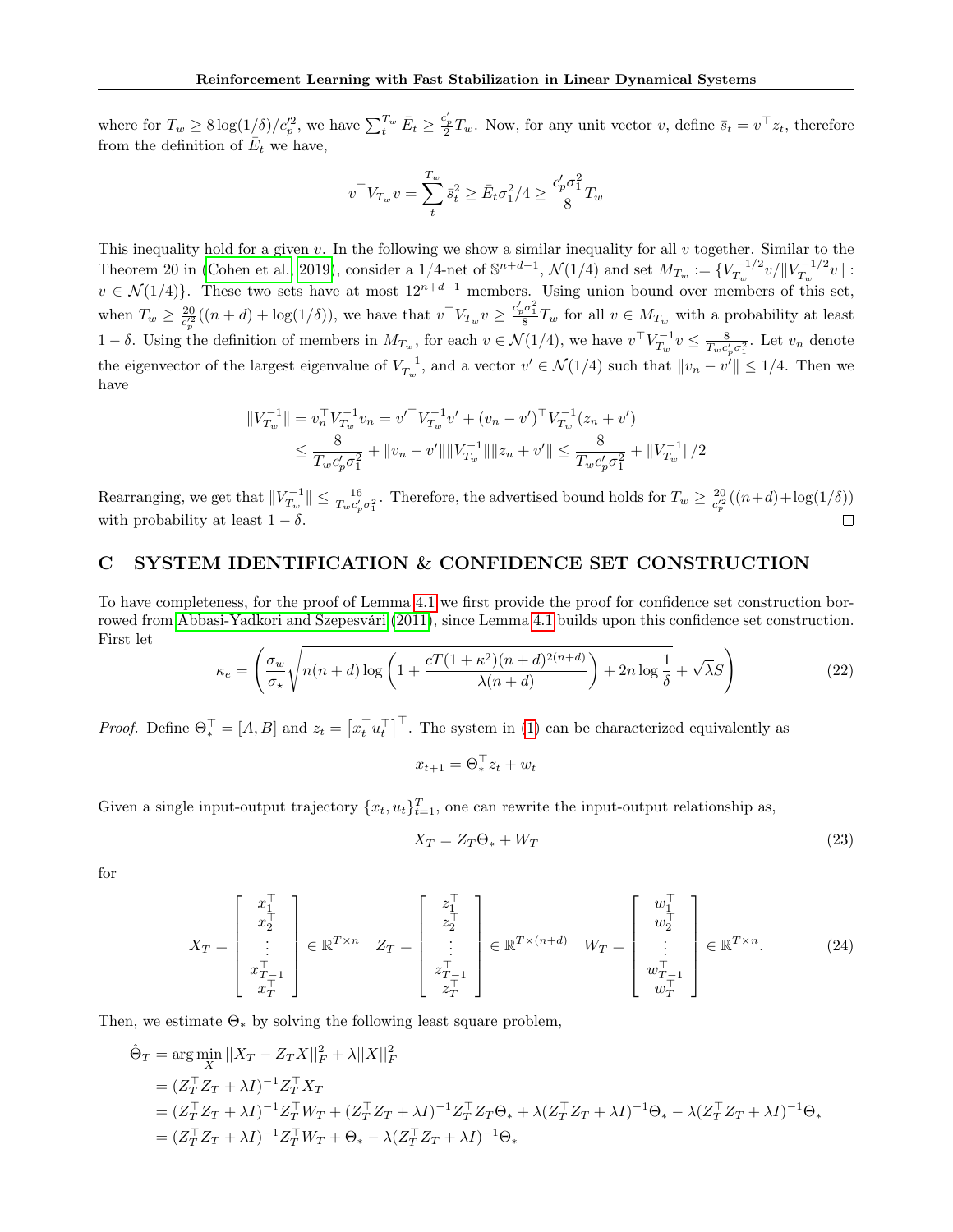where for $T_w \geq 8\log(1/\delta)/c_p'^2$, we have $\sum_t^{T_w} \bar{E}_t \geq \frac{c_p'}{2}T_w$. Now, for any unit vector $v$, define $\bar{s}_t = v^\top z_t$, therefore from the definition of $\bar{E}_t$ we have,

$$v^\top V_{T_w} v = \sum_t^{T_w} \bar{s}_t^2 \geq \bar{E}_t \sigma_1^2/4 \geq \frac{c_p' \sigma_1^2}{8} T_w$$

This inequality hold for a given $v$. In the following we show a similar inequality for all $v$ together. Similar to the Theorem 20 in (Cohen et al., 2019), consider a 1/4-net of $\mathbb{S}^{n+d-1}$, $\mathcal{N}(1/4)$ and set $M_{T_w} := \{V_{T_w}^{-1/2} v / \|V_{T_w}^{-1/2} v\| : v \in \mathcal{N}(1/4)\}$. These two sets have at most $12^{n+d-1}$ members. Using union bound over members of this set, when $T_w \geq \frac{20}{c_p'^2}((n+d) + \log(1/\delta))$, we have that $v^\top V_{T_w} v \geq \frac{c_p' \sigma_1^2}{8} T_w$ for all $v \in M_{T_w}$ with a probability at least $1-\delta$. Using the definition of members in $M_{T_w}$, for each $v \in \mathcal{N}(1/4)$, we have $v^\top V_{T_w}^{-1} v \leq \frac{8}{T_w c_p' \sigma_1^2}$. Let $v_n$ denote the eigenvector of the largest eigenvalue of $V_{T_w}^{-1}$, and a vector $v' \in \mathcal{N}(1/4)$ such that $\|v_n - v'\| \leq 1/4$. Then we have

$$\begin{aligned}
\|V_{T_w}^{-1}\| = v_n^\top V_{T_w}^{-1} v_n &= v'^\top V_{T_w}^{-1} v' + (v_n - v')^\top V_{T_w}^{-1}(z_n + v') \\
&\leq \frac{8}{T_w c_p' \sigma_1^2} + \|v_n - v'\| \|V_{T_w}^{-1}\| \|z_n + v'\| \leq \frac{8}{T_w c_p' \sigma_1^2} + \|V_{T_w}^{-1}\|/2
\end{aligned}$$

Rearranging, we get that $\|V_{T_w}^{-1}\| \leq \frac{16}{T_w c_p' \sigma_1^2}$. Therefore, the advertised bound holds for $T_w \geq \frac{20}{c_p'^2}((n+d)+\log(1/\delta))$ with probability at least $1-\delta$. $\square$

# C SYSTEM IDENTIFICATION & CONFIDENCE SET CONSTRUCTION

To have completeness, for the proof of Lemma 4.1 we first provide the proof for confidence set construction borrowed from Abbasi-Yadkori and Szepesvári (2011), since Lemma 4.1 builds upon this confidence set construction. First let

$$\kappa_e = \left( \frac{\sigma_w}{\sigma_\star} \sqrt{n(n+d)\log\left(1 + \frac{cT(1+\kappa^2)(n+d)^{2(n+d)}}{\lambda(n+d)}\right) + 2n\log\frac{1}{\delta}} + \sqrt{\lambda}S \right) \tag{22}$$

*Proof.* Define $\Theta_*^\top = [A, B]$ and $z_t = \left[x_t^\top u_t^\top\right]^\top$. The system in (1) can be characterized equivalently as

$$x_{t+1} = \Theta_*^\top z_t + w_t$$

Given a single input-output trajectory $\{x_t, u_t\}_{t=1}^T$, one can rewrite the input-output relationship as,

$$X_T = Z_T \Theta_* + W_T \tag{23}$$

for

$$X_T = \begin{bmatrix} x_1^\top \\ x_2^\top \\ \vdots \\ x_{T-1}^\top \\ x_T^\top \end{bmatrix} \in \mathbb{R}^{T\times n} \quad Z_T = \begin{bmatrix} z_1^\top \\ z_2^\top \\ \vdots \\ z_{T-1}^\top \\ z_T^\top \end{bmatrix} \in \mathbb{R}^{T\times(n+d)} \quad W_T = \begin{bmatrix} w_1^\top \\ w_2^\top \\ \vdots \\ w_{T-1}^\top \\ w_T^\top \end{bmatrix} \in \mathbb{R}^{T\times n}. \tag{24}$$

Then, we estimate $\Theta_*$ by solving the following least square problem,

$$\begin{aligned}
\hat{\Theta}_T &= \arg\min_X ||X_T - Z_T X||_F^2 + \lambda ||X||_F^2 \\
&= (Z_T^\top Z_T + \lambda I)^{-1} Z_T^\top X_T \\
&= (Z_T^\top Z_T + \lambda I)^{-1} Z_T^\top W_T + (Z_T^\top Z_T + \lambda I)^{-1} Z_T^\top Z_T \Theta_* + \lambda (Z_T^\top Z_T + \lambda I)^{-1}\Theta_* - \lambda (Z_T^\top Z_T + \lambda I)^{-1}\Theta_* \\
&= (Z_T^\top Z_T + \lambda I)^{-1} Z_T^\top W_T + \Theta_* - \lambda (Z_T^\top Z_T + \lambda I)^{-1}\Theta_*
\end{aligned}$$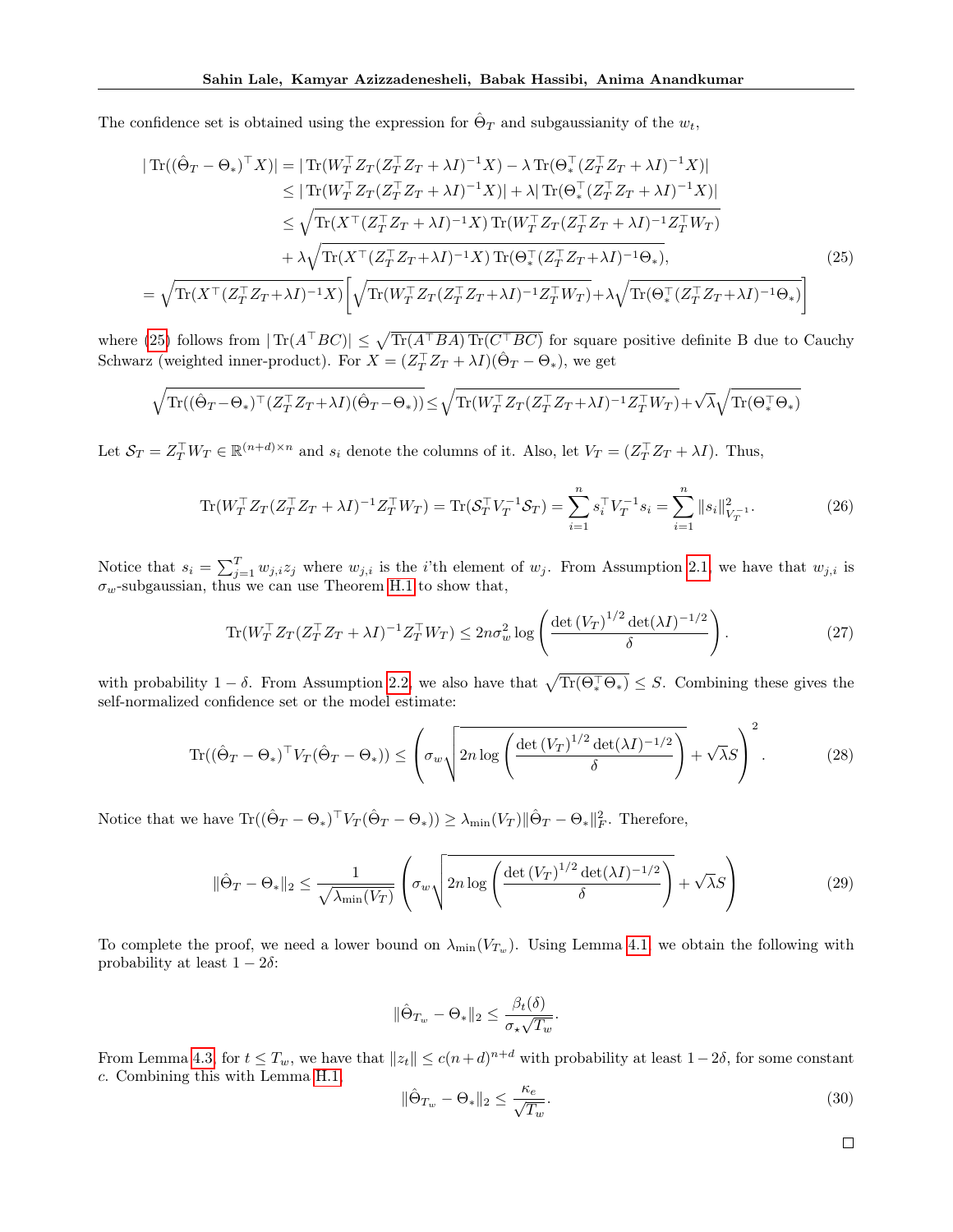The confidence set is obtained using the expression for $\hat{\Theta}_T$ and subgaussianity of the $w_t$,

$$
\begin{aligned}
|\operatorname{Tr}((\hat{\Theta}_T - \Theta_*)^\top X)| &= |\operatorname{Tr}(W_T^\top Z_T (Z_T^\top Z_T + \lambda I)^{-1} X) - \lambda \operatorname{Tr}(\Theta_*^\top (Z_T^\top Z_T + \lambda I)^{-1} X)| \\
&\leq |\operatorname{Tr}(W_T^\top Z_T (Z_T^\top Z_T + \lambda I)^{-1} X)| + \lambda |\operatorname{Tr}(\Theta_*^\top (Z_T^\top Z_T + \lambda I)^{-1} X)| \\
&\leq \sqrt{\operatorname{Tr}(X^\top (Z_T^\top Z_T + \lambda I)^{-1} X) \operatorname{Tr}(W_T^\top Z_T (Z_T^\top Z_T + \lambda I)^{-1} Z_T^\top W_T)} \\
&\quad + \lambda \sqrt{\operatorname{Tr}(X^\top (Z_T^\top Z_T + \lambda I)^{-1} X) \operatorname{Tr}(\Theta_*^\top (Z_T^\top Z_T + \lambda I)^{-1} \Theta_*)}, \qquad (25) \\
&= \sqrt{\operatorname{Tr}(X^\top (Z_T^\top Z_T + \lambda I)^{-1} X)} \left[ \sqrt{\operatorname{Tr}(W_T^\top Z_T (Z_T^\top Z_T + \lambda I)^{-1} Z_T^\top W_T)} + \lambda \sqrt{\operatorname{Tr}(\Theta_*^\top (Z_T^\top Z_T + \lambda I)^{-1} \Theta_*)} \right]
\end{aligned}
$$

where (25) follows from $|\operatorname{Tr}(A^\top BC)| \leq \sqrt{\operatorname{Tr}(A^\top BA) \operatorname{Tr}(C^\top BC)}$ for square positive definite B due to Cauchy Schwarz (weighted inner-product). For $X = (Z_T^\top Z_T + \lambda I)(\hat{\Theta}_T - \Theta_*)$, we get

$$
\sqrt{\operatorname{Tr}((\hat{\Theta}_T - \Theta_*)^\top (Z_T^\top Z_T + \lambda I)(\hat{\Theta}_T - \Theta_*))} \leq \sqrt{\operatorname{Tr}(W_T^\top Z_T (Z_T^\top Z_T + \lambda I)^{-1} Z_T^\top W_T)} + \sqrt{\lambda} \sqrt{\operatorname{Tr}(\Theta_*^\top \Theta_*)}
$$

Let $\mathcal{S}_T = Z_T^\top W_T \in \mathbb{R}^{(n+d) \times n}$ and $s_i$ denote the columns of it. Also, let $V_T = (Z_T^\top Z_T + \lambda I)$. Thus,

$$
\operatorname{Tr}(W_T^\top Z_T (Z_T^\top Z_T + \lambda I)^{-1} Z_T^\top W_T) = \operatorname{Tr}(\mathcal{S}_T^\top V_T^{-1} \mathcal{S}_T) = \sum_{i=1}^n s_i^\top V_T^{-1} s_i = \sum_{i=1}^n \|s_i\|^2_{V_T^{-1}}. \qquad (26)
$$

Notice that $s_i = \sum_{j=1}^T w_{j,i} z_j$ where $w_{j,i}$ is the $i$'th element of $w_j$. From Assumption 2.1, we have that $w_{j,i}$ is $\sigma_w$-subgaussian, thus we can use Theorem H.1 to show that,

$$
\operatorname{Tr}(W_T^\top Z_T (Z_T^\top Z_T + \lambda I)^{-1} Z_T^\top W_T) \leq 2n\sigma_w^2 \log \left( \frac{\det(V_T)^{1/2} \det(\lambda I)^{-1/2}}{\delta} \right). \qquad (27)
$$

with probability $1 - \delta$. From Assumption 2.2, we also have that $\sqrt{\operatorname{Tr}(\Theta_*^\top \Theta_*)} \leq S$. Combining these gives the self-normalized confidence set or the model estimate:

$$
\operatorname{Tr}((\hat{\Theta}_T - \Theta_*)^\top V_T (\hat{\Theta}_T - \Theta_*)) \leq \left( \sigma_w \sqrt{2n \log \left( \frac{\det(V_T)^{1/2} \det(\lambda I)^{-1/2}}{\delta} \right)} + \sqrt{\lambda} S \right)^2. \qquad (28)
$$

Notice that we have $\operatorname{Tr}((\hat{\Theta}_T - \Theta_*)^\top V_T (\hat{\Theta}_T - \Theta_*)) \geq \lambda_{\min}(V_T) \|\hat{\Theta}_T - \Theta_*\|_F^2$. Therefore,

$$
\|\hat{\Theta}_T - \Theta_*\|_2 \leq \frac{1}{\sqrt{\lambda_{\min}(V_T)}} \left( \sigma_w \sqrt{2n \log \left( \frac{\det(V_T)^{1/2} \det(\lambda I)^{-1/2}}{\delta} \right)} + \sqrt{\lambda} S \right) \qquad (29)
$$

To complete the proof, we need a lower bound on $\lambda_{\min}(V_{T_w})$. Using Lemma 4.1, we obtain the following with probability at least $1 - 2\delta$:

$$
\|\hat{\Theta}_{T_w} - \Theta_*\|_2 \leq \frac{\beta_t(\delta)}{\sigma_\star \sqrt{T_w}}.
$$

From Lemma 4.3, for $t \leq T_w$, we have that $\|z_t\| \leq c(n+d)^{n+d}$ with probability at least $1 - 2\delta$, for some constant $c$. Combining this with Lemma H.1

$$
\|\hat{\Theta}_{T_w} - \Theta_*\|_2 \leq \frac{\kappa_e}{\sqrt{T_w}}. \qquad (30)
$$

□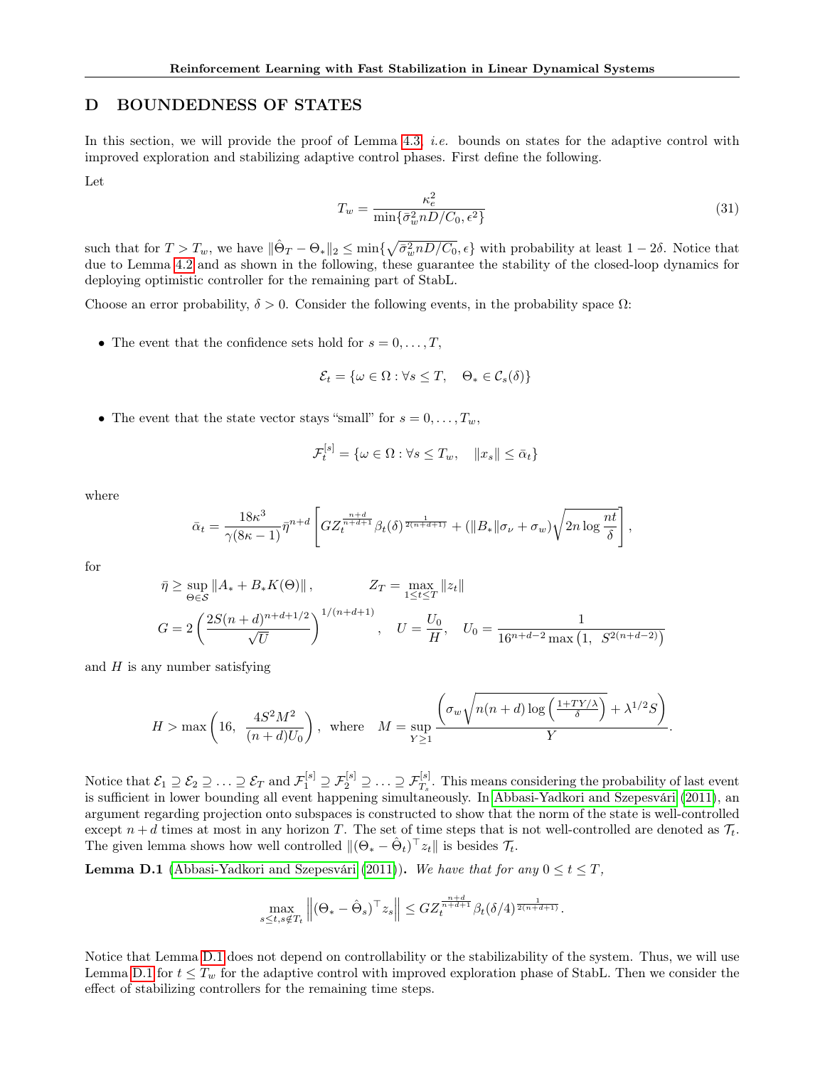## D BOUNDEDNESS OF STATES

In this section, we will provide the proof of Lemma 4.3, *i.e.* bounds on states for the adaptive control with improved exploration and stabilizing adaptive control phases. First define the following.

Let

$$T_w = \frac{\kappa_e^2}{\min\{\bar{\sigma}_w^2 nD/C_0, \epsilon^2\}} \tag{31}$$

such that for $T > T_w$, we have $\|\hat{\Theta}_T - \Theta_*\|_2 \leq \min\{\sqrt{\bar{\sigma}_w^2 nD/C_0}, \epsilon\}$ with probability at least $1 - 2\delta$. Notice that due to Lemma 4.2 and as shown in the following, these guarantee the stability of the closed-loop dynamics for deploying optimistic controller for the remaining part of StabL.

Choose an error probability, $\delta > 0$. Consider the following events, in the probability space $\Omega$:

- The event that the confidence sets hold for $s = 0, \ldots, T$,

$$\mathcal{E}_t = \{\omega \in \Omega : \forall s \leq T, \quad \Theta_* \in \mathcal{C}_s(\delta)\}$$

- The event that the state vector stays "small" for $s = 0, \ldots, T_w$,

$$\mathcal{F}_t^{[s]} = \{\omega \in \Omega : \forall s \leq T_w, \quad \|x_s\| \leq \bar{\alpha}_t\}$$

where

$$\bar{\alpha}_t = \frac{18\kappa^3}{\gamma(8\kappa - 1)} \bar{\eta}^{n+d} \left[ G Z_t^{\frac{n+d}{n+d+1}} \beta_t(\delta)^{\frac{1}{2(n+d+1)}} + (\|B_*\|\sigma_\nu + \sigma_w)\sqrt{2n \log \frac{nt}{\delta}} \right],$$

for

$$\bar{\eta} \geq \sup_{\Theta \in \mathcal{S}} \|A_* + B_* K(\Theta)\|, \qquad\qquad Z_T = \max_{1 \leq t \leq T} \|z_t\|$$

$$G = 2 \left( \frac{2S(n+d)^{n+d+1/2}}{\sqrt{U}} \right)^{1/(n+d+1)}, \quad U = \frac{U_0}{H}, \quad U_0 = \frac{1}{16^{n+d-2} \max\left(1, \ S^{2(n+d-2)}\right)}$$

and $H$ is any number satisfying

$$H > \max\left(16, \ \frac{4S^2M^2}{(n+d)U_0}\right), \ \text{ where } \ M = \sup_{Y \geq 1} \frac{\left(\sigma_w \sqrt{n(n+d) \log\left(\frac{1+TY/\lambda}{\delta}\right)} + \lambda^{1/2}S\right)}{Y}.$$

Notice that $\mathcal{E}_1 \supseteq \mathcal{E}_2 \supseteq \ldots \supseteq \mathcal{E}_T$ and $\mathcal{F}_1^{[s]} \supseteq \mathcal{F}_2^{[s]} \supseteq \ldots \supseteq \mathcal{F}_{T_s}^{[s]}$. This means considering the probability of last event is sufficient in lower bounding all event happening simultaneously. In Abbasi-Yadkori and Szepesvári (2011), an argument regarding projection onto subspaces is constructed to show that the norm of the state is well-controlled except $n + d$ times at most in any horizon $T$. The set of time steps that is not well-controlled are denoted as $\mathcal{T}_t$. The given lemma shows how well controlled $\|(\Theta_* - \hat{\Theta}_t)^\top z_t\|$ is besides $\mathcal{T}_t$.

**Lemma D.1** (Abbasi-Yadkori and Szepesvári (2011)). *We have that for any $0 \leq t \leq T$,*

$$\max_{s \leq t, s \notin \mathcal{T}_t} \left\| (\Theta_* - \hat{\Theta}_s)^\top z_s \right\| \leq G Z_t^{\frac{n+d}{n+d+1}} \beta_t(\delta/4)^{\frac{1}{2(n+d+1)}}.$$

Notice that Lemma D.1 does not depend on controllability or the stabilizability of the system. Thus, we will use Lemma D.1 for $t \leq T_w$ for the adaptive control with improved exploration phase of StabL. Then we consider the effect of stabilizing controllers for the remaining time steps.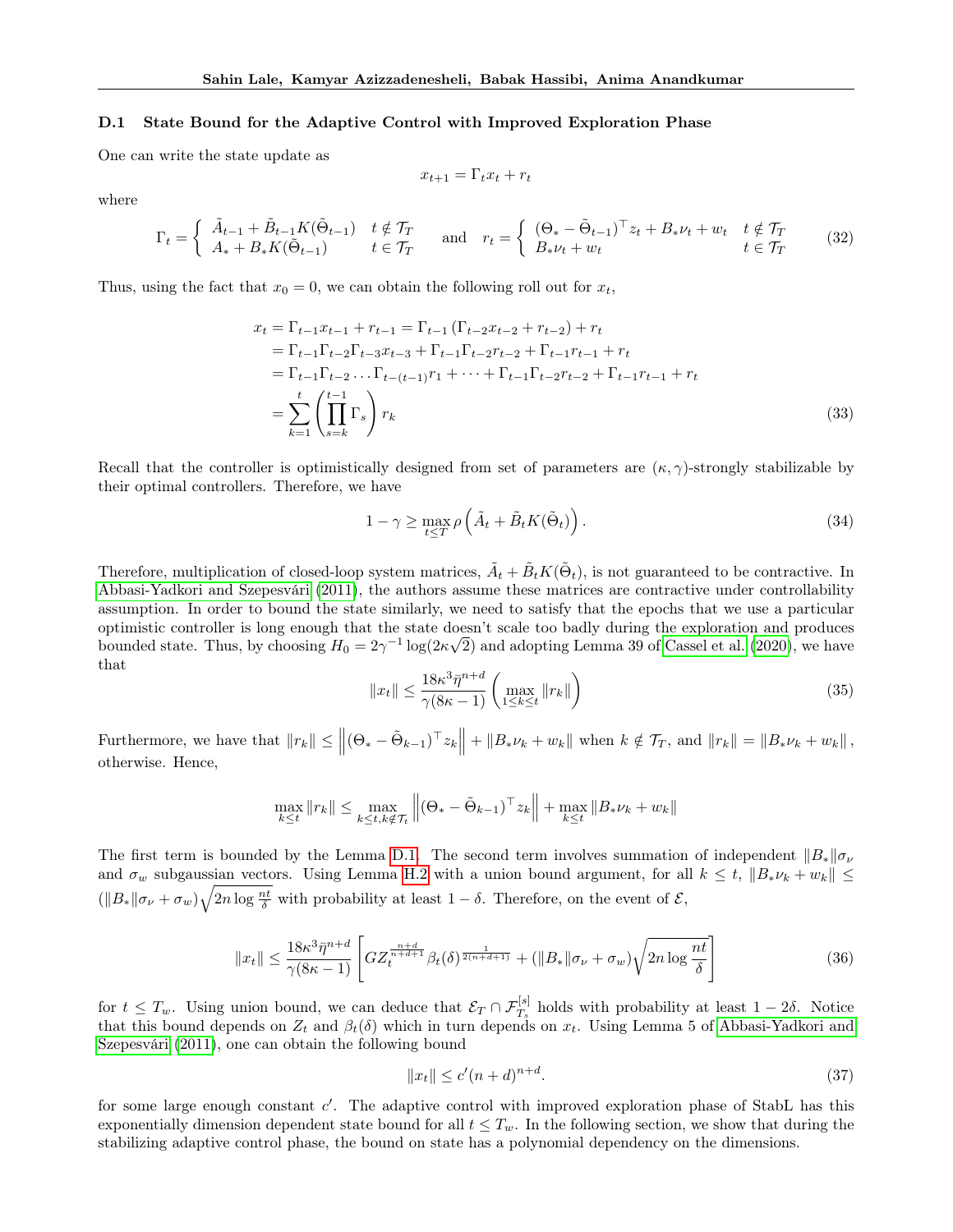### D.1 State Bound for the Adaptive Control with Improved Exploration Phase

One can write the state update as

$$x_{t+1} = \Gamma_t x_t + r_t$$

where

$$\Gamma_t = \begin{cases} \tilde{A}_{t-1} + \tilde{B}_{t-1} K(\tilde{\Theta}_{t-1}) & t \notin \mathcal{T}_T \\ A_* + B_* K(\tilde{\Theta}_{t-1}) & t \in \mathcal{T}_T \end{cases} \quad \text{and} \quad r_t = \begin{cases} (\Theta_* - \tilde{\Theta}_{t-1})^\top z_t + B_* \nu_t + w_t & t \notin \mathcal{T}_T \\ B_* \nu_t + w_t & t \in \mathcal{T}_T \end{cases} \tag{32}$$

Thus, using the fact that $x_0 = 0$, we can obtain the following roll out for $x_t$,

$$\begin{aligned} x_t &= \Gamma_{t-1} x_{t-1} + r_{t-1} = \Gamma_{t-1} \left( \Gamma_{t-2} x_{t-2} + r_{t-2} \right) + r_t \\ &= \Gamma_{t-1} \Gamma_{t-2} \Gamma_{t-3} x_{t-3} + \Gamma_{t-1} \Gamma_{t-2} r_{t-2} + \Gamma_{t-1} r_{t-1} + r_t \\ &= \Gamma_{t-1} \Gamma_{t-2} \ldots \Gamma_{t-(t-1)} r_1 + \cdots + \Gamma_{t-1} \Gamma_{t-2} r_{t-2} + \Gamma_{t-1} r_{t-1} + r_t \\ &= \sum_{k=1}^{t} \left( \prod_{s=k}^{t-1} \Gamma_s \right) r_k \end{aligned} \tag{33}$$

Recall that the controller is optimistically designed from set of parameters are $(\kappa, \gamma)$-strongly stabilizable by their optimal controllers. Therefore, we have

$$1 - \gamma \geq \max_{t \leq T} \rho \left( \tilde{A}_t + \tilde{B}_t K(\tilde{\Theta}_t) \right). \tag{34}$$

Therefore, multiplication of closed-loop system matrices, $\tilde{A}_t + \tilde{B}_t K(\tilde{\Theta}_t)$, is not guaranteed to be contractive. In Abbasi-Yadkori and Szepesvári (2011), the authors assume these matrices are contractive under controllability assumption. In order to bound the state similarly, we need to satisfy that the epochs that we use a particular optimistic controller is long enough that the state doesn't scale too badly during the exploration and produces bounded state. Thus, by choosing $H_0 = 2\gamma^{-1} \log(2\kappa\sqrt{2})$ and adopting Lemma 39 of Cassel et al. (2020), we have that

$$\|x_t\| \leq \frac{18\kappa^3 \bar{\eta}^{n+d}}{\gamma(8\kappa - 1)} \left( \max_{1 \leq k \leq t} \|r_k\| \right) \tag{35}$$

Furthermore, we have that $\|r_k\| \leq \left\| (\Theta_* - \tilde{\Theta}_{k-1})^\top z_k \right\| + \|B_* \nu_k + w_k\|$ when $k \notin \mathcal{T}_T$, and $\|r_k\| = \|B_* \nu_k + w_k\|$, otherwise. Hence,

$$\max_{k \leq t} \|r_k\| \leq \max_{k \leq t, k \notin \mathcal{T}_t} \left\| (\Theta_* - \tilde{\Theta}_{k-1})^\top z_k \right\| + \max_{k \leq t} \|B_* \nu_k + w_k\|$$

The first term is bounded by the Lemma D.1. The second term involves summation of independent $\|B_*\|\sigma_\nu$ and $\sigma_w$ subgaussian vectors. Using Lemma H.2 with a union bound argument, for all $k \leq t$, $\|B_* \nu_k + w_k\| \leq (\|B_*\|\sigma_\nu + \sigma_w) \sqrt{2n \log \frac{nt}{\delta}}$ with probability at least $1 - \delta$. Therefore, on the event of $\mathcal{E}$,

$$\|x_t\| \leq \frac{18\kappa^3 \bar{\eta}^{n+d}}{\gamma(8\kappa - 1)} \left[ G Z_t^{\frac{n+d}{n+d+1}} \beta_t(\delta)^{\frac{1}{2(n+d+1)}} + (\|B_*\|\sigma_\nu + \sigma_w) \sqrt{2n \log \frac{nt}{\delta}} \right] \tag{36}$$

for $t \leq T_w$. Using union bound, we can deduce that $\mathcal{E}_T \cap \mathcal{F}_{T_s}^{[s]}$ holds with probability at least $1 - 2\delta$. Notice that this bound depends on $Z_t$ and $\beta_t(\delta)$ which in turn depends on $x_t$. Using Lemma 5 of Abbasi-Yadkori and Szepesvári (2011), one can obtain the following bound

$$\|x_t\| \leq c'(n+d)^{n+d}. \tag{37}$$

for some large enough constant $c'$. The adaptive control with improved exploration phase of StabL has this exponentially dimension dependent state bound for all $t \leq T_w$. In the following section, we show that during the stabilizing adaptive control phase, the bound on state has a polynomial dependency on the dimensions.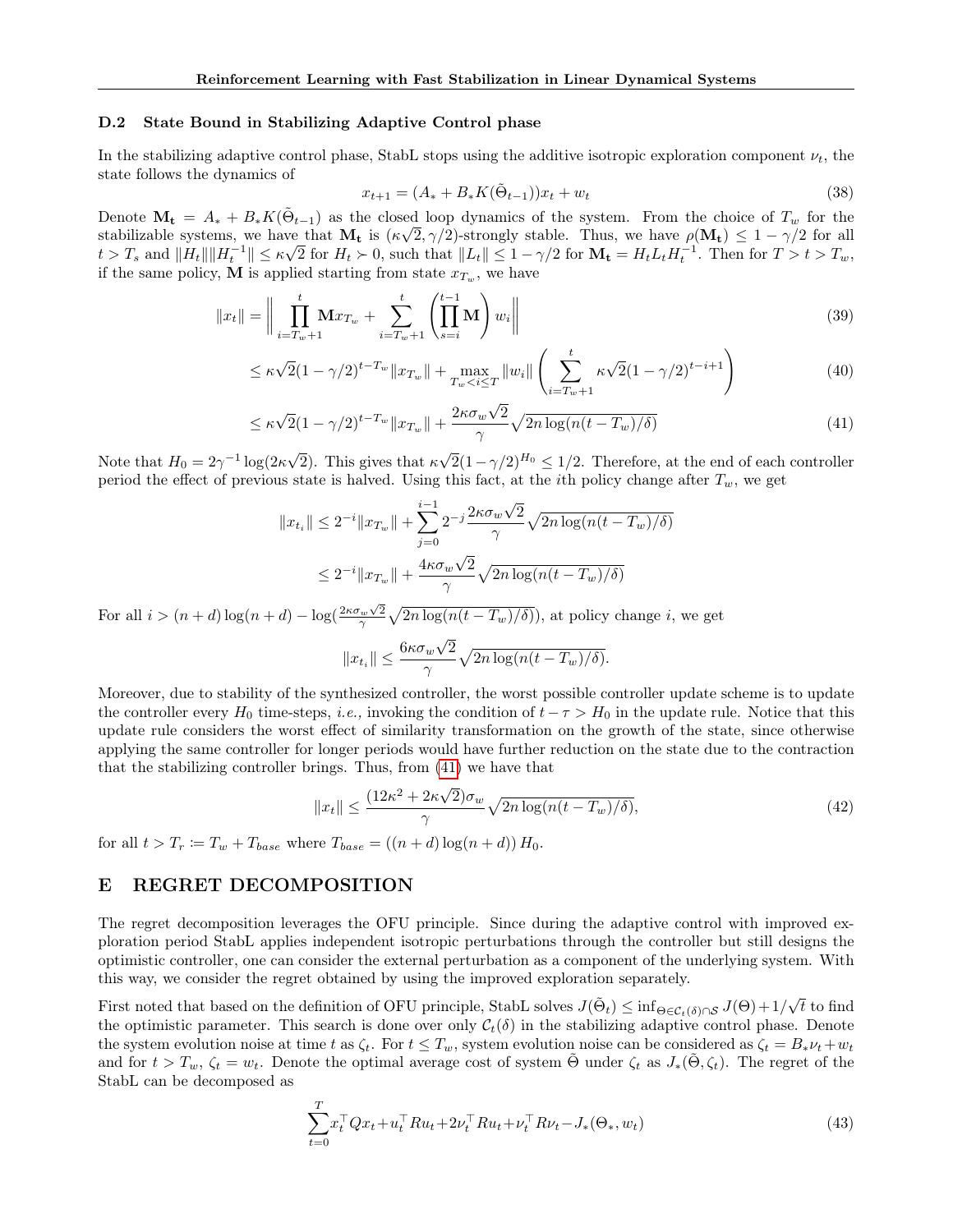### D.2 State Bound in Stabilizing Adaptive Control phase

In the stabilizing adaptive control phase, StabL stops using the additive isotropic exploration component $\nu_t$, the state follows the dynamics of

$$x_{t+1} = (A_* + B_* K(\tilde{\Theta}_{t-1}))x_t + w_t \tag{38}$$

Denote $\mathbf{M_t} = A_* + B_* K(\tilde{\Theta}_{t-1})$ as the closed loop dynamics of the system. From the choice of $T_w$ for the stabilizable systems, we have that $\mathbf{M_t}$ is $(\kappa\sqrt{2}, \gamma/2)$-strongly stable. Thus, we have $\rho(\mathbf{M_t}) \leq 1 - \gamma/2$ for all $t > T_s$ and $\|H_t\|\|H_t^{-1}\| \leq \kappa\sqrt{2}$ for $H_t \succ 0$, such that $\|L_t\| \leq 1 - \gamma/2$ for $\mathbf{M_t} = H_t L_t H_t^{-1}$. Then for $T > t > T_w$, if the same policy, $\mathbf{M}$ is applied starting from state $x_{T_w}$, we have

$$\|x_t\| = \left\| \prod_{i=T_w+1}^{t} \mathbf{M} x_{T_w} + \sum_{i=T_w+1}^{t} \left( \prod_{s=i}^{t-1} \mathbf{M} \right) w_i \right\| \tag{39}$$

$$\leq \kappa\sqrt{2}(1-\gamma/2)^{t-T_w}\|x_{T_w}\| + \max_{T_w < i \leq T} \|w_i\| \left( \sum_{i=T_w+1}^{t} \kappa\sqrt{2}(1-\gamma/2)^{t-i+1} \right) \tag{40}$$

$$\leq \kappa\sqrt{2}(1-\gamma/2)^{t-T_w}\|x_{T_w}\| + \frac{2\kappa\sigma_w\sqrt{2}}{\gamma}\sqrt{2n\log(n(t-T_w)/\delta)} \tag{41}$$

Note that $H_0 = 2\gamma^{-1}\log(2\kappa\sqrt{2})$. This gives that $\kappa\sqrt{2}(1-\gamma/2)^{H_0} \leq 1/2$. Therefore, at the end of each controller period the effect of previous state is halved. Using this fact, at the $i$th policy change after $T_w$, we get

$$\|x_{t_i}\| \leq 2^{-i}\|x_{T_w}\| + \sum_{j=0}^{i-1} 2^{-j} \frac{2\kappa\sigma_w\sqrt{2}}{\gamma}\sqrt{2n\log(n(t-T_w)/\delta)}$$

$$\leq 2^{-i}\|x_{T_w}\| + \frac{4\kappa\sigma_w\sqrt{2}}{\gamma}\sqrt{2n\log(n(t-T_w)/\delta)}$$

For all $i > (n+d)\log(n+d) - \log(\frac{2\kappa\sigma_w\sqrt{2}}{\gamma}\sqrt{2n\log(n(t-T_w)/\delta)})$, at policy change $i$, we get

$$\|x_{t_i}\| \leq \frac{6\kappa\sigma_w\sqrt{2}}{\gamma}\sqrt{2n\log(n(t-T_w)/\delta)}.$$

Moreover, due to stability of the synthesized controller, the worst possible controller update scheme is to update the controller every $H_0$ time-steps, *i.e.,* invoking the condition of $t - \tau > H_0$ in the update rule. Notice that this update rule considers the worst effect of similarity transformation on the growth of the state, since otherwise applying the same controller for longer periods would have further reduction on the state due to the contraction that the stabilizing controller brings. Thus, from (41) we have that

$$\|x_t\| \leq \frac{(12\kappa^2 + 2\kappa\sqrt{2})\sigma_w}{\gamma}\sqrt{2n\log(n(t-T_w)/\delta)}, \tag{42}$$

for all $t > T_r \coloneqq T_w + T_{base}$ where $T_{base} = ((n+d)\log(n+d))\,H_0$.

## E REGRET DECOMPOSITION

The regret decomposition leverages the OFU principle. Since during the adaptive control with improved exploration period StabL applies independent isotropic perturbations through the controller but still designs the optimistic controller, one can consider the external perturbation as a component of the underlying system. With this way, we consider the regret obtained by using the improved exploration separately.

First noted that based on the definition of OFU principle, StabL solves $J(\tilde{\Theta}_t) \leq \inf_{\Theta \in \mathcal{C}_t(\delta) \cap \mathcal{S}} J(\Theta) + 1/\sqrt{t}$ to find the optimistic parameter. This search is done over only $\mathcal{C}_t(\delta)$ in the stabilizing adaptive control phase. Denote the system evolution noise at time $t$ as $\zeta_t$. For $t \leq T_w$, system evolution noise can be considered as $\zeta_t = B_*\nu_t + w_t$ and for $t > T_w$, $\zeta_t = w_t$. Denote the optimal average cost of system $\tilde{\Theta}$ under $\zeta_t$ as $J_*(\tilde{\Theta}, \zeta_t)$. The regret of the StabL can be decomposed as

$$\sum_{t=0}^{T} x_t^\top Q x_t + u_t^\top R u_t + 2\nu_t^\top R u_t + \nu_t^\top R \nu_t - J_*(\Theta_*, w_t) \tag{43}$$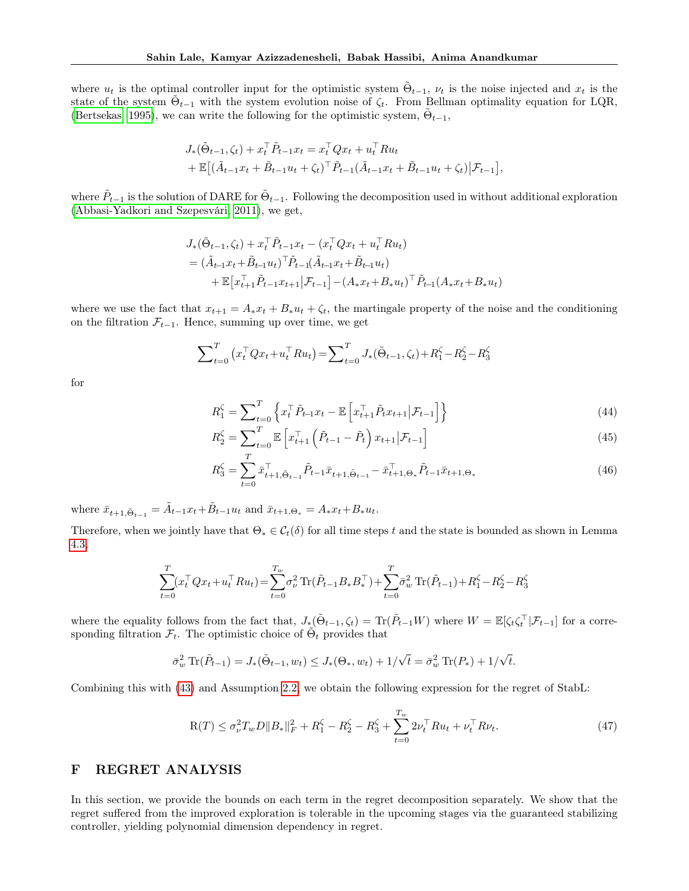where $u_t$ is the optimal controller input for the optimistic system $\tilde{\Theta}_{t-1}$, $\nu_t$ is the noise injected and $x_t$ is the state of the system $\tilde{\Theta}_{t-1}$ with the system evolution noise of $\zeta_t$. From Bellman optimality equation for LQR, (Bertsekas, 1995), we can write the following for the optimistic system, $\tilde{\Theta}_{t-1}$,

$$
\begin{aligned}
&J_*(\tilde{\Theta}_{t-1}, \zeta_t) + x_t^\top \tilde{P}_{t-1} x_t = x_t^\top Q x_t + u_t^\top R u_t \\
&+ \mathbb{E}\big[(\tilde{A}_{t-1} x_t + \tilde{B}_{t-1} u_t + \zeta_t)^\top \tilde{P}_{t-1} (\tilde{A}_{t-1} x_t + \tilde{B}_{t-1} u_t + \zeta_t)\big|\mathcal{F}_{t-1}\big],
\end{aligned}
$$

where $\tilde{P}_{t-1}$ is the solution of DARE for $\tilde{\Theta}_{t-1}$. Following the decomposition used in without additional exploration (Abbasi-Yadkori and Szepesvári, 2011), we get,

$$
\begin{aligned}
&J_*(\tilde{\Theta}_{t-1}, \zeta_t) + x_t^\top \tilde{P}_{t-1} x_t - (x_t^\top Q x_t + u_t^\top R u_t) \\
&= (\tilde{A}_{t-1} x_t + \tilde{B}_{t-1} u_t)^\top \tilde{P}_{t-1} (\tilde{A}_{t-1} x_t + \tilde{B}_{t-1} u_t) \\
&\quad + \mathbb{E}\big[x_{t+1}^\top \tilde{P}_{t-1} x_{t+1}\big|\mathcal{F}_{t-1}\big] - (A_* x_t + B_* u_t)^\top \tilde{P}_{t-1} (A_* x_t + B_* u_t)
\end{aligned}
$$

where we use the fact that $x_{t+1} = A_* x_t + B_* u_t + \zeta_t$, the martingale property of the noise and the conditioning on the filtration $\mathcal{F}_{t-1}$. Hence, summing up over time, we get

$$
\sum\nolimits_{t=0}^{T} \left(x_t^\top Q x_t + u_t^\top R u_t\right) = \sum\nolimits_{t=0}^{T} J_*(\tilde{\Theta}_{t-1}, \zeta_t) + R_1^\zeta - R_2^\zeta - R_3^\zeta
$$

for

$$
R_1^\zeta = \sum\nolimits_{t=0}^{T} \left\{ x_t^\top \tilde{P}_{t-1} x_t - \mathbb{E}\left[x_{t+1}^\top \tilde{P}_t x_{t+1} \middle| \mathcal{F}_{t-1}\right] \right\} \tag{44}
$$

$$
R_2^\zeta = \sum\nolimits_{t=0}^{T} \mathbb{E}\left[x_{t+1}^\top \left(\tilde{P}_{t-1} - \tilde{P}_t\right) x_{t+1} \middle| \mathcal{F}_{t-1}\right] \tag{45}
$$

$$
R_3^\zeta = \sum_{t=0}^{T} \bar{x}_{t+1,\tilde{\Theta}_{t-1}}^\top \tilde{P}_{t-1} \bar{x}_{t+1,\tilde{\Theta}_{t-1}} - \bar{x}_{t+1,\Theta_*}^\top \tilde{P}_{t-1} \bar{x}_{t+1,\Theta_*} \tag{46}
$$

where $\bar{x}_{t+1,\tilde{\Theta}_{t-1}} = \tilde{A}_{t-1} x_t + \tilde{B}_{t-1} u_t$ and $\bar{x}_{t+1,\Theta_*} = A_* x_t + B_* u_t$.

Therefore, when we jointly have that $\Theta_* \in \mathcal{C}_t(\delta)$ for all time steps $t$ and the state is bounded as shown in Lemma 4.3,

$$
\sum_{t=0}^{T} (x_t^\top Q x_t + u_t^\top R u_t) = \sum_{t=0}^{T_w} \sigma_\nu^2 \operatorname{Tr}(\tilde{P}_{t-1} B_* B_*^\top) + \sum_{t=0}^{T} \bar{\sigma}_w^2 \operatorname{Tr}(\tilde{P}_{t-1}) + R_1^\zeta - R_2^\zeta - R_3^\zeta
$$

where the equality follows from the fact that, $J_*(\tilde{\Theta}_{t-1}, \zeta_t) = \operatorname{Tr}(\tilde{P}_{t-1} W)$ where $W = \mathbb{E}[\zeta_t \zeta_t^\top | \mathcal{F}_{t-1}]$ for a corresponding filtration $\mathcal{F}_t$. The optimistic choice of $\tilde{\Theta}_t$ provides that

$$
\bar{\sigma}_w^2 \operatorname{Tr}(\tilde{P}_{t-1}) = J_*(\tilde{\Theta}_{t-1}, w_t) \leq J_*(\Theta_*, w_t) + 1/\sqrt{t} = \bar{\sigma}_w^2 \operatorname{Tr}(P_*) + 1/\sqrt{t}.
$$

Combining this with (43) and Assumption 2.2, we obtain the following expression for the regret of StabL:

$$
\mathrm{R}(T) \leq \sigma_\nu^2 T_w D \|B_*\|_F^2 + R_1^\zeta - R_2^\zeta - R_3^\zeta + \sum_{t=0}^{T_w} 2\nu_t^\top R u_t + \nu_t^\top R \nu_t. \tag{47}
$$

# F REGRET ANALYSIS

In this section, we provide the bounds on each term in the regret decomposition separately. We show that the regret suffered from the improved exploration is tolerable in the upcoming stages via the guaranteed stabilizing controller, yielding polynomial dimension dependency in regret.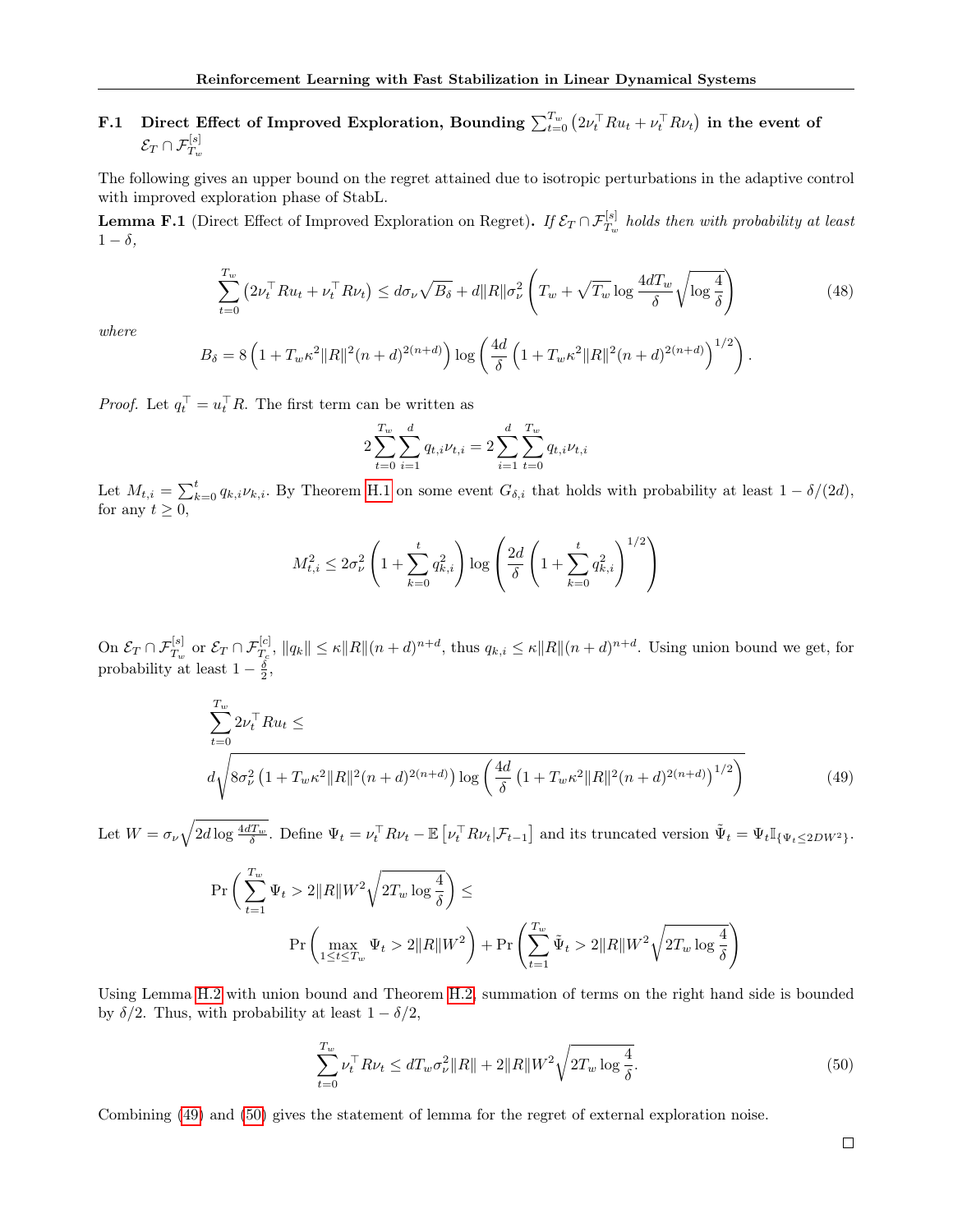### F.1 Direct Effect of Improved Exploration, Bounding $\sum_{t=0}^{T_w} \left(2\nu_t^\top R u_t + \nu_t^\top R \nu_t\right)$ in the event of $\mathcal{E}_T \cap \mathcal{F}_{T_w}^{[s]}$

The following gives an upper bound on the regret attained due to isotropic perturbations in the adaptive control with improved exploration phase of StabL.

**Lemma F.1** (Direct Effect of Improved Exploration on Regret). *If $\mathcal{E}_T \cap \mathcal{F}_{T_w}^{[s]}$ holds then with probability at least $1-\delta$,*

$$\sum_{t=0}^{T_w} \left(2\nu_t^\top R u_t + \nu_t^\top R \nu_t\right) \leq d\sigma_\nu \sqrt{B_\delta} + d\|R\|\sigma_\nu^2 \left(T_w + \sqrt{T_w} \log \frac{4dT_w}{\delta} \sqrt{\log \frac{4}{\delta}}\right) \tag{48}$$

*where*

$$B_\delta = 8\left(1 + T_w \kappa^2 \|R\|^2 (n+d)^{2(n+d)}\right) \log\left(\frac{4d}{\delta}\left(1 + T_w \kappa^2 \|R\|^2 (n+d)^{2(n+d)}\right)^{1/2}\right).$$

*Proof.* Let $q_t^\top = u_t^\top R$. The first term can be written as

$$2\sum_{t=0}^{T_w} \sum_{i=1}^{d} q_{t,i}\nu_{t,i} = 2\sum_{i=1}^{d} \sum_{t=0}^{T_w} q_{t,i}\nu_{t,i}$$

Let $M_{t,i} = \sum_{k=0}^{t} q_{k,i}\nu_{k,i}$. By Theorem H.1 on some event $G_{\delta,i}$ that holds with probability at least $1-\delta/(2d)$, for any $t \geq 0$,

$$M_{t,i}^2 \leq 2\sigma_\nu^2 \left(1 + \sum_{k=0}^{t} q_{k,i}^2\right) \log\left(\frac{2d}{\delta}\left(1 + \sum_{k=0}^{t} q_{k,i}^2\right)^{1/2}\right)$$

On $\mathcal{E}_T \cap \mathcal{F}_{T_w}^{[s]}$ or $\mathcal{E}_T \cap \mathcal{F}_{T_c}^{[c]}$, $\|q_k\| \leq \kappa\|R\|(n+d)^{n+d}$, thus $q_{k,i} \leq \kappa\|R\|(n+d)^{n+d}$. Using union bound we get, for probability at least $1-\frac{\delta}{2}$,

$$\sum_{t=0}^{T_w} 2\nu_t^\top R u_t \leq d\sqrt{8\sigma_\nu^2 \left(1 + T_w \kappa^2 \|R\|^2 (n+d)^{2(n+d)}\right) \log\left(\frac{4d}{\delta}\left(1 + T_w \kappa^2 \|R\|^2 (n+d)^{2(n+d)}\right)^{1/2}\right)} \tag{49}$$

Let $W = \sigma_\nu \sqrt{2d \log \frac{4dT_w}{\delta}}$. Define $\Psi_t = \nu_t^\top R \nu_t - \mathbb{E}\left[\nu_t^\top R \nu_t | \mathcal{F}_{t-1}\right]$ and its truncated version $\tilde{\Psi}_t = \Psi_t \mathbb{I}_{\{\Psi_t \leq 2DW^2\}}$.

$$\Pr\left(\sum_{t=1}^{T_w} \Psi_t > 2\|R\|W^2 \sqrt{2T_w \log \frac{4}{\delta}}\right) \leq \Pr\left(\max_{1\leq t \leq T_w} \Psi_t > 2\|R\|W^2\right) + \Pr\left(\sum_{t=1}^{T_w} \tilde{\Psi}_t > 2\|R\|W^2 \sqrt{2T_w \log \frac{4}{\delta}}\right)$$

Using Lemma H.2 with union bound and Theorem H.2, summation of terms on the right hand side is bounded by $\delta/2$. Thus, with probability at least $1-\delta/2$,

$$\sum_{t=0}^{T_w} \nu_t^\top R \nu_t \leq dT_w \sigma_\nu^2 \|R\| + 2\|R\|W^2 \sqrt{2T_w \log \frac{4}{\delta}}. \tag{50}$$

Combining (49) and (50) gives the statement of lemma for the regret of external exploration noise. □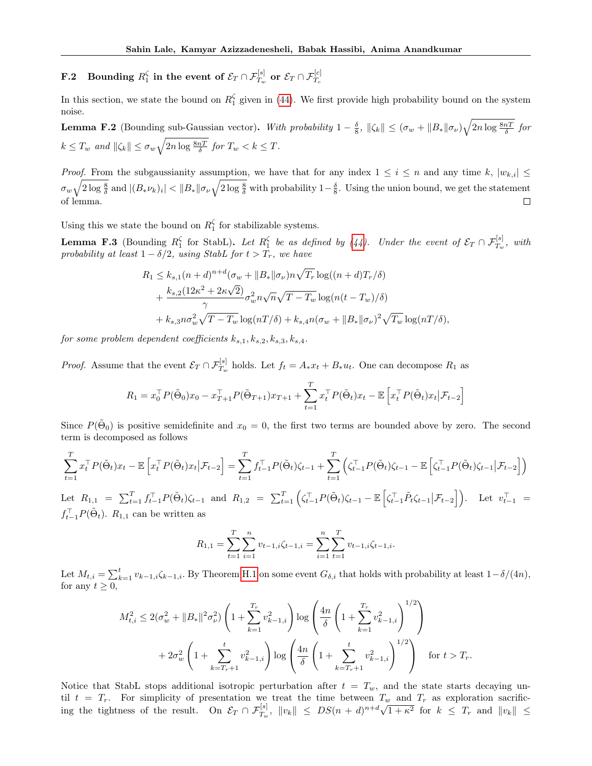### F.2 Bounding $R_1^\zeta$ in the event of $\mathcal{E}_T \cap \mathcal{F}_{T_w}^{[s]}$ or $\mathcal{E}_T \cap \mathcal{F}_{T_c}^{[c]}$

In this section, we state the bound on $R_1^\zeta$ given in (44). We first provide high probability bound on the system noise.

**Lemma F.2** (Bounding sub-Gaussian vector)**.** *With probability $1-\frac{\delta}{8}$, $\|\zeta_k\| \leq (\sigma_w + \|B_*\|\sigma_\nu)\sqrt{2n\log\frac{8nT}{\delta}}$ for $k \leq T_w$ and $\|\zeta_k\| \leq \sigma_w\sqrt{2n\log\frac{8nT}{\delta}}$ for $T_w < k \leq T$.*

*Proof.* From the subgaussianity assumption, we have that for any index $1 \leq i \leq n$ and any time $k$, $|w_{k,i}| \leq \sigma_w\sqrt{2\log\frac{8}{\delta}}$ and $|(B_*\nu_k)_i| < \|B_*\|\sigma_\nu\sqrt{2\log\frac{8}{\delta}}$ with probability $1-\frac{\delta}{8}$. Using the union bound, we get the statement of lemma. □

Using this we state the bound on $R_1^\zeta$ for stabilizable systems.

**Lemma F.3** (Bounding $R_1^\zeta$ for StabL)**.** *Let $R_1^\zeta$ be as defined by (44). Under the event of $\mathcal{E}_T \cap \mathcal{F}_{T_w}^{[s]}$, with probability at least $1-\delta/2$, using StabL for $t > T_r$, we have*

$$
\begin{aligned}
R_1 &\leq k_{s,1}(n+d)^{n+d}(\sigma_w + \|B_*\|\sigma_\nu)n\sqrt{T_r}\log((n+d)T_r/\delta) \\
&+ \frac{k_{s,2}(12\kappa^2 + 2\kappa\sqrt{2})}{\gamma}\sigma_w^2 n\sqrt{n}\sqrt{T-T_w}\log(n(t-T_w)/\delta) \\
&+ k_{s,3}n\sigma_w^2\sqrt{T-T_w}\log(nT/\delta) + k_{s,4}n(\sigma_w + \|B_*\|\sigma_\nu)^2\sqrt{T_w}\log(nT/\delta),
\end{aligned}
$$

*for some problem dependent coefficients $k_{s,1}, k_{s,2}, k_{s,3}, k_{s,4}$.*

*Proof.* Assume that the event $\mathcal{E}_T \cap \mathcal{F}_{T_w}^{[s]}$ holds. Let $f_t = A_* x_t + B_* u_t$. One can decompose $R_1$ as

$$
R_1 = x_0^\top P(\tilde{\Theta}_0)x_0 - x_{T+1}^\top P(\tilde{\Theta}_{T+1})x_{T+1} + \sum_{t=1}^T x_t^\top P(\tilde{\Theta}_t)x_t - \mathbb{E}\left[x_t^\top P(\tilde{\Theta}_t)x_t \big| \mathcal{F}_{t-2}\right]
$$

Since $P(\tilde{\Theta}_0)$ is positive semidefinite and $x_0 = 0$, the first two terms are bounded above by zero. The second term is decomposed as follows

$$
\sum_{t=1}^T x_t^\top P(\tilde{\Theta}_t)x_t - \mathbb{E}\left[x_t^\top P(\tilde{\Theta}_t)x_t \big| \mathcal{F}_{t-2}\right] = \sum_{t=1}^T f_{t-1}^\top P(\tilde{\Theta}_t)\zeta_{t-1} + \sum_{t=1}^T \left(\zeta_{t-1}^\top P(\tilde{\Theta}_t)\zeta_{t-1} - \mathbb{E}\left[\zeta_{t-1}^\top P(\tilde{\Theta}_t)\zeta_{t-1} \big| \mathcal{F}_{t-2}\right]\right)
$$

Let $R_{1,1} = \sum_{t=1}^T f_{t-1}^\top P(\tilde{\Theta}_t)\zeta_{t-1}$ and $R_{1,2} = \sum_{t=1}^T \left(\zeta_{t-1}^\top P(\tilde{\Theta}_t)\zeta_{t-1} - \mathbb{E}\left[\zeta_{t-1}^\top \tilde{P}_t\zeta_{t-1} \big| \mathcal{F}_{t-2}\right]\right)$. Let $v_{t-1}^\top = f_{t-1}^\top P(\tilde{\Theta}_t)$. $R_{1,1}$ can be written as

$$
R_{1,1} = \sum_{t=1}^T \sum_{i=1}^n v_{t-1,i}\zeta_{t-1,i} = \sum_{i=1}^n \sum_{t=1}^T v_{t-1,i}\zeta_{t-1,i}.
$$

Let $M_{t,i} = \sum_{k=1}^t v_{k-1,i}\zeta_{k-1,i}$. By Theorem H.1 on some event $G_{\delta,i}$ that holds with probability at least $1-\delta/(4n)$, for any $t \geq 0$,

$$
\begin{aligned}
M_{t,i}^2 &\leq 2(\sigma_w^2 + \|B_*\|^2\sigma_\nu^2)\left(1 + \sum_{k=1}^{T_r} v_{k-1,i}^2\right)\log\left(\frac{4n}{\delta}\left(1 + \sum_{k=1}^{T_r} v_{k-1,i}^2\right)^{1/2}\right) \\
&+ 2\sigma_w^2\left(1 + \sum_{k=T_r+1}^{t} v_{k-1,i}^2\right)\log\left(\frac{4n}{\delta}\left(1 + \sum_{k=T_r+1}^{t} v_{k-1,i}^2\right)^{1/2}\right) \quad \text{for } t > T_r.
\end{aligned}
$$

Notice that StabL stops additional isotropic perturbation after $t = T_w$, and the state starts decaying until $t = T_r$. For simplicity of presentation we treat the time between $T_w$ and $T_r$ as exploration sacrificing the tightness of the result. On $\mathcal{E}_T \cap \mathcal{F}_{T_w}^{[s]}$, $\|v_k\| \leq DS(n+d)^{n+d}\sqrt{1+\kappa^2}$ for $k \leq T_r$ and $\|v_k\| \leq$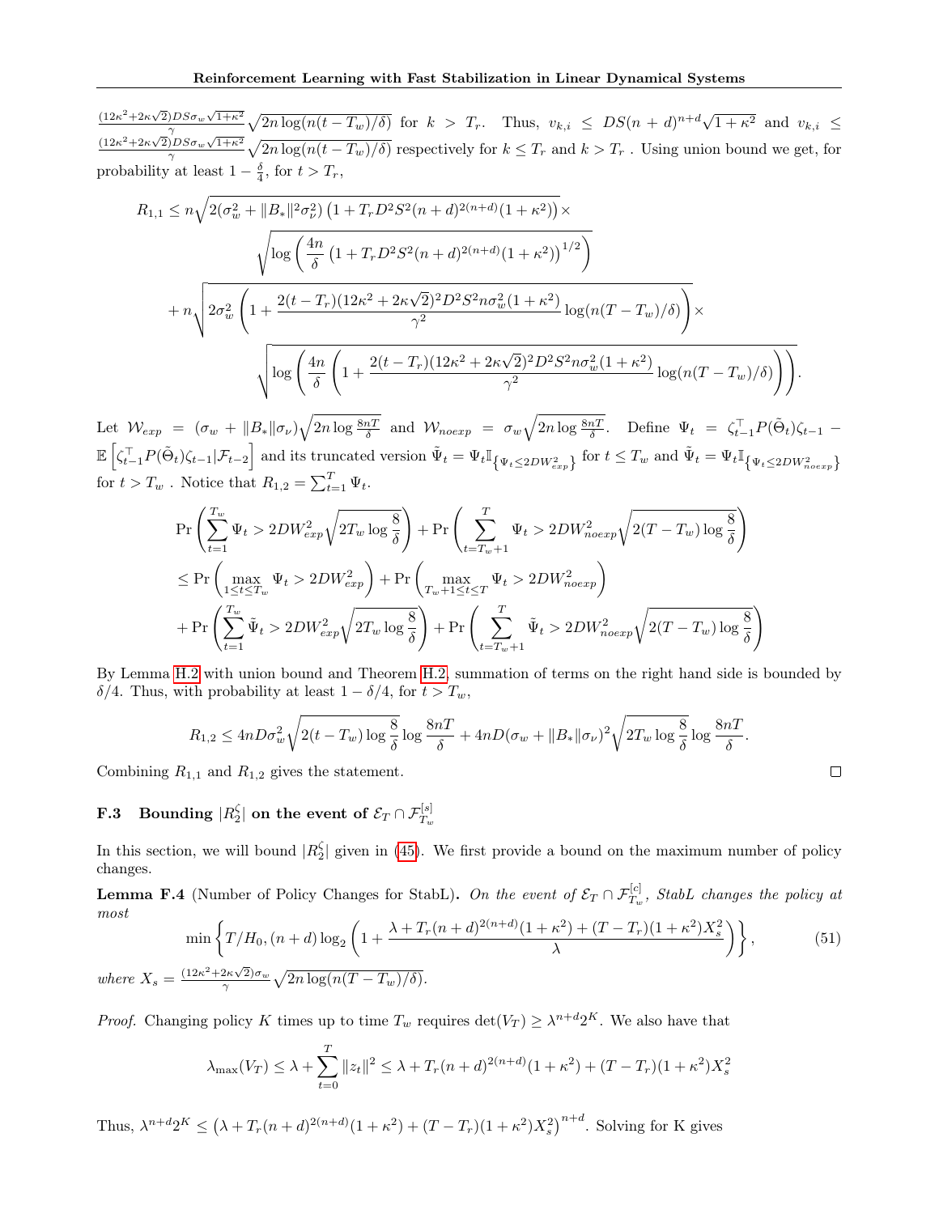$\frac{(12\kappa^2+2\kappa\sqrt{2})DS\sigma_w\sqrt{1+\kappa^2}}{\gamma}\sqrt{2n\log(n(t-T_w)/\delta)}$ for $k > T_r$. Thus, $v_{k,i} \leq DS(n+d)^{n+d}\sqrt{1+\kappa^2}$ and $v_{k,i} \leq \frac{(12\kappa^2+2\kappa\sqrt{2})DS\sigma_w\sqrt{1+\kappa^2}}{\gamma}\sqrt{2n\log(n(t-T_w)/\delta)}$ respectively for $k \leq T_r$ and $k > T_r$ . Using union bound we get, for probability at least $1-\frac{\delta}{4}$, for $t > T_r$,

$$
\begin{aligned}
R_{1,1} \leq\ & n\sqrt{2(\sigma_w^2 + \|B_*\|^2\sigma_\nu^2)\left(1 + T_r D^2 S^2 (n+d)^{2(n+d)}(1+\kappa^2)\right)} \times \\
& \sqrt{\log\left(\frac{4n}{\delta}\left(1 + T_r D^2 S^2 (n+d)^{2(n+d)}(1+\kappa^2)\right)^{1/2}\right)} \\
& + n\sqrt{2\sigma_w^2\left(1 + \frac{2(t-T_r)(12\kappa^2+2\kappa\sqrt{2})^2 D^2 S^2 n\sigma_w^2(1+\kappa^2)}{\gamma^2}\log(n(T-T_w)/\delta)\right)} \times \\
& \sqrt{\log\left(\frac{4n}{\delta}\left(1 + \frac{2(t-T_r)(12\kappa^2+2\kappa\sqrt{2})^2 D^2 S^2 n\sigma_w^2(1+\kappa^2)}{\gamma^2}\log(n(T-T_w)/\delta)\right)\right)}.
\end{aligned}
$$

Let $\mathcal{W}_{exp} = (\sigma_w + \|B_*\|\sigma_\nu)\sqrt{2n\log\frac{8nT}{\delta}}$ and $\mathcal{W}_{noexp} = \sigma_w\sqrt{2n\log\frac{8nT}{\delta}}$. Define $\Psi_t = \zeta_{t-1}^\top P(\tilde{\Theta}_t)\zeta_{t-1} - \mathbb{E}\left[\zeta_{t-1}^\top P(\tilde{\Theta}_t)\zeta_{t-1}|\mathcal{F}_{t-2}\right]$ and its truncated version $\tilde{\Psi}_t = \Psi_t \mathbb{I}_{\left\{\Psi_t \leq 2DW_{exp}^2\right\}}$ for $t \leq T_w$ and $\tilde{\Psi}_t = \Psi_t \mathbb{I}_{\left\{\Psi_t \leq 2DW_{noexp}^2\right\}}$ for $t > T_w$ . Notice that $R_{1,2} = \sum_{t=1}^T \Psi_t$.

$$
\begin{aligned}
& \Pr\left(\sum_{t=1}^{T_w}\Psi_t > 2DW_{exp}^2\sqrt{2T_w\log\frac{8}{\delta}}\right) + \Pr\left(\sum_{t=T_w+1}^{T}\Psi_t > 2DW_{noexp}^2\sqrt{2(T-T_w)\log\frac{8}{\delta}}\right) \\
& \leq \Pr\left(\max_{1\leq t\leq T_w}\Psi_t > 2DW_{exp}^2\right) + \Pr\left(\max_{T_w+1\leq t\leq T}\Psi_t > 2DW_{noexp}^2\right) \\
& + \Pr\left(\sum_{t=1}^{T_w}\tilde{\Psi}_t > 2DW_{exp}^2\sqrt{2T_w\log\frac{8}{\delta}}\right) + \Pr\left(\sum_{t=T_w+1}^{T}\tilde{\Psi}_t > 2DW_{noexp}^2\sqrt{2(T-T_w)\log\frac{8}{\delta}}\right)
\end{aligned}
$$

By Lemma H.2 with union bound and Theorem H.2, summation of terms on the right hand side is bounded by $\delta/4$. Thus, with probability at least $1-\delta/4$, for $t > T_w$,

$$
R_{1,2} \leq 4nD\sigma_w^2\sqrt{2(t-T_w)\log\frac{8}{\delta}}\log\frac{8nT}{\delta} + 4nD(\sigma_w + \|B_*\|\sigma_\nu)^2\sqrt{2T_w\log\frac{8}{\delta}}\log\frac{8nT}{\delta}.
$$

Combining $R_{1,1}$ and $R_{1,2}$ gives the statement. ∎

### F.3 Bounding $|R_2^\zeta|$ on the event of $\mathcal{E}_T \cap \mathcal{F}_{T_w}^{[s]}$

In this section, we will bound $|R_2^\zeta|$ given in (45). We first provide a bound on the maximum number of policy changes.

**Lemma F.4** (Number of Policy Changes for StabL). *On the event of $\mathcal{E}_T \cap \mathcal{F}_{T_w}^{[c]}$, StabL changes the policy at most*

$$
\min\left\{T/H_0, (n+d)\log_2\left(1 + \frac{\lambda + T_r(n+d)^{2(n+d)}(1+\kappa^2) + (T-T_r)(1+\kappa^2)X_s^2}{\lambda}\right)\right\}, \tag{51}
$$

*where $X_s = \frac{(12\kappa^2+2\kappa\sqrt{2})\sigma_w}{\gamma}\sqrt{2n\log(n(T-T_w)/\delta)}$.*

*Proof.* Changing policy $K$ times up to time $T_w$ requires $\det(V_T) \geq \lambda^{n+d}2^K$. We also have that

$$
\lambda_{\max}(V_T) \leq \lambda + \sum_{t=0}^{T}\|z_t\|^2 \leq \lambda + T_r(n+d)^{2(n+d)}(1+\kappa^2) + (T-T_r)(1+\kappa^2)X_s^2
$$

Thus, $\lambda^{n+d}2^K \leq \left(\lambda + T_r(n+d)^{2(n+d)}(1+\kappa^2) + (T-T_r)(1+\kappa^2)X_s^2\right)^{n+d}$. Solving for K gives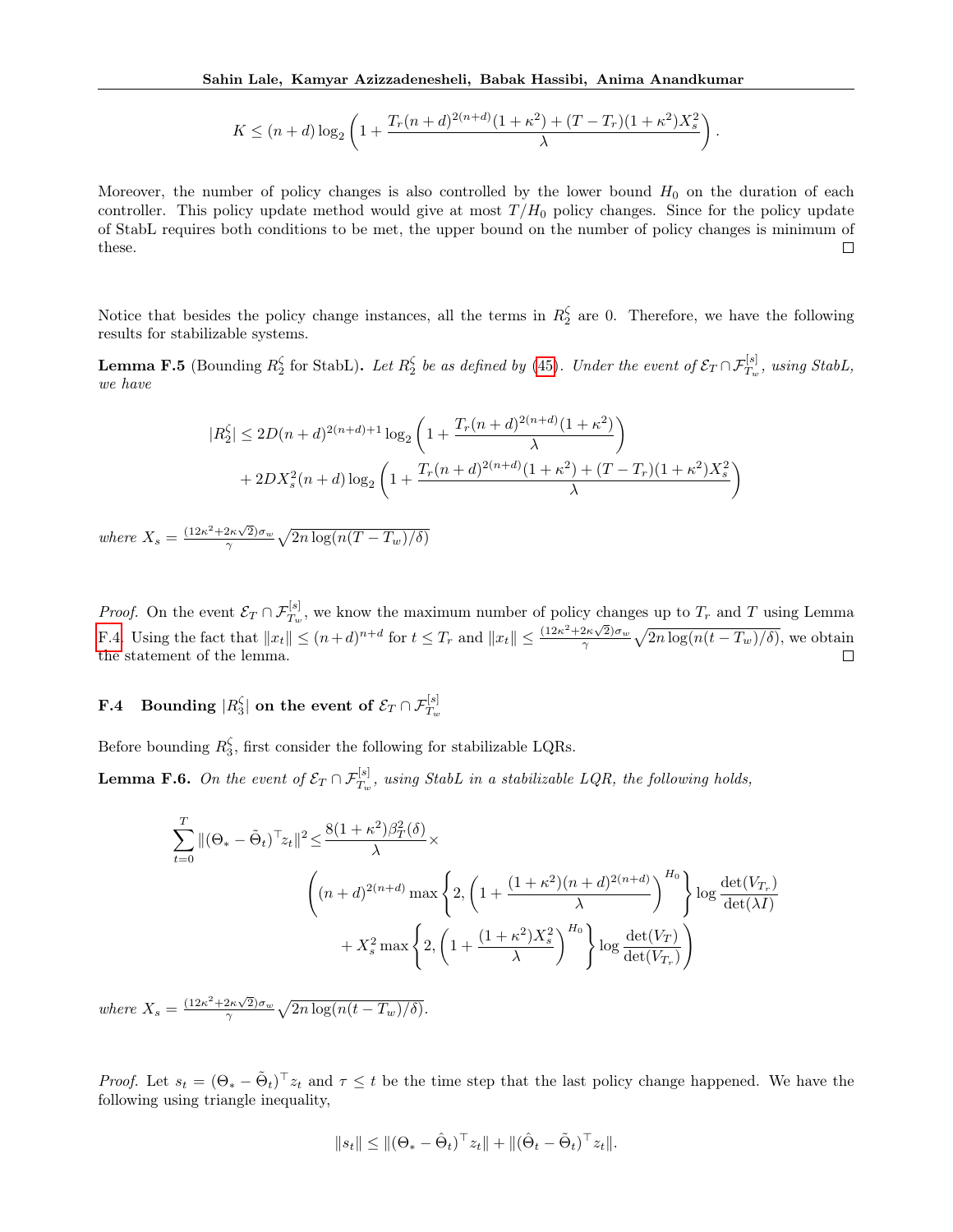$$K \leq (n+d)\log_2\left(1 + \frac{T_r(n+d)^{2(n+d)}(1+\kappa^2) + (T-T_r)(1+\kappa^2)X_s^2}{\lambda}\right).$$

Moreover, the number of policy changes is also controlled by the lower bound $H_0$ on the duration of each controller. This policy update method would give at most $T/H_0$ policy changes. Since for the policy update of StabL requires both conditions to be met, the upper bound on the number of policy changes is minimum of these. □

Notice that besides the policy change instances, all the terms in $R_2^\zeta$ are 0. Therefore, we have the following results for stabilizable systems.

**Lemma F.5** (Bounding $R_2^\zeta$ for StabL)**.** *Let $R_2^\zeta$ be as defined by (45). Under the event of $\mathcal{E}_T \cap \mathcal{F}_{T_w}^{[s]}$, using StabL, we have*

$$|R_2^\zeta| \leq 2D(n+d)^{2(n+d)+1}\log_2\left(1 + \frac{T_r(n+d)^{2(n+d)}(1+\kappa^2)}{\lambda}\right)$$
$$+ 2DX_s^2(n+d)\log_2\left(1 + \frac{T_r(n+d)^{2(n+d)}(1+\kappa^2) + (T-T_r)(1+\kappa^2)X_s^2}{\lambda}\right)$$

*where $X_s = \frac{(12\kappa^2+2\kappa\sqrt{2})\sigma_w}{\gamma}\sqrt{2n\log(n(T-T_w)/\delta)}$*

*Proof.* On the event $\mathcal{E}_T \cap \mathcal{F}_{T_w}^{[s]}$, we know the maximum number of policy changes up to $T_r$ and $T$ using Lemma F.4. Using the fact that $\|x_t\| \leq (n+d)^{n+d}$ for $t \leq T_r$ and $\|x_t\| \leq \frac{(12\kappa^2+2\kappa\sqrt{2})\sigma_w}{\gamma}\sqrt{2n\log(n(t-T_w)/\delta)}$, we obtain the statement of the lemma. □

### F.4 Bounding $|R_3^\zeta|$ on the event of $\mathcal{E}_T \cap \mathcal{F}_{T_w}^{[s]}$

Before bounding $R_3^\zeta$, first consider the following for stabilizable LQRs.

**Lemma F.6.** *On the event of $\mathcal{E}_T \cap \mathcal{F}_{T_w}^{[s]}$, using StabL in a stabilizable LQR, the following holds,*

$$\sum_{t=0}^{T} \|(\Theta_* - \tilde{\Theta}_t)^\top z_t\|^2 \leq \frac{8(1+\kappa^2)\beta_T^2(\delta)}{\lambda} \times$$
$$\left((n+d)^{2(n+d)} \max\left\{2, \left(1 + \frac{(1+\kappa^2)(n+d)^{2(n+d)}}{\lambda}\right)^{H_0}\right\}\log\frac{\det(V_{T_r})}{\det(\lambda I)}\right.$$
$$\left. + X_s^2 \max\left\{2, \left(1 + \frac{(1+\kappa^2)X_s^2}{\lambda}\right)^{H_0}\right\}\log\frac{\det(V_T)}{\det(V_{T_r})}\right)$$

*where $X_s = \frac{(12\kappa^2+2\kappa\sqrt{2})\sigma_w}{\gamma}\sqrt{2n\log(n(t-T_w)/\delta)}$.*

*Proof.* Let $s_t = (\Theta_* - \tilde{\Theta}_t)^\top z_t$ and $\tau \leq t$ be the time step that the last policy change happened. We have the following using triangle inequality,

$$\|s_t\| \leq \|(\Theta_* - \hat{\Theta}_t)^\top z_t\| + \|(\hat{\Theta}_t - \tilde{\Theta}_t)^\top z_t\|.$$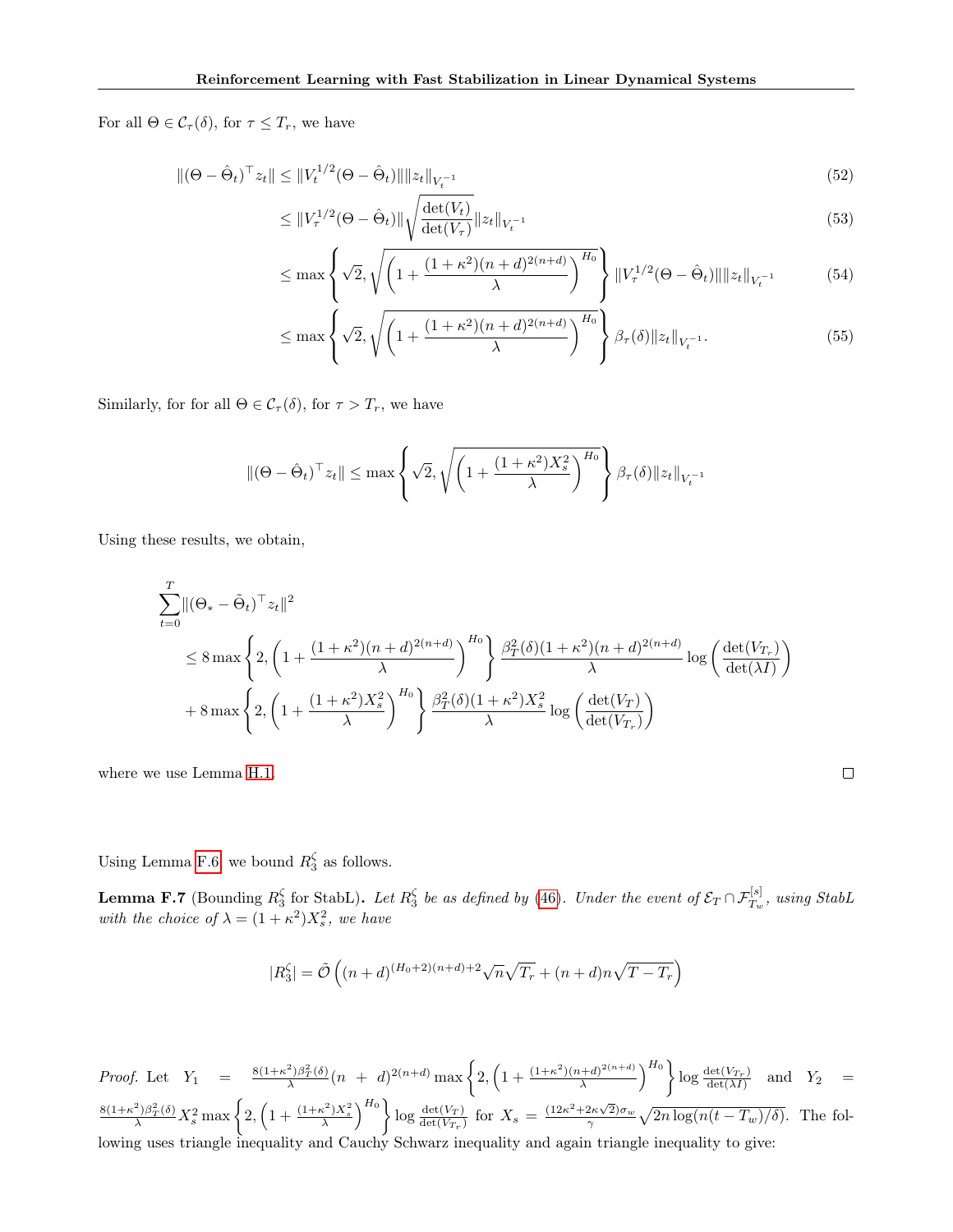For all $\Theta \in \mathcal{C}_\tau(\delta)$, for $\tau \leq T_r$, we have

$$\|(\Theta - \hat{\Theta}_t)^\top z_t\| \leq \|V_t^{1/2}(\Theta - \hat{\Theta}_t)\| \|z_t\|_{V_t^{-1}} \tag{52}$$

$$\leq \|V_\tau^{1/2}(\Theta - \hat{\Theta}_t)\| \sqrt{\frac{\det(V_t)}{\det(V_\tau)}} \|z_t\|_{V_t^{-1}} \tag{53}$$

$$\leq \max\left\{\sqrt{2}, \sqrt{\left(1 + \frac{(1+\kappa^2)(n+d)^{2(n+d)}}{\lambda}\right)^{H_0}}\right\} \|V_\tau^{1/2}(\Theta - \hat{\Theta}_t)\| \|z_t\|_{V_t^{-1}} \tag{54}$$

$$\leq \max\left\{\sqrt{2}, \sqrt{\left(1 + \frac{(1+\kappa^2)(n+d)^{2(n+d)}}{\lambda}\right)^{H_0}}\right\} \beta_\tau(\delta) \|z_t\|_{V_t^{-1}}. \tag{55}$$

Similarly, for for all $\Theta \in \mathcal{C}_\tau(\delta)$, for $\tau > T_r$, we have

$$\|(\Theta - \hat{\Theta}_t)^\top z_t\| \leq \max\left\{\sqrt{2}, \sqrt{\left(1 + \frac{(1+\kappa^2)X_s^2}{\lambda}\right)^{H_0}}\right\} \beta_\tau(\delta) \|z_t\|_{V_t^{-1}}$$

Using these results, we obtain,

$$\begin{aligned}
&\sum_{t=0}^{T} \|(\Theta_* - \tilde{\Theta}_t)^\top z_t\|^2 \\
&\leq 8 \max\left\{2, \left(1 + \frac{(1+\kappa^2)(n+d)^{2(n+d)}}{\lambda}\right)^{H_0}\right\} \frac{\beta_T^2(\delta)(1+\kappa^2)(n+d)^{2(n+d)}}{\lambda} \log\left(\frac{\det(V_{T_r})}{\det(\lambda I)}\right) \\
&+ 8 \max\left\{2, \left(1 + \frac{(1+\kappa^2)X_s^2}{\lambda}\right)^{H_0}\right\} \frac{\beta_T^2(\delta)(1+\kappa^2)X_s^2}{\lambda} \log\left(\frac{\det(V_T)}{\det(V_{T_r})}\right)
\end{aligned}$$

where we use Lemma H.1. □

Using Lemma F.6, we bound $R_3^\zeta$ as follows.

**Lemma F.7** (Bounding $R_3^\zeta$ for StabL). *Let $R_3^\zeta$ be as defined by (46). Under the event of $\mathcal{E}_T \cap \mathcal{F}_{T_w}^{[s]}$, using StabL with the choice of $\lambda = (1+\kappa^2)X_s^2$, we have*

$$|R_3^\zeta| = \tilde{\mathcal{O}}\left((n+d)^{(H_0+2)(n+d)+2}\sqrt{n}\sqrt{T_r} + (n+d)n\sqrt{T - T_r}\right)$$

*Proof.* Let $Y_1 = \frac{8(1+\kappa^2)\beta_T^2(\delta)}{\lambda}(n+d)^{2(n+d)} \max\left\{2, \left(1 + \frac{(1+\kappa^2)(n+d)^{2(n+d)}}{\lambda}\right)^{H_0}\right\} \log \frac{\det(V_{T_r})}{\det(\lambda I)}$ and $Y_2 = \frac{8(1+\kappa^2)\beta_T^2(\delta)}{\lambda} X_s^2 \max\left\{2, \left(1 + \frac{(1+\kappa^2)X_s^2}{\lambda}\right)^{H_0}\right\} \log \frac{\det(V_T)}{\det(V_{T_r})}$ for $X_s = \frac{(12\kappa^2 + 2\kappa\sqrt{2})\sigma_w}{\gamma}\sqrt{2n\log(n(t-T_w)/\delta)}$. The following uses triangle inequality and Cauchy Schwarz inequality and again triangle inequality to give: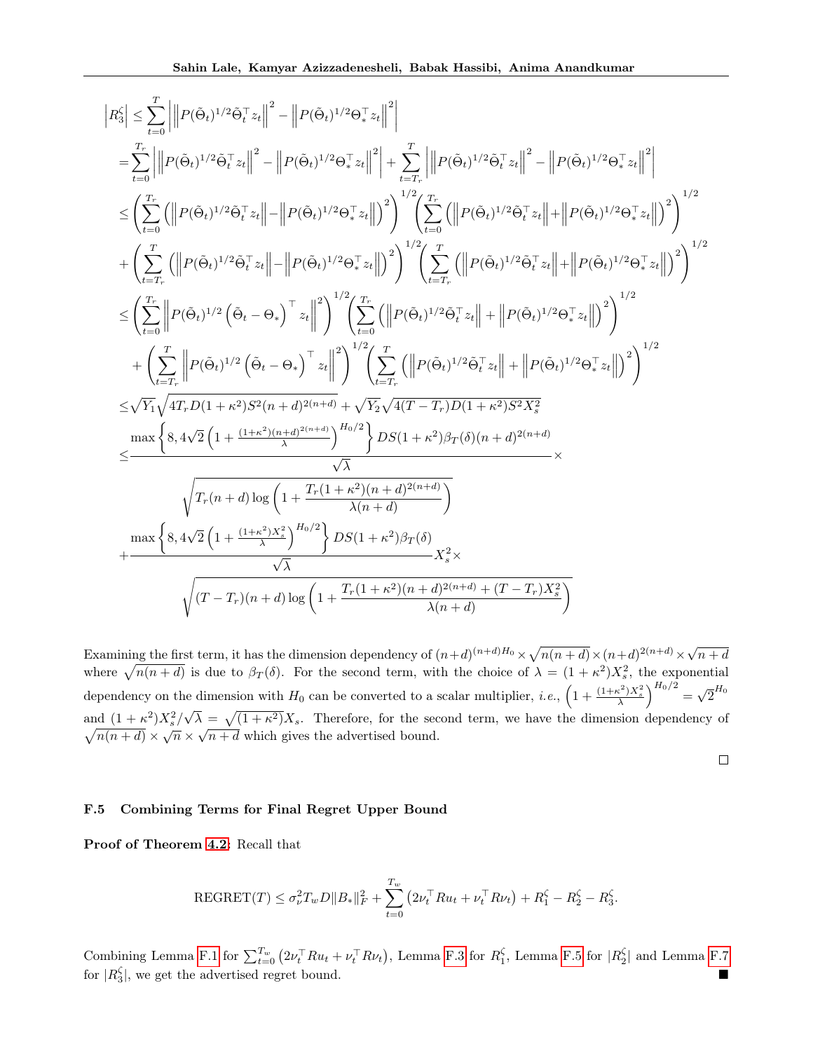$$
\begin{aligned}
\left|R_3^\zeta\right| \leq & \sum_{t=0}^{T} \left| \left\| P(\tilde{\Theta}_t)^{1/2} \tilde{\Theta}_t^\top z_t \right\|^2 - \left\| P(\tilde{\Theta}_t)^{1/2} \Theta_*^\top z_t \right\|^2 \right| \\
= & \sum_{t=0}^{T_r} \left| \left\| P(\tilde{\Theta}_t)^{1/2} \tilde{\Theta}_t^\top z_t \right\|^2 - \left\| P(\tilde{\Theta}_t)^{1/2} \Theta_*^\top z_t \right\|^2 \right| + \sum_{t=T_r}^{T} \left| \left\| P(\tilde{\Theta}_t)^{1/2} \tilde{\Theta}_t^\top z_t \right\|^2 - \left\| P(\tilde{\Theta}_t)^{1/2} \Theta_*^\top z_t \right\|^2 \right| \\
\leq & \left( \sum_{t=0}^{T_r} \left( \left\| P(\tilde{\Theta}_t)^{1/2} \tilde{\Theta}_t^\top z_t \right\| - \left\| P(\tilde{\Theta}_t)^{1/2} \Theta_*^\top z_t \right\| \right)^2 \right)^{1/2} \left( \sum_{t=0}^{T_r} \left( \left\| P(\tilde{\Theta}_t)^{1/2} \tilde{\Theta}_t^\top z_t \right\| + \left\| P(\tilde{\Theta}_t)^{1/2} \Theta_*^\top z_t \right\| \right)^2 \right)^{1/2} \\
& + \left( \sum_{t=T_r}^{T} \left( \left\| P(\tilde{\Theta}_t)^{1/2} \tilde{\Theta}_t^\top z_t \right\| - \left\| P(\tilde{\Theta}_t)^{1/2} \Theta_*^\top z_t \right\| \right)^2 \right)^{1/2} \left( \sum_{t=T_r}^{T} \left( \left\| P(\tilde{\Theta}_t)^{1/2} \tilde{\Theta}_t^\top z_t \right\| + \left\| P(\tilde{\Theta}_t)^{1/2} \Theta_*^\top z_t \right\| \right)^2 \right)^{1/2} \\
\leq & \left( \sum_{t=0}^{T_r} \left\| P(\tilde{\Theta}_t)^{1/2} \left( \tilde{\Theta}_t - \Theta_* \right)^\top z_t \right\|^2 \right)^{1/2} \left( \sum_{t=0}^{T_r} \left( \left\| P(\tilde{\Theta}_t)^{1/2} \tilde{\Theta}_t^\top z_t \right\| + \left\| P(\tilde{\Theta}_t)^{1/2} \Theta_*^\top z_t \right\| \right)^2 \right)^{1/2} \\
& + \left( \sum_{t=T_r}^{T} \left\| P(\tilde{\Theta}_t)^{1/2} \left( \tilde{\Theta}_t - \Theta_* \right)^\top z_t \right\|^2 \right)^{1/2} \left( \sum_{t=T_r}^{T} \left( \left\| P(\tilde{\Theta}_t)^{1/2} \tilde{\Theta}_t^\top z_t \right\| + \left\| P(\tilde{\Theta}_t)^{1/2} \Theta_*^\top z_t \right\| \right)^2 \right)^{1/2} \\
\leq & \sqrt{Y_1} \sqrt{4 T_r D (1+\kappa^2) S^2 (n+d)^{2(n+d)}} + \sqrt{Y_2} \sqrt{4(T-T_r) D (1+\kappa^2) S^2 X_s^2} \\
\leq & \frac{\max\left\{ 8, 4\sqrt{2} \left( 1 + \frac{(1+\kappa^2)(n+d)^{2(n+d)}}{\lambda} \right)^{H_0/2} \right\} D S (1+\kappa^2) \beta_T(\delta) (n+d)^{2(n+d)}}{\sqrt{\lambda}} \times \\
& \sqrt{T_r (n+d) \log\left( 1 + \frac{T_r (1+\kappa^2)(n+d)^{2(n+d)}}{\lambda (n+d)} \right)} \\
& + \frac{\max\left\{ 8, 4\sqrt{2} \left( 1 + \frac{(1+\kappa^2) X_s^2}{\lambda} \right)^{H_0/2} \right\} D S (1+\kappa^2) \beta_T(\delta)}{\sqrt{\lambda}} X_s^2 \times \\
& \sqrt{(T-T_r)(n+d) \log\left( 1 + \frac{T_r (1+\kappa^2)(n+d)^{2(n+d)} + (T-T_r) X_s^2}{\lambda (n+d)} \right)}
\end{aligned}
$$

Examining the first term, it has the dimension dependency of $(n+d)^{(n+d)H_0} \times \sqrt{n(n+d)} \times (n+d)^{2(n+d)} \times \sqrt{n+d}$ where $\sqrt{n(n+d)}$ is due to $\beta_T(\delta)$. For the second term, with the choice of $\lambda = (1+\kappa^2) X_s^2$, the exponential dependency on the dimension with $H_0$ can be converted to a scalar multiplier, *i.e.*, $\left( 1 + \frac{(1+\kappa^2) X_s^2}{\lambda} \right)^{H_0/2} = \sqrt{2}^{H_0}$ and $(1+\kappa^2) X_s^2 / \sqrt{\lambda} = \sqrt{(1+\kappa^2)} X_s$. Therefore, for the second term, we have the dimension dependency of $\sqrt{n(n+d)} \times \sqrt{n} \times \sqrt{n+d}$ which gives the advertised bound.

□

### F.5 Combining Terms for Final Regret Upper Bound

**Proof of Theorem 4.2:** Recall that

$$
\text{REGRET}(T) \leq \sigma_\nu^2 T_w D \|B_*\|_F^2 + \sum_{t=0}^{T_w} \left( 2\nu_t^\top R u_t + \nu_t^\top R \nu_t \right) + R_1^\zeta - R_2^\zeta - R_3^\zeta.
$$

Combining Lemma F.1 for $\sum_{t=0}^{T_w} \left( 2\nu_t^\top R u_t + \nu_t^\top R \nu_t \right)$, Lemma F.3 for $R_1^\zeta$, Lemma F.5 for $|R_2^\zeta|$ and Lemma F.7 for $|R_3^\zeta|$, we get the advertised regret bound. ■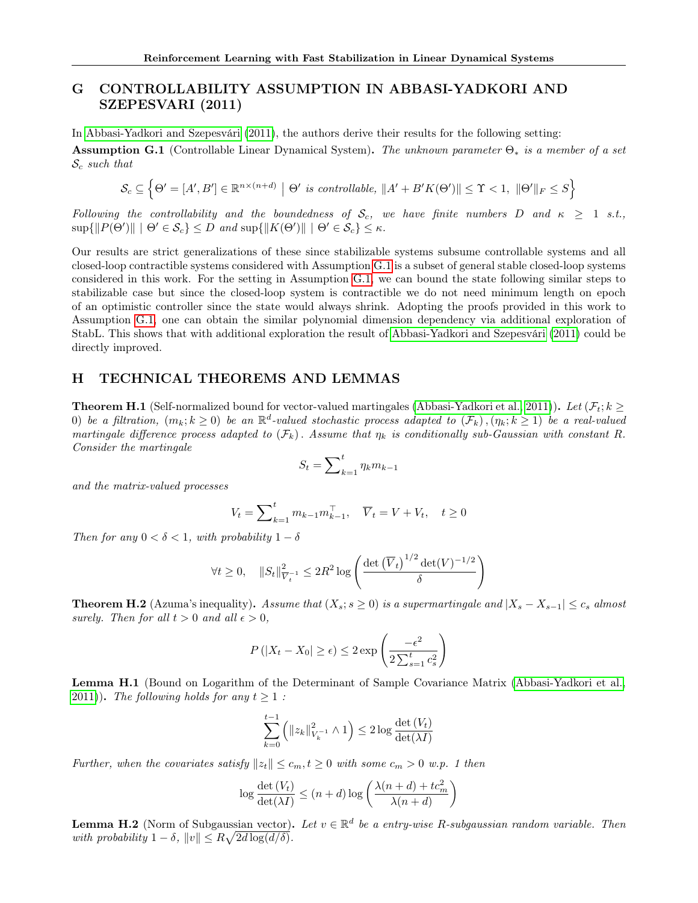# G CONTROLLABILITY ASSUMPTION IN ABBASI-YADKORI AND SZEPESVARI (2011)

In Abbasi-Yadkori and Szepesvári (2011), the authors derive their results for the following setting:

**Assumption G.1** (Controllable Linear Dynamical System)**.** *The unknown parameter $\Theta_*$ is a member of a set $\mathcal{S}_c$ such that*

$$\mathcal{S}_c \subseteq \left\{ \Theta' = [A', B'] \in \mathbb{R}^{n \times (n+d)} \mid \Theta' \text{ is controllable, } \|A' + B'K(\Theta')\| \leq \Upsilon < 1, \ \|\Theta'\|_F \leq S \right\}$$

*Following the controllability and the boundedness of $\mathcal{S}_c$, we have finite numbers $D$ and $\kappa \geq 1$ s.t., $\sup\{\|P(\Theta')\| \mid \Theta' \in \mathcal{S}_c\} \leq D$ and $\sup\{\|K(\Theta')\| \mid \Theta' \in \mathcal{S}_c\} \leq \kappa$.*

Our results are strict generalizations of these since stabilizable systems subsume controllable systems and all closed-loop contractible systems considered with Assumption G.1 is a subset of general stable closed-loop systems considered in this work. For the setting in Assumption G.1, we can bound the state following similar steps to stabilizable case but since the closed-loop system is contractible we do not need minimum length on epoch of an optimistic controller since the state would always shrink. Adopting the proofs provided in this work to Assumption G.1, one can obtain the similar polynomial dimension dependency via additional exploration of StabL. This shows that with additional exploration the result of Abbasi-Yadkori and Szepesvári (2011) could be directly improved.

# H TECHNICAL THEOREMS AND LEMMAS

**Theorem H.1** (Self-normalized bound for vector-valued martingales (Abbasi-Yadkori et al., 2011))**.** *Let $(\mathcal{F}_t; k \geq 0)$ be a filtration, $(m_k; k \geq 0)$ be an $\mathbb{R}^d$-valued stochastic process adapted to $(\mathcal{F}_k)$, $(\eta_k; k \geq 1)$ be a real-valued martingale difference process adapted to $(\mathcal{F}_k)$. Assume that $\eta_k$ is conditionally sub-Gaussian with constant $R$. Consider the martingale*

$$S_t = \sum\nolimits_{k=1}^{t} \eta_k m_{k-1}$$

*and the matrix-valued processes*

$$V_t = \sum\nolimits_{k=1}^{t} m_{k-1} m_{k-1}^\top, \quad \overline{V}_t = V + V_t, \quad t \geq 0$$

*Then for any $0 < \delta < 1$, with probability $1 - \delta$*

$$\forall t \geq 0, \quad \|S_t\|^2_{\overline{V}_t^{-1}} \leq 2R^2 \log \left( \frac{\det\left(\overline{V}_t\right)^{1/2} \det(V)^{-1/2}}{\delta} \right)$$

**Theorem H.2** (Azuma's inequality)**.** *Assume that $(X_s; s \geq 0)$ is a supermartingale and $|X_s - X_{s-1}| \leq c_s$ almost surely. Then for all $t > 0$ and all $\epsilon > 0$,*

$$P\left(|X_t - X_0| \geq \epsilon\right) \leq 2 \exp\left( \frac{-\epsilon^2}{2 \sum_{s=1}^{t} c_s^2} \right)$$

**Lemma H.1** (Bound on Logarithm of the Determinant of Sample Covariance Matrix (Abbasi-Yadkori et al., 2011))**.** *The following holds for any $t \geq 1$ :*

$$\sum_{k=0}^{t-1} \left( \|z_k\|^2_{V_k^{-1}} \wedge 1 \right) \leq 2 \log \frac{\det\left(V_t\right)}{\det(\lambda I)}$$

*Further, when the covariates satisfy $\|z_t\| \leq c_m, t \geq 0$ with some $c_m > 0$ w.p. 1 then*

$$\log \frac{\det\left(V_t\right)}{\det(\lambda I)} \leq (n+d) \log\left( \frac{\lambda(n+d) + t c_m^2}{\lambda(n+d)} \right)$$

**Lemma H.2** (Norm of Subgaussian vector)**.** *Let $v \in \mathbb{R}^d$ be a entry-wise $R$-subgaussian random variable. Then with probability $1 - \delta$, $\|v\| \leq R\sqrt{2d \log(d/\delta)}$.*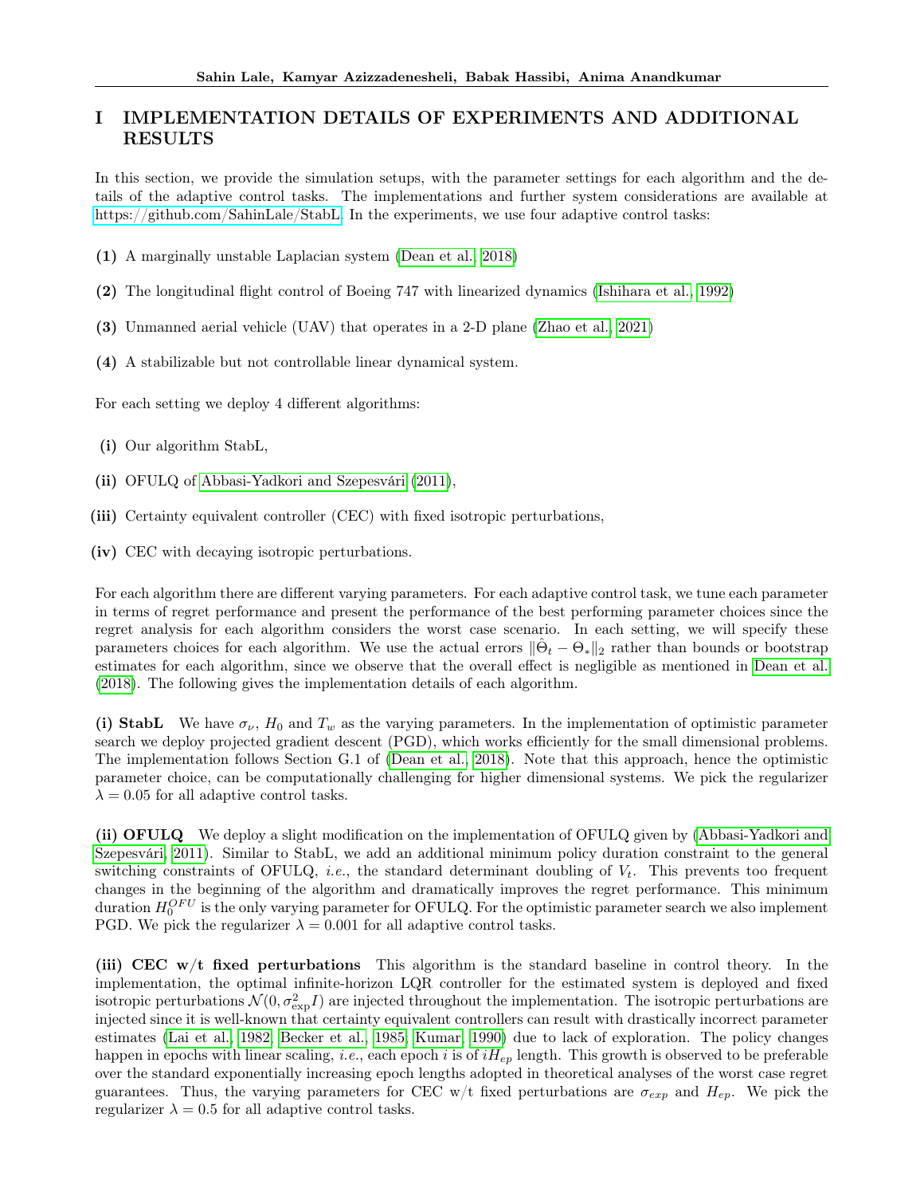# I IMPLEMENTATION DETAILS OF EXPERIMENTS AND ADDITIONAL RESULTS

In this section, we provide the simulation setups, with the parameter settings for each algorithm and the details of the adaptive control tasks. The implementations and further system considerations are available at https://github.com/SahinLale/StabL. In the experiments, we use four adaptive control tasks:

**(1)** A marginally unstable Laplacian system (Dean et al., 2018)

**(2)** The longitudinal flight control of Boeing 747 with linearized dynamics (Ishihara et al., 1992)

**(3)** Unmanned aerial vehicle (UAV) that operates in a 2-D plane (Zhao et al., 2021)

**(4)** A stabilizable but not controllable linear dynamical system.

For each setting we deploy 4 different algorithms:

**(i)** Our algorithm StabL,

**(ii)** OFULQ of Abbasi-Yadkori and Szepesvári (2011),

**(iii)** Certainty equivalent controller (CEC) with fixed isotropic perturbations,

**(iv)** CEC with decaying isotropic perturbations.

For each algorithm there are different varying parameters. For each adaptive control task, we tune each parameter in terms of regret performance and present the performance of the best performing parameter choices since the regret analysis for each algorithm considers the worst case scenario. In each setting, we will specify these parameters choices for each algorithm. We use the actual errors $\|\hat{\Theta}_t - \Theta_*\|_2$ rather than bounds or bootstrap estimates for each algorithm, since we observe that the overall effect is negligible as mentioned in Dean et al. (2018). The following gives the implementation details of each algorithm.

**(i) StabL** We have $\sigma_\nu$, $H_0$ and $T_w$ as the varying parameters. In the implementation of optimistic parameter search we deploy projected gradient descent (PGD), which works efficiently for the small dimensional problems. The implementation follows Section G.1 of (Dean et al., 2018). Note that this approach, hence the optimistic parameter choice, can be computationally challenging for higher dimensional systems. We pick the regularizer $\lambda = 0.05$ for all adaptive control tasks.

**(ii) OFULQ** We deploy a slight modification on the implementation of OFULQ given by (Abbasi-Yadkori and Szepesvári, 2011). Similar to StabL, we add an additional minimum policy duration constraint to the general switching constraints of OFULQ, *i.e.*, the standard determinant doubling of $V_t$. This prevents too frequent changes in the beginning of the algorithm and dramatically improves the regret performance. This minimum duration $H_0^{OFU}$ is the only varying parameter for OFULQ. For the optimistic parameter search we also implement PGD. We pick the regularizer $\lambda = 0.001$ for all adaptive control tasks.

**(iii) CEC w/t fixed perturbations** This algorithm is the standard baseline in control theory. In the implementation, the optimal infinite-horizon LQR controller for the estimated system is deployed and fixed isotropic perturbations $\mathcal{N}(0, \sigma_{\text{exp}}^2 I)$ are injected throughout the implementation. The isotropic perturbations are injected since it is well-known that certainty equivalent controllers can result with drastically incorrect parameter estimates (Lai et al., 1982; Becker et al., 1985; Kumar, 1990) due to lack of exploration. The policy changes happen in epochs with linear scaling, *i.e.*, each epoch $i$ is of $iH_{ep}$ length. This growth is observed to be preferable over the standard exponentially increasing epoch lengths adopted in theoretical analyses of the worst case regret guarantees. Thus, the varying parameters for CEC w/t fixed perturbations are $\sigma_{exp}$ and $H_{ep}$. We pick the regularizer $\lambda = 0.5$ for all adaptive control tasks.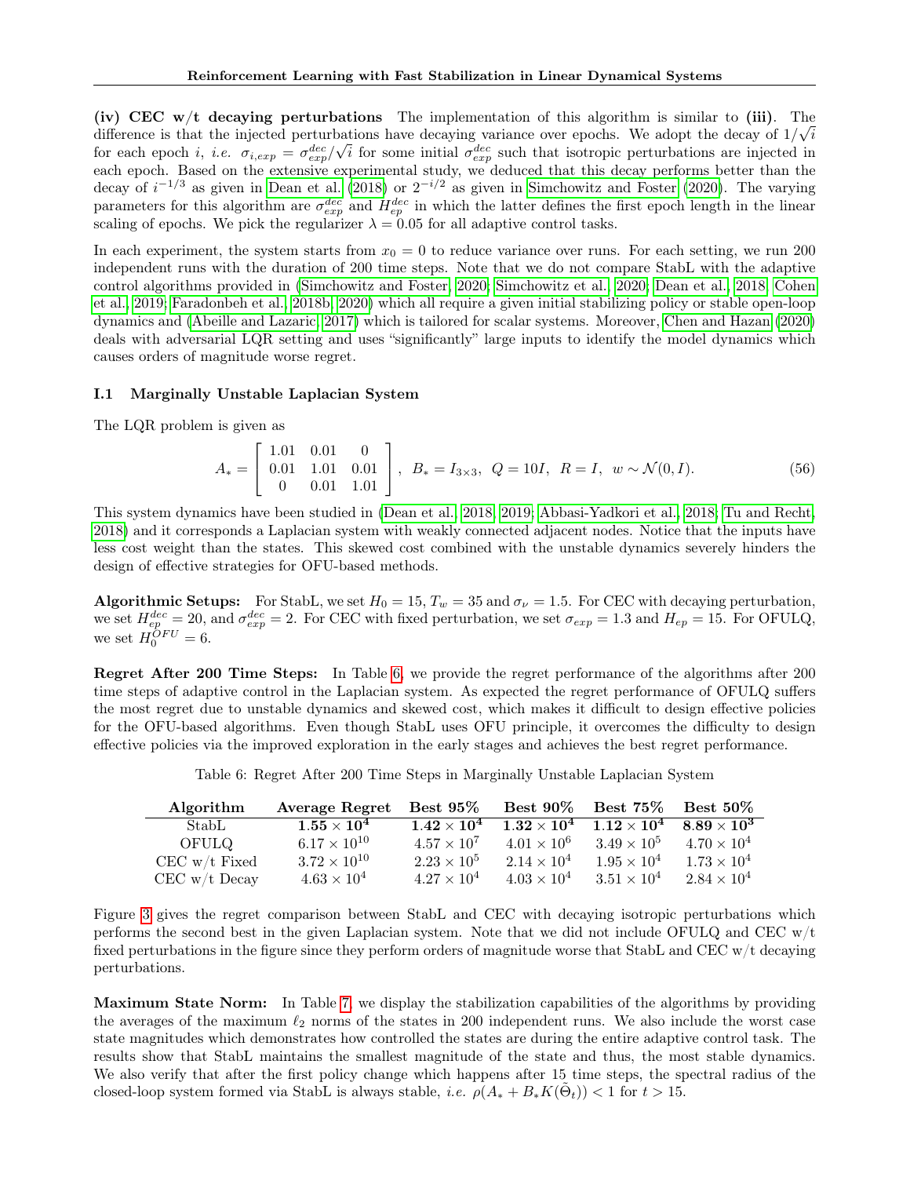**(iv) CEC w/t decaying perturbations** The implementation of this algorithm is similar to **(iii)**. The difference is that the injected perturbations have decaying variance over epochs. We adopt the decay of $1/\sqrt{i}$ for each epoch $i$, *i.e.* $\sigma_{i,exp} = \sigma_{exp}^{dec}/\sqrt{i}$ for some initial $\sigma_{exp}^{dec}$ such that isotropic perturbations are injected in each epoch. Based on the extensive experimental study, we deduced that this decay performs better than the decay of $i^{-1/3}$ as given in Dean et al. (2018) or $2^{-i/2}$ as given in Simchowitz and Foster (2020). The varying parameters for this algorithm are $\sigma_{exp}^{dec}$ and $H_{ep}^{dec}$ in which the latter defines the first epoch length in the linear scaling of epochs. We pick the regularizer $\lambda = 0.05$ for all adaptive control tasks.

In each experiment, the system starts from $x_0 = 0$ to reduce variance over runs. For each setting, we run 200 independent runs with the duration of 200 time steps. Note that we do not compare StabL with the adaptive control algorithms provided in (Simchowitz and Foster, 2020; Simchowitz et al., 2020; Dean et al., 2018; Cohen et al., 2019; Faradonbeh et al., 2018b, 2020) which all require a given initial stabilizing policy or stable open-loop dynamics and (Abeille and Lazaric, 2017) which is tailored for scalar systems. Moreover, Chen and Hazan (2020) deals with adversarial LQR setting and uses "significantly" large inputs to identify the model dynamics which causes orders of magnitude worse regret.

### I.1 Marginally Unstable Laplacian System

The LQR problem is given as

$$A_* = \begin{bmatrix} 1.01 & 0.01 & 0 \\ 0.01 & 1.01 & 0.01 \\ 0 & 0.01 & 1.01 \end{bmatrix}, \;\; B_* = I_{3\times 3}, \;\; Q = 10I, \;\; R = I, \;\; w \sim \mathcal{N}(0, I). \tag{56}$$

This system dynamics have been studied in (Dean et al., 2018, 2019; Abbasi-Yadkori et al., 2018; Tu and Recht, 2018) and it corresponds a Laplacian system with weakly connected adjacent nodes. Notice that the inputs have less cost weight than the states. This skewed cost combined with the unstable dynamics severely hinders the design of effective strategies for OFU-based methods.

**Algorithmic Setups:** For StabL, we set $H_0 = 15$, $T_w = 35$ and $\sigma_\nu = 1.5$. For CEC with decaying perturbation, we set $H_{ep}^{dec} = 20$, and $\sigma_{exp}^{dec} = 2$. For CEC with fixed perturbation, we set $\sigma_{exp} = 1.3$ and $H_{ep} = 15$. For OFULQ, we set $H_0^{OFU} = 6$.

**Regret After 200 Time Steps:** In Table 6, we provide the regret performance of the algorithms after 200 time steps of adaptive control in the Laplacian system. As expected the regret performance of OFULQ suffers the most regret due to unstable dynamics and skewed cost, which makes it difficult to design effective policies for the OFU-based algorithms. Even though StabL uses OFU principle, it overcomes the difficulty to design effective policies via the improved exploration in the early stages and achieves the best regret performance.

Table 6: Regret After 200 Time Steps in Marginally Unstable Laplacian System

| Algorithm | Average Regret | Best 95% | Best 90% | Best 75% | Best 50% |
|---|---|---|---|---|---|
| StabL | $\mathbf{1.55 \times 10^4}$ | $\mathbf{1.42 \times 10^4}$ | $\mathbf{1.32 \times 10^4}$ | $\mathbf{1.12 \times 10^4}$ | $\mathbf{8.89 \times 10^3}$ |
| OFULQ | $6.17 \times 10^{10}$ | $4.57 \times 10^7$ | $4.01 \times 10^6$ | $3.49 \times 10^5$ | $4.70 \times 10^4$ |
| CEC w/t Fixed | $3.72 \times 10^{10}$ | $2.23 \times 10^5$ | $2.14 \times 10^4$ | $1.95 \times 10^4$ | $1.73 \times 10^4$ |
| CEC w/t Decay | $4.63 \times 10^4$ | $4.27 \times 10^4$ | $4.03 \times 10^4$ | $3.51 \times 10^4$ | $2.84 \times 10^4$ |

Figure 3 gives the regret comparison between StabL and CEC with decaying isotropic perturbations which performs the second best in the given Laplacian system. Note that we did not include OFULQ and CEC w/t fixed perturbations in the figure since they perform orders of magnitude worse that StabL and CEC w/t decaying perturbations.

**Maximum State Norm:** In Table 7, we display the stabilization capabilities of the algorithms by providing the averages of the maximum $\ell_2$ norms of the states in 200 independent runs. We also include the worst case state magnitudes which demonstrates how controlled the states are during the entire adaptive control task. The results show that StabL maintains the smallest magnitude of the state and thus, the most stable dynamics. We also verify that after the first policy change which happens after 15 time steps, the spectral radius of the closed-loop system formed via StabL is always stable, *i.e.* $\rho(A_* + B_* K(\tilde{\Theta}_t)) < 1$ for $t > 15$.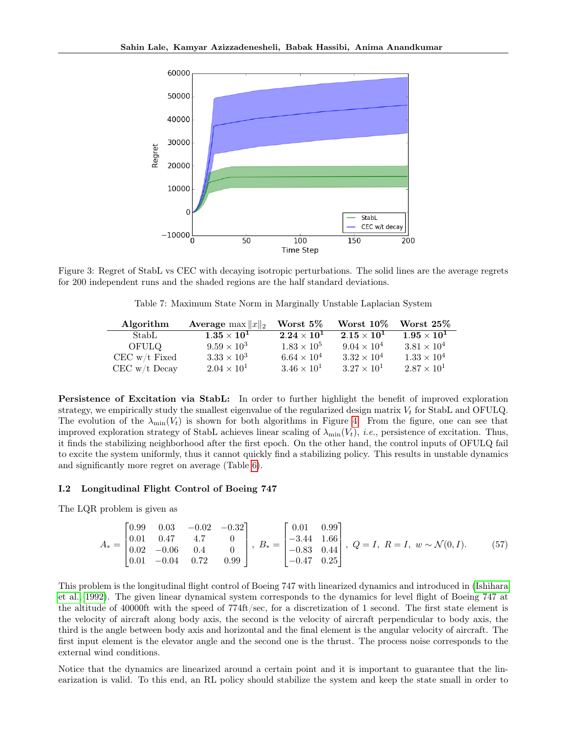Figure 3: Regret of StabL vs CEC with decaying isotropic perturbations. The solid lines are the average regrets for 200 independent runs and the shaded regions are the half standard deviations.

Table 7: Maximum State Norm in Marginally Unstable Laplacian System

| Algorithm | Average $\max \|x\|_2$ | Worst 5% | Worst 10% | Worst 25% |
|---|---|---|---|---|
| StabL | $\mathbf{1.35 \times 10^1}$ | $\mathbf{2.24 \times 10^1}$ | $\mathbf{2.15 \times 10^1}$ | $\mathbf{1.95 \times 10^1}$ |
| OFULQ | $9.59 \times 10^3$ | $1.83 \times 10^5$ | $9.04 \times 10^4$ | $3.81 \times 10^4$ |
| CEC w/t Fixed | $3.33 \times 10^3$ | $6.64 \times 10^4$ | $3.32 \times 10^4$ | $1.33 \times 10^4$ |
| CEC w/t Decay | $2.04 \times 10^1$ | $3.46 \times 10^1$ | $3.27 \times 10^1$ | $2.87 \times 10^1$ |

**Persistence of Excitation via StabL:** In order to further highlight the benefit of improved exploration strategy, we empirically study the smallest eigenvalue of the regularized design matrix $V_t$ for StabL and OFULQ. The evolution of the $\lambda_{\min}(V_t)$ is shown for both algorithms in Figure 4. From the figure, one can see that improved exploration strategy of StabL achieves linear scaling of $\lambda_{\min}(V_t)$, *i.e.*, persistence of excitation. Thus, it finds the stabilizing neighborhood after the first epoch. On the other hand, the control inputs of OFULQ fail to excite the system uniformly, thus it cannot quickly find a stabilizing policy. This results in unstable dynamics and significantly more regret on average (Table 6).

### I.2 Longitudinal Flight Control of Boeing 747

The LQR problem is given as

$$A_* = \begin{bmatrix} 0.99 & 0.03 & -0.02 & -0.32 \\ 0.01 & 0.47 & 4.7 & 0 \\ 0.02 & -0.06 & 0.4 & 0 \\ 0.01 & -0.04 & 0.72 & 0.99 \end{bmatrix}, \; B_* = \begin{bmatrix} 0.01 & 0.99 \\ -3.44 & 1.66 \\ -0.83 & 0.44 \\ -0.47 & 0.25 \end{bmatrix}, \; Q = I, \; R = I, \; w \sim \mathcal{N}(0, I). \tag{57}$$

This problem is the longitudinal flight control of Boeing 747 with linearized dynamics and introduced in (Ishihara et al., 1992). The given linear dynamical system corresponds to the dynamics for level flight of Boeing 747 at the altitude of 40000ft with the speed of 774ft/sec, for a discretization of 1 second. The first state element is the velocity of aircraft along body axis, the second is the velocity of aircraft perpendicular to body axis, the third is the angle between body axis and horizontal and the final element is the angular velocity of aircraft. The first input element is the elevator angle and the second one is the thrust. The process noise corresponds to the external wind conditions.

Notice that the dynamics are linearized around a certain point and it is important to guarantee that the linearization is valid. To this end, an RL policy should stabilize the system and keep the state small in order to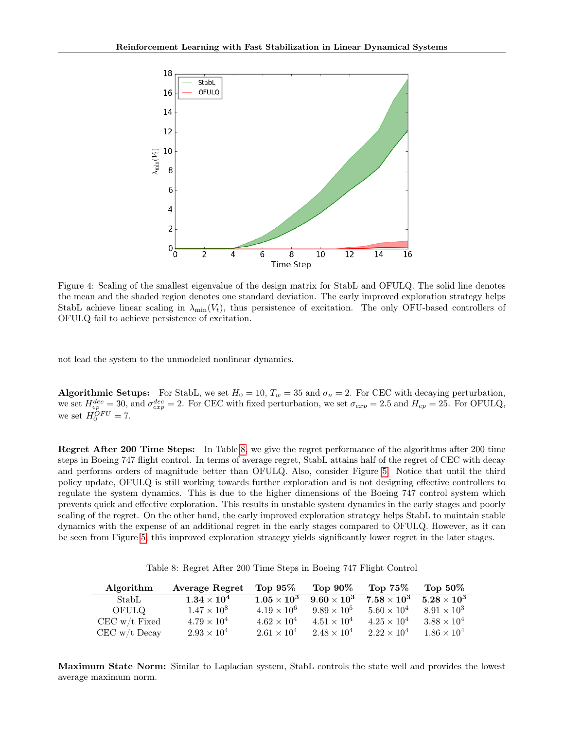Figure 4: Scaling of the smallest eigenvalue of the design matrix for StabL and OFULQ. The solid line denotes the mean and the shaded region denotes one standard deviation. The early improved exploration strategy helps StabL achieve linear scaling in $\lambda_{\min}(V_t)$, thus persistence of excitation. The only OFU-based controllers of OFULQ fail to achieve persistence of excitation.

not lead the system to the unmodeled nonlinear dynamics.

**Algorithmic Setups:** For StabL, we set $H_0 = 10$, $T_w = 35$ and $\sigma_\nu = 2$. For CEC with decaying perturbation, we set $H_{ep}^{dec} = 30$, and $\sigma_{exp}^{dec} = 2$. For CEC with fixed perturbation, we set $\sigma_{exp} = 2.5$ and $H_{ep} = 25$. For OFULQ, we set $H_0^{OFU} = 7$.

**Regret After 200 Time Steps:** In Table 8, we give the regret performance of the algorithms after 200 time steps in Boeing 747 flight control. In terms of average regret, StabL attains half of the regret of CEC with decay and performs orders of magnitude better than OFULQ. Also, consider Figure 5. Notice that until the third policy update, OFULQ is still working towards further exploration and is not designing effective controllers to regulate the system dynamics. This is due to the higher dimensions of the Boeing 747 control system which prevents quick and effective exploration. This results in unstable system dynamics in the early stages and poorly scaling of the regret. On the other hand, the early improved exploration strategy helps StabL to maintain stable dynamics with the expense of an additional regret in the early stages compared to OFULQ. However, as it can be seen from Figure 5, this improved exploration strategy yields significantly lower regret in the later stages.

Table 8: Regret After 200 Time Steps in Boeing 747 Flight Control

| Algorithm | Average Regret | Top 95% | Top 90% | Top 75% | Top 50% |
|---|---|---|---|---|---|
| StabL | $\mathbf{1.34 \times 10^4}$ | $\mathbf{1.05 \times 10^3}$ | $\mathbf{9.60 \times 10^3}$ | $\mathbf{7.58 \times 10^3}$ | $\mathbf{5.28 \times 10^3}$ |
| OFULQ | $1.47 \times 10^8$ | $4.19 \times 10^6$ | $9.89 \times 10^5$ | $5.60 \times 10^4$ | $8.91 \times 10^3$ |
| CEC w/t Fixed | $4.79 \times 10^4$ | $4.62 \times 10^4$ | $4.51 \times 10^4$ | $4.25 \times 10^4$ | $3.88 \times 10^4$ |
| CEC w/t Decay | $2.93 \times 10^4$ | $2.61 \times 10^4$ | $2.48 \times 10^4$ | $2.22 \times 10^4$ | $1.86 \times 10^4$ |

**Maximum State Norm:** Similar to Laplacian system, StabL controls the state well and provides the lowest average maximum norm.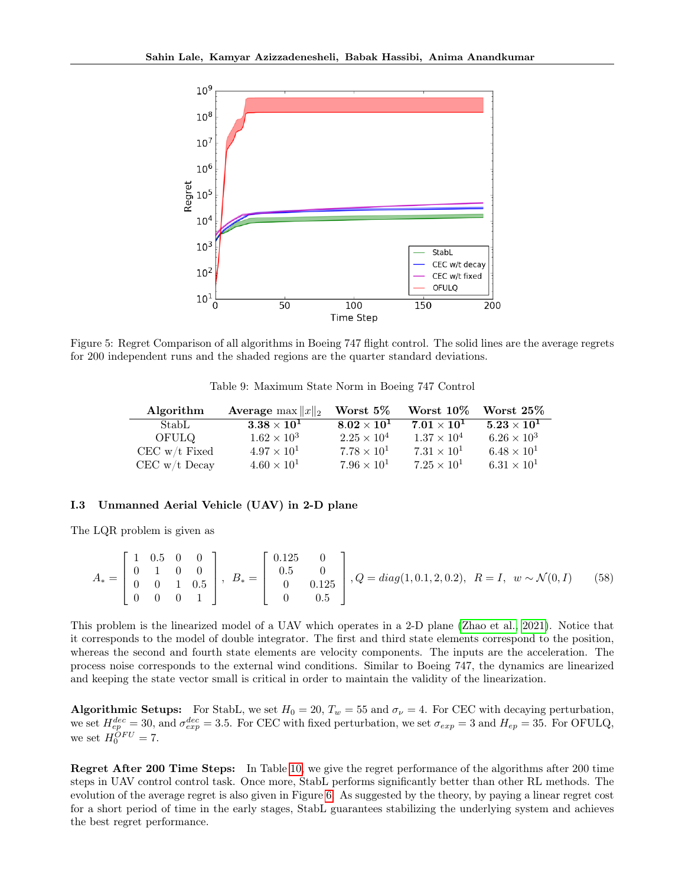Figure 5: Regret Comparison of all algorithms in Boeing 747 flight control. The solid lines are the average regrets for 200 independent runs and the shaded regions are the quarter standard deviations.

Table 9: Maximum State Norm in Boeing 747 Control

| Algorithm | Average $\max \|x\|_2$ | Worst 5% | Worst 10% | Worst 25% |
|---|---|---|---|---|
| StabL | $\mathbf{3.38 \times 10^1}$ | $\mathbf{8.02 \times 10^1}$ | $\mathbf{7.01 \times 10^1}$ | $\mathbf{5.23 \times 10^1}$ |
| OFULQ | $1.62 \times 10^3$ | $2.25 \times 10^4$ | $1.37 \times 10^4$ | $6.26 \times 10^3$ |
| CEC w/t Fixed | $4.97 \times 10^1$ | $7.78 \times 10^1$ | $7.31 \times 10^1$ | $6.48 \times 10^1$ |
| CEC w/t Decay | $4.60 \times 10^1$ | $7.96 \times 10^1$ | $7.25 \times 10^1$ | $6.31 \times 10^1$ |

### I.3 Unmanned Aerial Vehicle (UAV) in 2-D plane

The LQR problem is given as

$$A_* = \begin{bmatrix} 1 & 0.5 & 0 & 0 \\ 0 & 1 & 0 & 0 \\ 0 & 0 & 1 & 0.5 \\ 0 & 0 & 0 & 1 \end{bmatrix}, \quad B_* = \begin{bmatrix} 0.125 & 0 \\ 0.5 & 0 \\ 0 & 0.125 \\ 0 & 0.5 \end{bmatrix}, Q = diag(1, 0.1, 2, 0.2), \quad R = I, \quad w \sim \mathcal{N}(0, I) \tag{58}$$

This problem is the linearized model of a UAV which operates in a 2-D plane (Zhao et al., 2021). Notice that it corresponds to the model of double integrator. The first and third state elements correspond to the position, whereas the second and fourth state elements are velocity components. The inputs are the acceleration. The process noise corresponds to the external wind conditions. Similar to Boeing 747, the dynamics are linearized and keeping the state vector small is critical in order to maintain the validity of the linearization.

**Algorithmic Setups:** For StabL, we set $H_0 = 20$, $T_w = 55$ and $\sigma_\nu = 4$. For CEC with decaying perturbation, we set $H_{ep}^{dec} = 30$, and $\sigma_{exp}^{dec} = 3.5$. For CEC with fixed perturbation, we set $\sigma_{exp} = 3$ and $H_{ep} = 35$. For OFULQ, we set $H_0^{OFU} = 7$.

**Regret After 200 Time Steps:** In Table 10, we give the regret performance of the algorithms after 200 time steps in UAV control control task. Once more, StabL performs significantly better than other RL methods. The evolution of the average regret is also given in Figure 6. As suggested by the theory, by paying a linear regret cost for a short period of time in the early stages, StabL guarantees stabilizing the underlying system and achieves the best regret performance.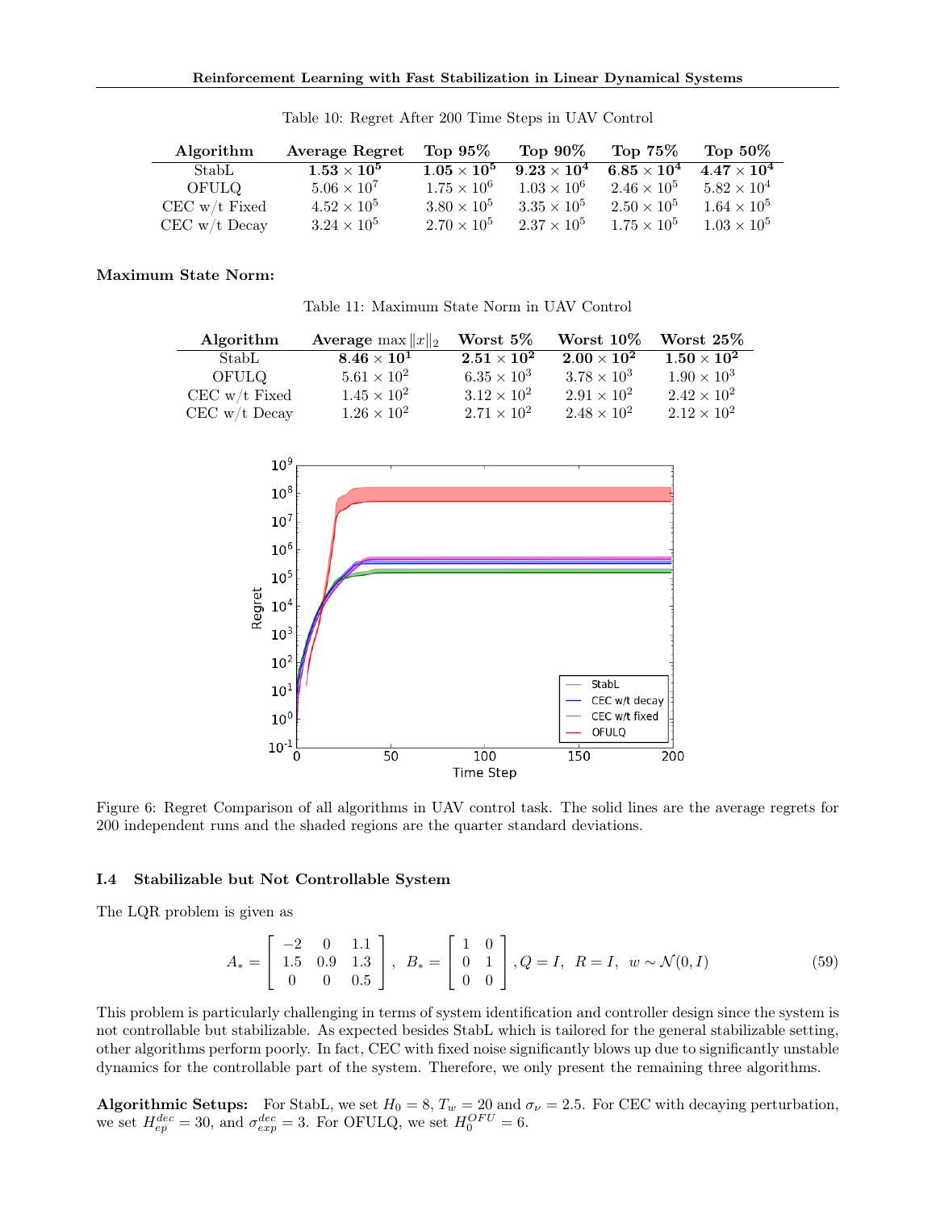Table 10: Regret After 200 Time Steps in UAV Control

| Algorithm | Average Regret | Top 95% | Top 90% | Top 75% | Top 50% |
|---|---|---|---|---|---|
| StabL | $\mathbf{1.53 \times 10^5}$ | $\mathbf{1.05 \times 10^5}$ | $\mathbf{9.23 \times 10^4}$ | $\mathbf{6.85 \times 10^4}$ | $\mathbf{4.47 \times 10^4}$ |
| OFULQ | $5.06 \times 10^7$ | $1.75 \times 10^6$ | $1.03 \times 10^6$ | $2.46 \times 10^5$ | $5.82 \times 10^4$ |
| CEC w/t Fixed | $4.52 \times 10^5$ | $3.80 \times 10^5$ | $3.35 \times 10^5$ | $2.50 \times 10^5$ | $1.64 \times 10^5$ |
| CEC w/t Decay | $3.24 \times 10^5$ | $2.70 \times 10^5$ | $2.37 \times 10^5$ | $1.75 \times 10^5$ | $1.03 \times 10^5$ |

**Maximum State Norm:**

Table 11: Maximum State Norm in UAV Control

| Algorithm | Average $\max \|x\|_2$ | Worst 5% | Worst 10% | Worst 25% |
|---|---|---|---|---|
| StabL | $\mathbf{8.46 \times 10^1}$ | $\mathbf{2.51 \times 10^2}$ | $\mathbf{2.00 \times 10^2}$ | $\mathbf{1.50 \times 10^2}$ |
| OFULQ | $5.61 \times 10^2$ | $6.35 \times 10^3$ | $3.78 \times 10^3$ | $1.90 \times 10^3$ |
| CEC w/t Fixed | $1.45 \times 10^2$ | $3.12 \times 10^2$ | $2.91 \times 10^2$ | $2.42 \times 10^2$ |
| CEC w/t Decay | $1.26 \times 10^2$ | $2.71 \times 10^2$ | $2.48 \times 10^2$ | $2.12 \times 10^2$ |

Figure 6: Regret Comparison of all algorithms in UAV control task. The solid lines are the average regrets for 200 independent runs and the shaded regions are the quarter standard deviations.

### I.4 Stabilizable but Not Controllable System

The LQR problem is given as

$$A_* = \begin{bmatrix} -2 & 0 & 1.1 \\ 1.5 & 0.9 & 1.3 \\ 0 & 0 & 0.5 \end{bmatrix}, \quad B_* = \begin{bmatrix} 1 & 0 \\ 0 & 1 \\ 0 & 0 \end{bmatrix}, Q = I, \quad R = I, \quad w \sim \mathcal{N}(0, I) \tag{59}$$

This problem is particularly challenging in terms of system identification and controller design since the system is not controllable but stabilizable. As expected besides StabL which is tailored for the general stabilizable setting, other algorithms perform poorly. In fact, CEC with fixed noise significantly blows up due to significantly unstable dynamics for the controllable part of the system. Therefore, we only present the remaining three algorithms.

**Algorithmic Setups:** For StabL, we set $H_0 = 8$, $T_w = 20$ and $\sigma_\nu = 2.5$. For CEC with decaying perturbation, we set $H_{ep}^{dec} = 30$, and $\sigma_{exp}^{dec} = 3$. For OFULQ, we set $H_0^{OFU} = 6$.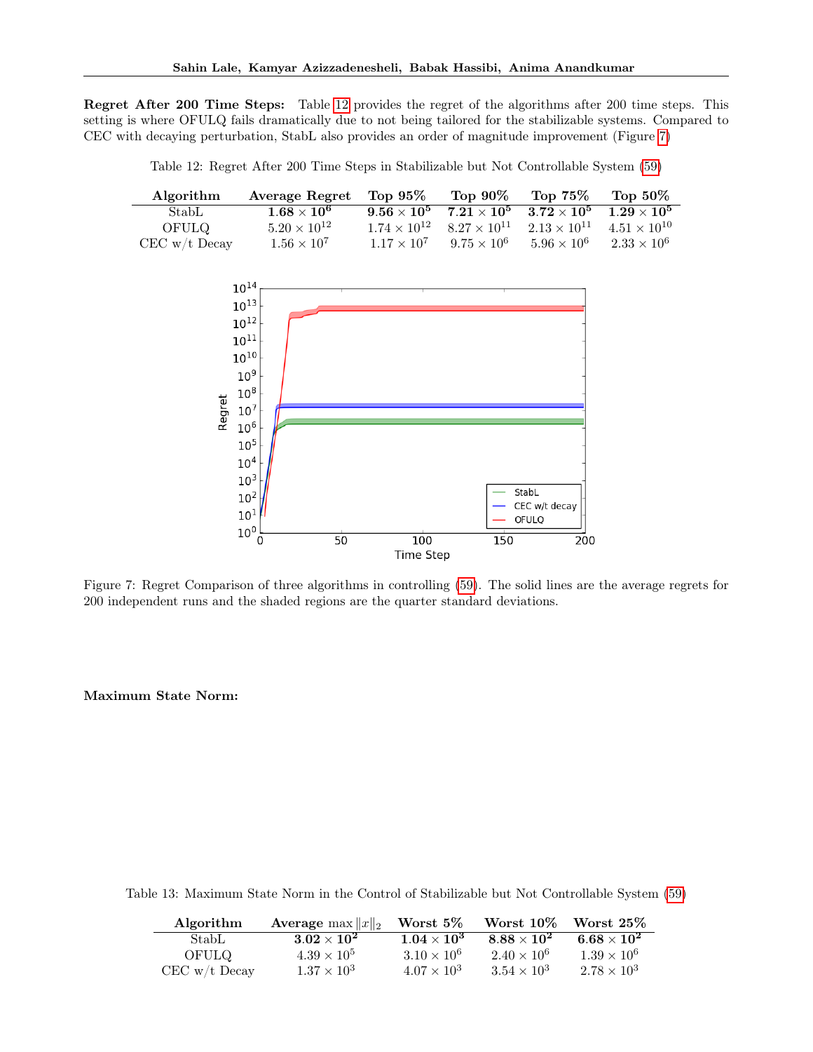**Regret After 200 Time Steps:** Table 12 provides the regret of the algorithms after 200 time steps. This setting is where OFULQ fails dramatically due to not being tailored for the stabilizable systems. Compared to CEC with decaying perturbation, StabL also provides an order of magnitude improvement (Figure 7)

Table 12: Regret After 200 Time Steps in Stabilizable but Not Controllable System (59)

| Algorithm | Average Regret | Top 95% | Top 90% | Top 75% | Top 50% |
|---|---|---|---|---|---|
| StabL | $\mathbf{1.68 \times 10^6}$ | $\mathbf{9.56 \times 10^5}$ | $\mathbf{7.21 \times 10^5}$ | $\mathbf{3.72 \times 10^5}$ | $\mathbf{1.29 \times 10^5}$ |
| OFULQ | $5.20 \times 10^{12}$ | $1.74 \times 10^{12}$ | $8.27 \times 10^{11}$ | $2.13 \times 10^{11}$ | $4.51 \times 10^{10}$ |
| CEC w/t Decay | $1.56 \times 10^7$ | $1.17 \times 10^7$ | $9.75 \times 10^6$ | $5.96 \times 10^6$ | $2.33 \times 10^6$ |

Regret

Time Step

StabL
CEC w/t decay
OFULQ

Figure 7: Regret Comparison of three algorithms in controlling (59). The solid lines are the average regrets for 200 independent runs and the shaded regions are the quarter standard deviations.

**Maximum State Norm:**

Table 13: Maximum State Norm in the Control of Stabilizable but Not Controllable System (59)

| Algorithm | Average $\max \|x\|_2$ | Worst 5% | Worst 10% | Worst 25% |
|---|---|---|---|---|
| StabL | $\mathbf{3.02 \times 10^2}$ | $\mathbf{1.04 \times 10^3}$ | $\mathbf{8.88 \times 10^2}$ | $\mathbf{6.68 \times 10^2}$ |
| OFULQ | $4.39 \times 10^5$ | $3.10 \times 10^6$ | $2.40 \times 10^6$ | $1.39 \times 10^6$ |
| CEC w/t Decay | $1.37 \times 10^3$ | $4.07 \times 10^3$ | $3.54 \times 10^3$ | $2.78 \times 10^3$ |